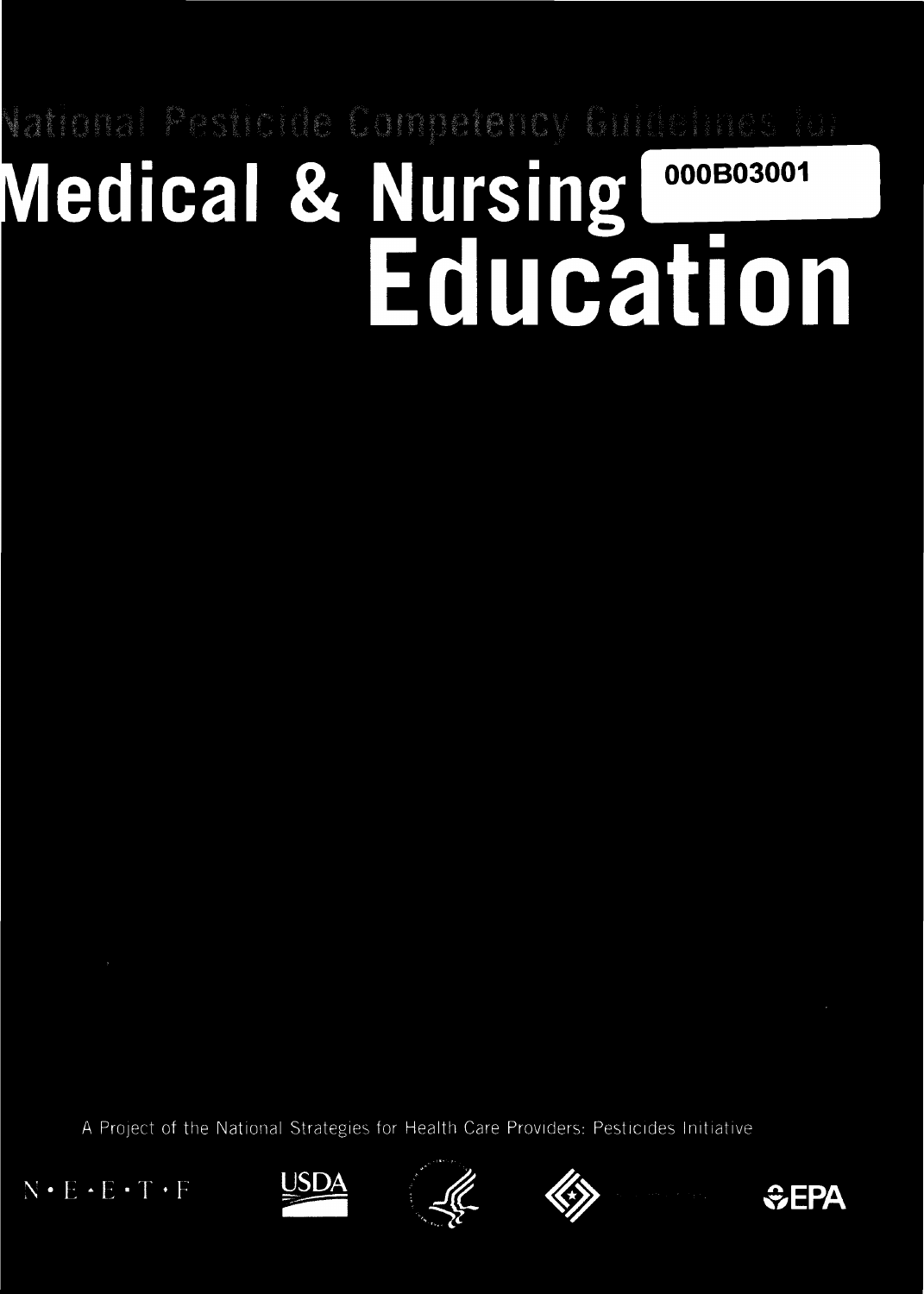National Pesticide Competency Guidelines for

# Medical & Nursing Education

000B03001

A Project of the National Strategies for Health Care Providers: Pesticides Initiative

N • E • E • T • F

USDA

EPA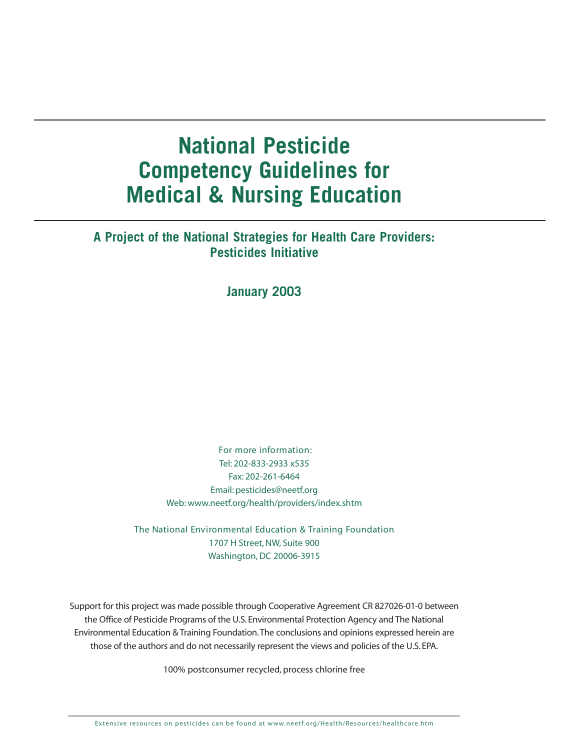# National Pesticide Competency Guidelines for Medical & Nursing Education

## A Project of the National Strategies for Health Care Providers: Pesticides Initiative

### January 2003

For more information:
Tel: 202-833-2933 x535
Fax: 202-261-6464
Email: pesticides@neetf.org
Web: www.neetf.org/health/providers/index.shtm

The National Environmental Education & Training Foundation
1707 H Street, NW, Suite 900
Washington, DC 20006-3915

Support for this project was made possible through Cooperative Agreement CR 827026-01-0 between the Office of Pesticide Programs of the U.S. Environmental Protection Agency and The National Environmental Education & Training Foundation. The conclusions and opinions expressed herein are those of the authors and do not necessarily represent the views and policies of the U.S. EPA.

100% postconsumer recycled, process chlorine free

Extensive resources on pesticides can be found at www.neetf.org/Health/Resources/healthcare.htm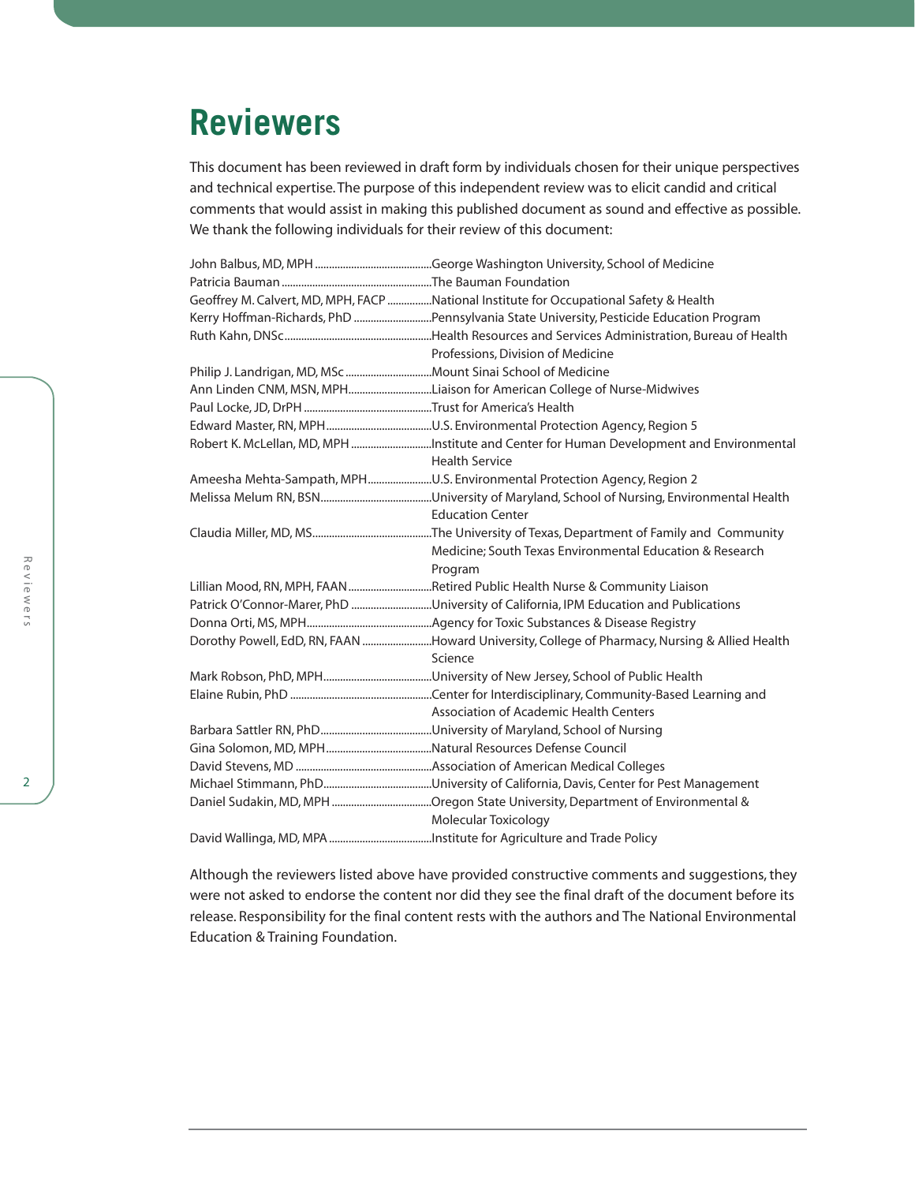# Reviewers

This document has been reviewed in draft form by individuals chosen for their unique perspectives and technical expertise. The purpose of this independent review was to elicit candid and critical comments that would assist in making this published document as sound and effective as possible. We thank the following individuals for their review of this document:

| Reviewer | Affiliation |
|---|---|
| John Balbus, MD, MPH | George Washington University, School of Medicine |
| Patricia Bauman | The Bauman Foundation |
| Geoffrey M. Calvert, MD, MPH, FACP | National Institute for Occupational Safety & Health |
| Kerry Hoffman-Richards, PhD | Pennsylvania State University, Pesticide Education Program |
| Ruth Kahn, DNSc | Health Resources and Services Administration, Bureau of Health Professions, Division of Medicine |
| Philip J. Landrigan, MD, MSc | Mount Sinai School of Medicine |
| Ann Linden CNM, MSN, MPH | Liaison for American College of Nurse-Midwives |
| Paul Locke, JD, DrPH | Trust for America's Health |
| Edward Master, RN, MPH | U.S. Environmental Protection Agency, Region 5 |
| Robert K. McLellan, MD, MPH | Institute and Center for Human Development and Environmental Health Service |
| Ameesha Mehta-Sampath, MPH | U.S. Environmental Protection Agency, Region 2 |
| Melissa Melum RN, BSN | University of Maryland, School of Nursing, Environmental Health Education Center |
| Claudia Miller, MD, MS | The University of Texas, Department of Family and Community Medicine; South Texas Environmental Education & Research Program |
| Lillian Mood, RN, MPH, FAAN | Retired Public Health Nurse & Community Liaison |
| Patrick O'Connor-Marer, PhD | University of California, IPM Education and Publications |
| Donna Orti, MS, MPH | Agency for Toxic Substances & Disease Registry |
| Dorothy Powell, EdD, RN, FAAN | Howard University, College of Pharmacy, Nursing & Allied Health Science |
| Mark Robson, PhD, MPH | University of New Jersey, School of Public Health |
| Elaine Rubin, PhD | Center for Interdisciplinary, Community-Based Learning and Association of Academic Health Centers |
| Barbara Sattler RN, PhD | University of Maryland, School of Nursing |
| Gina Solomon, MD, MPH | Natural Resources Defense Council |
| David Stevens, MD | Association of American Medical Colleges |
| Michael Stimmann, PhD | University of California, Davis, Center for Pest Management |
| Daniel Sudakin, MD, MPH | Oregon State University, Department of Environmental & Molecular Toxicology |
| David Wallinga, MD, MPA | Institute for Agriculture and Trade Policy |

Although the reviewers listed above have provided constructive comments and suggestions, they were not asked to endorse the content nor did they see the final draft of the document before its release. Responsibility for the final content rests with the authors and The National Environmental Education & Training Foundation.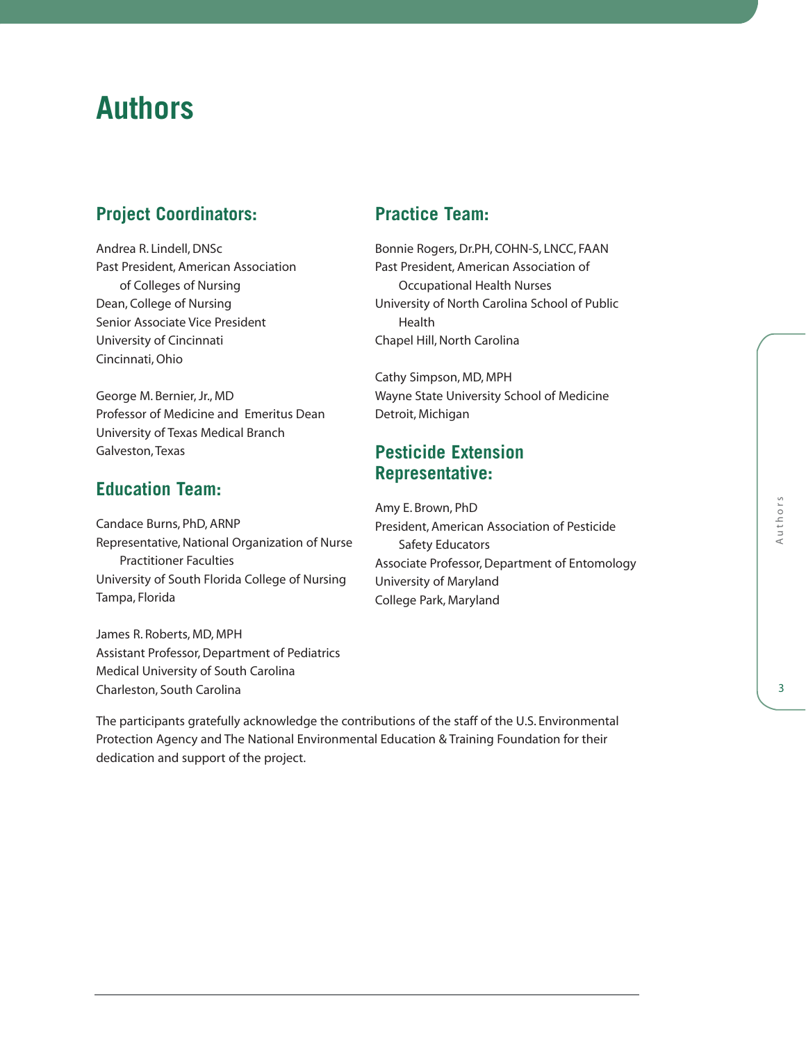# Authors

## Project Coordinators:

Andrea R. Lindell, DNSc
Past President, American Association of Colleges of Nursing
Dean, College of Nursing
Senior Associate Vice President
University of Cincinnati
Cincinnati, Ohio

George M. Bernier, Jr., MD
Professor of Medicine and Emeritus Dean
University of Texas Medical Branch
Galveston, Texas

## Education Team:

Candace Burns, PhD, ARNP
Representative, National Organization of Nurse Practitioner Faculties
University of South Florida College of Nursing
Tampa, Florida

James R. Roberts, MD, MPH
Assistant Professor, Department of Pediatrics
Medical University of South Carolina
Charleston, South Carolina

## Practice Team:

Bonnie Rogers, Dr.PH, COHN-S, LNCC, FAAN
Past President, American Association of Occupational Health Nurses
University of North Carolina School of Public Health
Chapel Hill, North Carolina

Cathy Simpson, MD, MPH
Wayne State University School of Medicine
Detroit, Michigan

## Pesticide Extension Representative:

Amy E. Brown, PhD
President, American Association of Pesticide Safety Educators
Associate Professor, Department of Entomology
University of Maryland
College Park, Maryland

The participants gratefully acknowledge the contributions of the staff of the U.S. Environmental Protection Agency and The National Environmental Education & Training Foundation for their dedication and support of the project.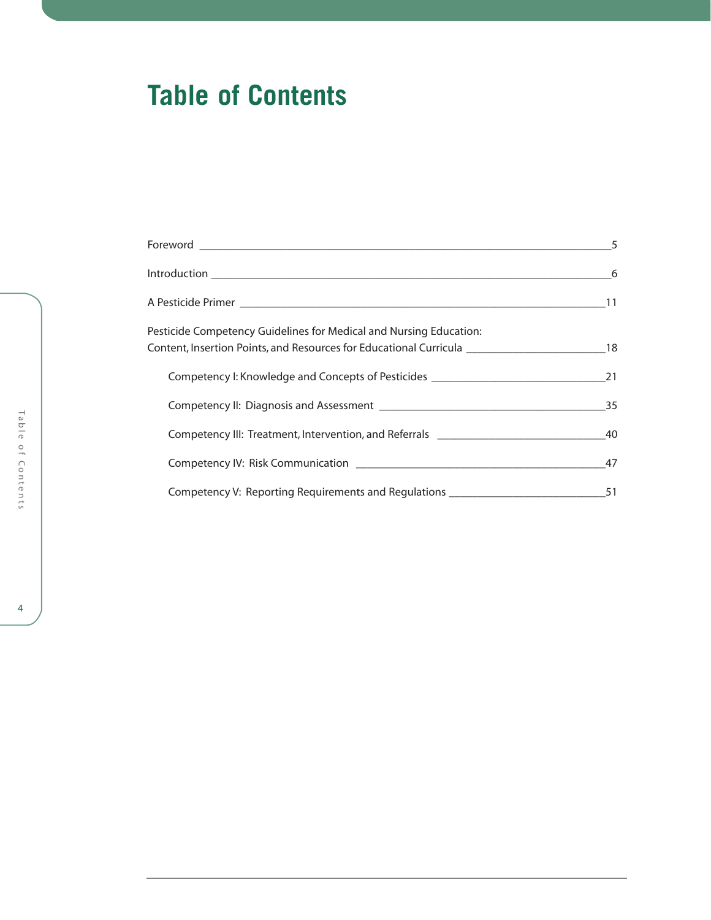# Table of Contents

Foreword ____________________________________________________________5

Introduction _________________________________________________________6

A Pesticide Primer ___________________________________________________11

Pesticide Competency Guidelines for Medical and Nursing Education: Content, Insertion Points, and Resources for Educational Curricula _________________18

- Competency I: Knowledge and Concepts of Pesticides ____________________21
- Competency II: Diagnosis and Assessment _____________________________35
- Competency III: Treatment, Intervention, and Referrals ___________________40
- Competency IV: Risk Communication _________________________________47
- Competency V: Reporting Requirements and Regulations __________________51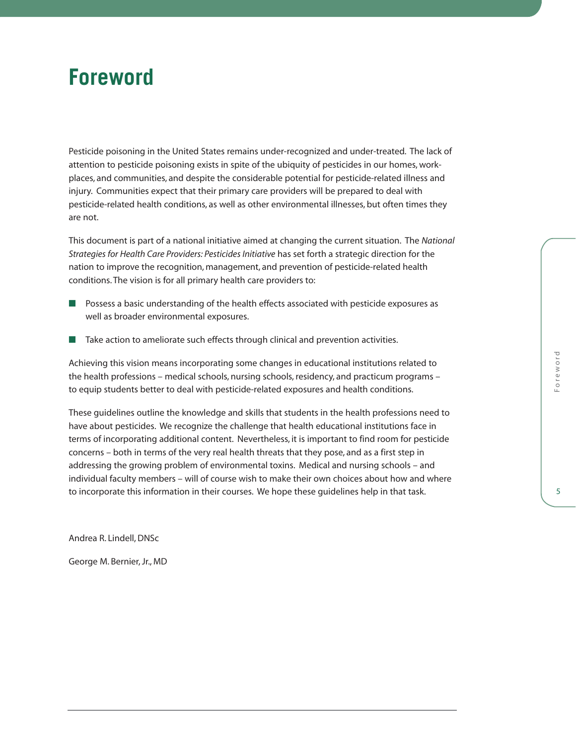# Foreword

Pesticide poisoning in the United States remains under-recognized and under-treated. The lack of attention to pesticide poisoning exists in spite of the ubiquity of pesticides in our homes, workplaces, and communities, and despite the considerable potential for pesticide-related illness and injury. Communities expect that their primary care providers will be prepared to deal with pesticide-related health conditions, as well as other environmental illnesses, but often times they are not.

This document is part of a national initiative aimed at changing the current situation. The *National Strategies for Health Care Providers: Pesticides Initiative* has set forth a strategic direction for the nation to improve the recognition, management, and prevention of pesticide-related health conditions. The vision is for all primary health care providers to:

- Possess a basic understanding of the health effects associated with pesticide exposures as well as broader environmental exposures.
- Take action to ameliorate such effects through clinical and prevention activities.

Achieving this vision means incorporating some changes in educational institutions related to the health professions – medical schools, nursing schools, residency, and practicum programs – to equip students better to deal with pesticide-related exposures and health conditions.

These guidelines outline the knowledge and skills that students in the health professions need to have about pesticides. We recognize the challenge that health educational institutions face in terms of incorporating additional content. Nevertheless, it is important to find room for pesticide concerns – both in terms of the very real health threats that they pose, and as a first step in addressing the growing problem of environmental toxins. Medical and nursing schools – and individual faculty members – will of course wish to make their own choices about how and where to incorporate this information in their courses. We hope these guidelines help in that task.

Andrea R. Lindell, DNSc

George M. Bernier, Jr., MD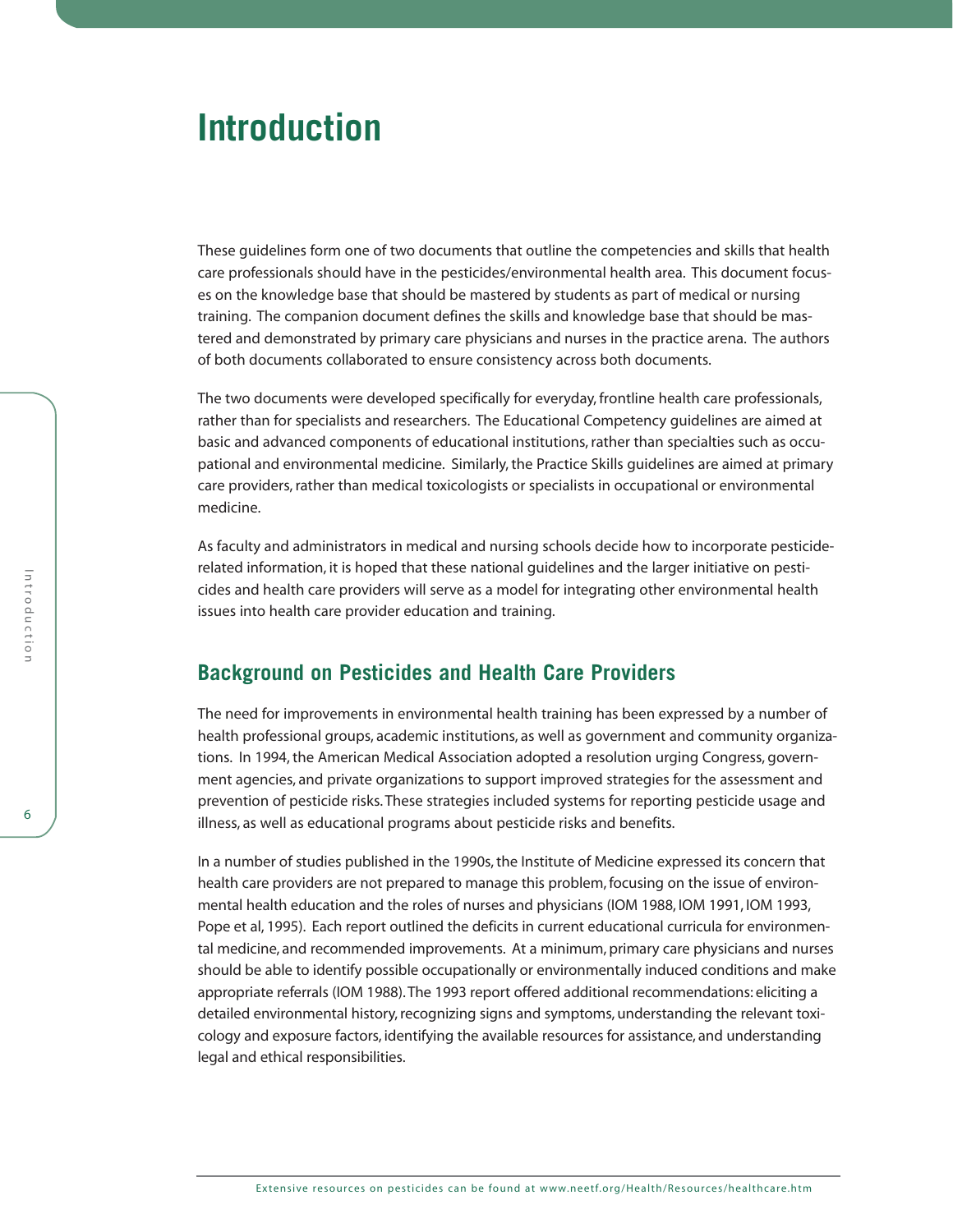# Introduction

These guidelines form one of two documents that outline the competencies and skills that health care professionals should have in the pesticides/environmental health area. This document focuses on the knowledge base that should be mastered by students as part of medical or nursing training. The companion document defines the skills and knowledge base that should be mastered and demonstrated by primary care physicians and nurses in the practice arena. The authors of both documents collaborated to ensure consistency across both documents.

The two documents were developed specifically for everyday, frontline health care professionals, rather than for specialists and researchers. The Educational Competency guidelines are aimed at basic and advanced components of educational institutions, rather than specialties such as occupational and environmental medicine. Similarly, the Practice Skills guidelines are aimed at primary care providers, rather than medical toxicologists or specialists in occupational or environmental medicine.

As faculty and administrators in medical and nursing schools decide how to incorporate pesticide-related information, it is hoped that these national guidelines and the larger initiative on pesticides and health care providers will serve as a model for integrating other environmental health issues into health care provider education and training.

## Background on Pesticides and Health Care Providers

The need for improvements in environmental health training has been expressed by a number of health professional groups, academic institutions, as well as government and community organizations. In 1994, the American Medical Association adopted a resolution urging Congress, government agencies, and private organizations to support improved strategies for the assessment and prevention of pesticide risks. These strategies included systems for reporting pesticide usage and illness, as well as educational programs about pesticide risks and benefits.

In a number of studies published in the 1990s, the Institute of Medicine expressed its concern that health care providers are not prepared to manage this problem, focusing on the issue of environmental health education and the roles of nurses and physicians (IOM 1988, IOM 1991, IOM 1993, Pope et al, 1995). Each report outlined the deficits in current educational curricula for environmental medicine, and recommended improvements. At a minimum, primary care physicians and nurses should be able to identify possible occupationally or environmentally induced conditions and make appropriate referrals (IOM 1988). The 1993 report offered additional recommendations: eliciting a detailed environmental history, recognizing signs and symptoms, understanding the relevant toxicology and exposure factors, identifying the available resources for assistance, and understanding legal and ethical responsibilities.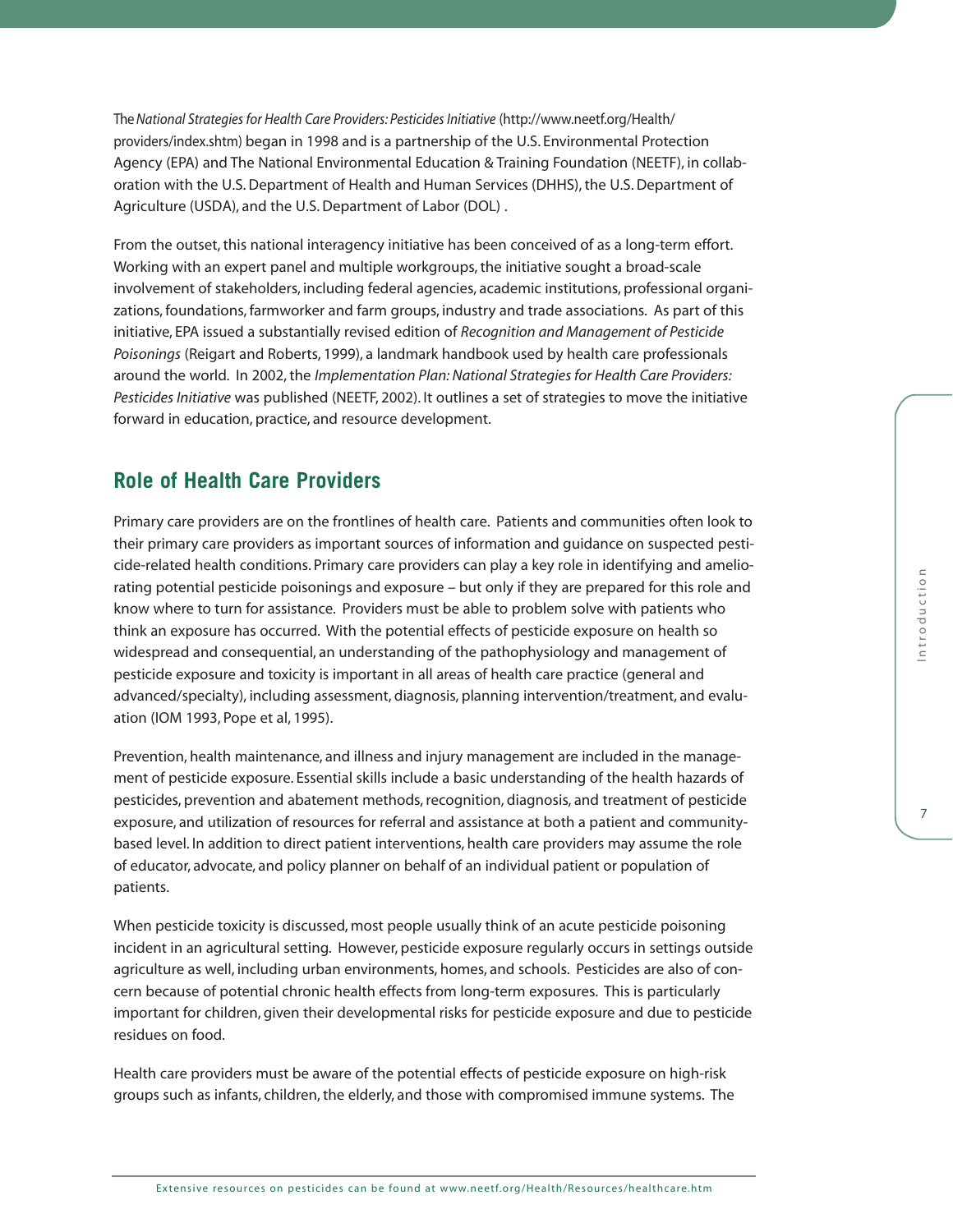The *National Strategies for Health Care Providers: Pesticides Initiative* (http://www.neetf.org/Health/providers/index.shtm) began in 1998 and is a partnership of the U.S. Environmental Protection Agency (EPA) and The National Environmental Education & Training Foundation (NEETF), in collaboration with the U.S. Department of Health and Human Services (DHHS), the U.S. Department of Agriculture (USDA), and the U.S. Department of Labor (DOL) .

From the outset, this national interagency initiative has been conceived of as a long-term effort. Working with an expert panel and multiple workgroups, the initiative sought a broad-scale involvement of stakeholders, including federal agencies, academic institutions, professional organizations, foundations, farmworker and farm groups, industry and trade associations. As part of this initiative, EPA issued a substantially revised edition of *Recognition and Management of Pesticide Poisonings* (Reigart and Roberts, 1999), a landmark handbook used by health care professionals around the world. In 2002, the *Implementation Plan: National Strategies for Health Care Providers: Pesticides Initiative* was published (NEETF, 2002). It outlines a set of strategies to move the initiative forward in education, practice, and resource development.

## Role of Health Care Providers

Primary care providers are on the frontlines of health care. Patients and communities often look to their primary care providers as important sources of information and guidance on suspected pesticide-related health conditions. Primary care providers can play a key role in identifying and ameliorating potential pesticide poisonings and exposure – but only if they are prepared for this role and know where to turn for assistance. Providers must be able to problem solve with patients who think an exposure has occurred. With the potential effects of pesticide exposure on health so widespread and consequential, an understanding of the pathophysiology and management of pesticide exposure and toxicity is important in all areas of health care practice (general and advanced/specialty), including assessment, diagnosis, planning intervention/treatment, and evaluation (IOM 1993, Pope et al, 1995).

Prevention, health maintenance, and illness and injury management are included in the management of pesticide exposure. Essential skills include a basic understanding of the health hazards of pesticides, prevention and abatement methods, recognition, diagnosis, and treatment of pesticide exposure, and utilization of resources for referral and assistance at both a patient and community-based level. In addition to direct patient interventions, health care providers may assume the role of educator, advocate, and policy planner on behalf of an individual patient or population of patients.

When pesticide toxicity is discussed, most people usually think of an acute pesticide poisoning incident in an agricultural setting. However, pesticide exposure regularly occurs in settings outside agriculture as well, including urban environments, homes, and schools. Pesticides are also of concern because of potential chronic health effects from long-term exposures. This is particularly important for children, given their developmental risks for pesticide exposure and due to pesticide residues on food.

Health care providers must be aware of the potential effects of pesticide exposure on high-risk groups such as infants, children, the elderly, and those with compromised immune systems. The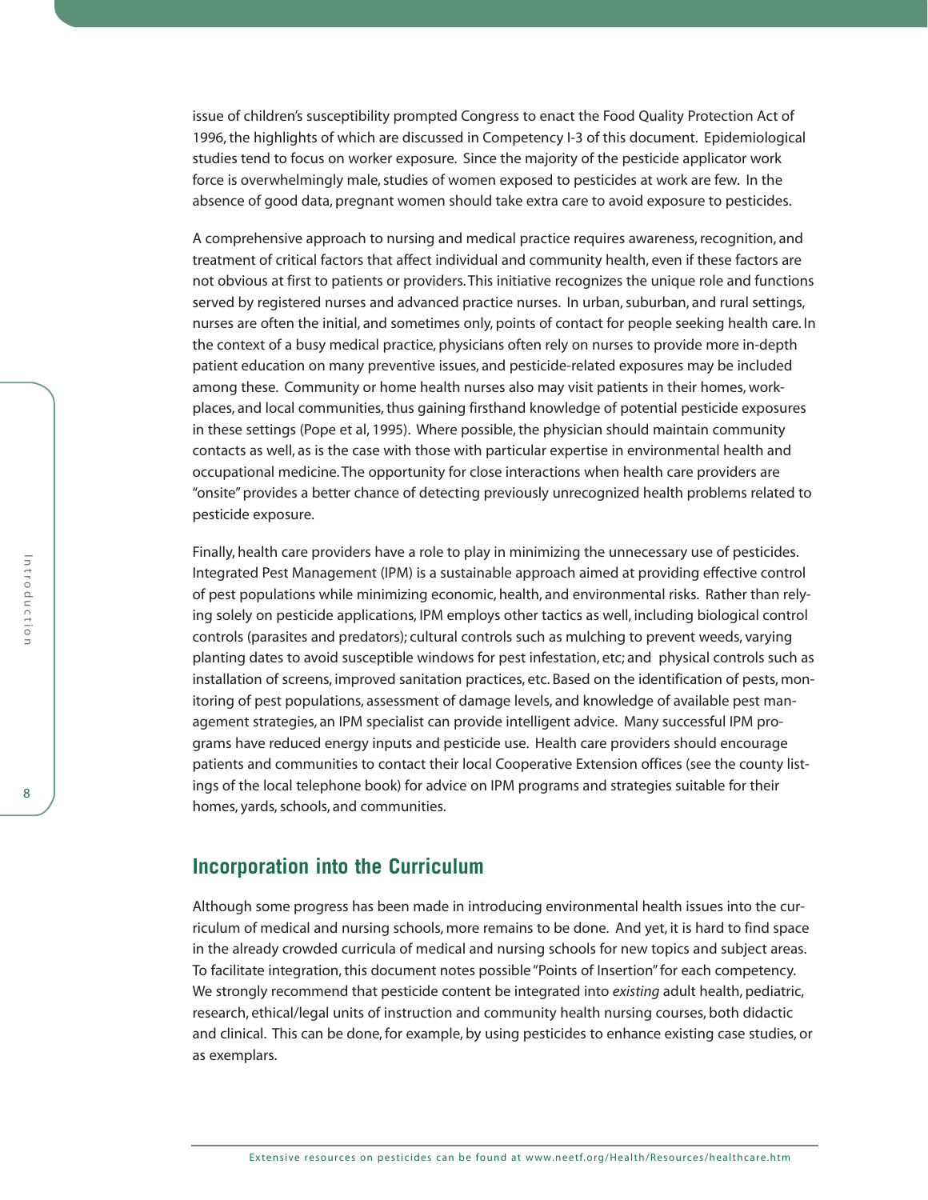issue of children's susceptibility prompted Congress to enact the Food Quality Protection Act of 1996, the highlights of which are discussed in Competency I-3 of this document. Epidemiological studies tend to focus on worker exposure. Since the majority of the pesticide applicator work force is overwhelmingly male, studies of women exposed to pesticides at work are few. In the absence of good data, pregnant women should take extra care to avoid exposure to pesticides.

A comprehensive approach to nursing and medical practice requires awareness, recognition, and treatment of critical factors that affect individual and community health, even if these factors are not obvious at first to patients or providers. This initiative recognizes the unique role and functions served by registered nurses and advanced practice nurses. In urban, suburban, and rural settings, nurses are often the initial, and sometimes only, points of contact for people seeking health care. In the context of a busy medical practice, physicians often rely on nurses to provide more in-depth patient education on many preventive issues, and pesticide-related exposures may be included among these. Community or home health nurses also may visit patients in their homes, workplaces, and local communities, thus gaining firsthand knowledge of potential pesticide exposures in these settings (Pope et al, 1995). Where possible, the physician should maintain community contacts as well, as is the case with those with particular expertise in environmental health and occupational medicine. The opportunity for close interactions when health care providers are "onsite" provides a better chance of detecting previously unrecognized health problems related to pesticide exposure.

Finally, health care providers have a role to play in minimizing the unnecessary use of pesticides. Integrated Pest Management (IPM) is a sustainable approach aimed at providing effective control of pest populations while minimizing economic, health, and environmental risks. Rather than relying solely on pesticide applications, IPM employs other tactics as well, including biological control controls (parasites and predators); cultural controls such as mulching to prevent weeds, varying planting dates to avoid susceptible windows for pest infestation, etc; and physical controls such as installation of screens, improved sanitation practices, etc. Based on the identification of pests, monitoring of pest populations, assessment of damage levels, and knowledge of available pest management strategies, an IPM specialist can provide intelligent advice. Many successful IPM programs have reduced energy inputs and pesticide use. Health care providers should encourage patients and communities to contact their local Cooperative Extension offices (see the county listings of the local telephone book) for advice on IPM programs and strategies suitable for their homes, yards, schools, and communities.

## Incorporation into the Curriculum

Although some progress has been made in introducing environmental health issues into the curriculum of medical and nursing schools, more remains to be done. And yet, it is hard to find space in the already crowded curricula of medical and nursing schools for new topics and subject areas. To facilitate integration, this document notes possible "Points of Insertion" for each competency. We strongly recommend that pesticide content be integrated into *existing* adult health, pediatric, research, ethical/legal units of instruction and community health nursing courses, both didactic and clinical. This can be done, for example, by using pesticides to enhance existing case studies, or as exemplars.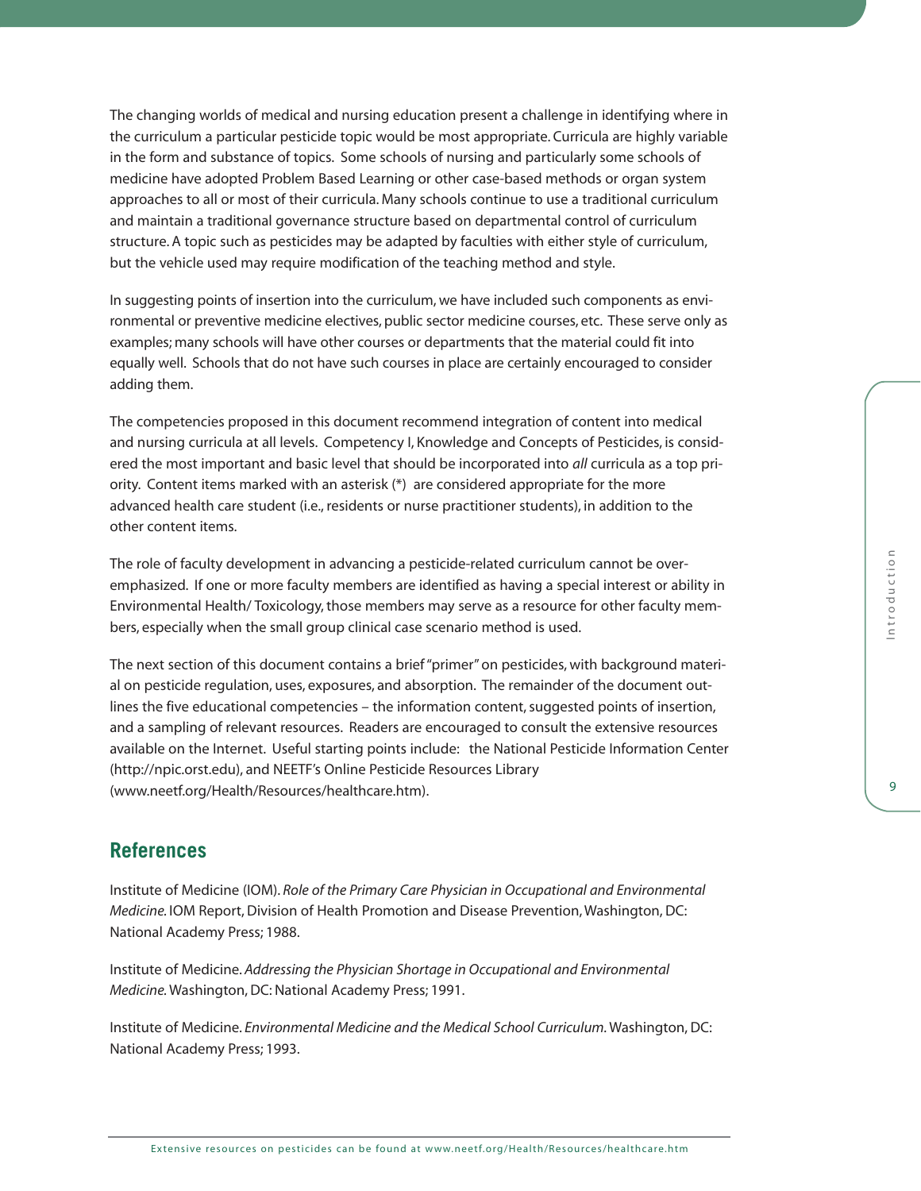The changing worlds of medical and nursing education present a challenge in identifying where in the curriculum a particular pesticide topic would be most appropriate. Curricula are highly variable in the form and substance of topics. Some schools of nursing and particularly some schools of medicine have adopted Problem Based Learning or other case-based methods or organ system approaches to all or most of their curricula. Many schools continue to use a traditional curriculum and maintain a traditional governance structure based on departmental control of curriculum structure. A topic such as pesticides may be adapted by faculties with either style of curriculum, but the vehicle used may require modification of the teaching method and style.

In suggesting points of insertion into the curriculum, we have included such components as environmental or preventive medicine electives, public sector medicine courses, etc. These serve only as examples; many schools will have other courses or departments that the material could fit into equally well. Schools that do not have such courses in place are certainly encouraged to consider adding them.

The competencies proposed in this document recommend integration of content into medical and nursing curricula at all levels. Competency I, Knowledge and Concepts of Pesticides, is considered the most important and basic level that should be incorporated into *all* curricula as a top priority. Content items marked with an asterisk (*) are considered appropriate for the more advanced health care student (i.e., residents or nurse practitioner students), in addition to the other content items.

The role of faculty development in advancing a pesticide-related curriculum cannot be overemphasized. If one or more faculty members are identified as having a special interest or ability in Environmental Health/ Toxicology, those members may serve as a resource for other faculty members, especially when the small group clinical case scenario method is used.

The next section of this document contains a brief "primer" on pesticides, with background material on pesticide regulation, uses, exposures, and absorption. The remainder of the document outlines the five educational competencies – the information content, suggested points of insertion, and a sampling of relevant resources. Readers are encouraged to consult the extensive resources available on the Internet. Useful starting points include: the National Pesticide Information Center (http://npic.orst.edu), and NEETF's Online Pesticide Resources Library (www.neetf.org/Health/Resources/healthcare.htm).

## References

Institute of Medicine (IOM). *Role of the Primary Care Physician in Occupational and Environmental Medicine.* IOM Report, Division of Health Promotion and Disease Prevention, Washington, DC: National Academy Press; 1988.

Institute of Medicine. *Addressing the Physician Shortage in Occupational and Environmental Medicine.* Washington, DC: National Academy Press; 1991.

Institute of Medicine. *Environmental Medicine and the Medical School Curriculum.* Washington, DC: National Academy Press; 1993.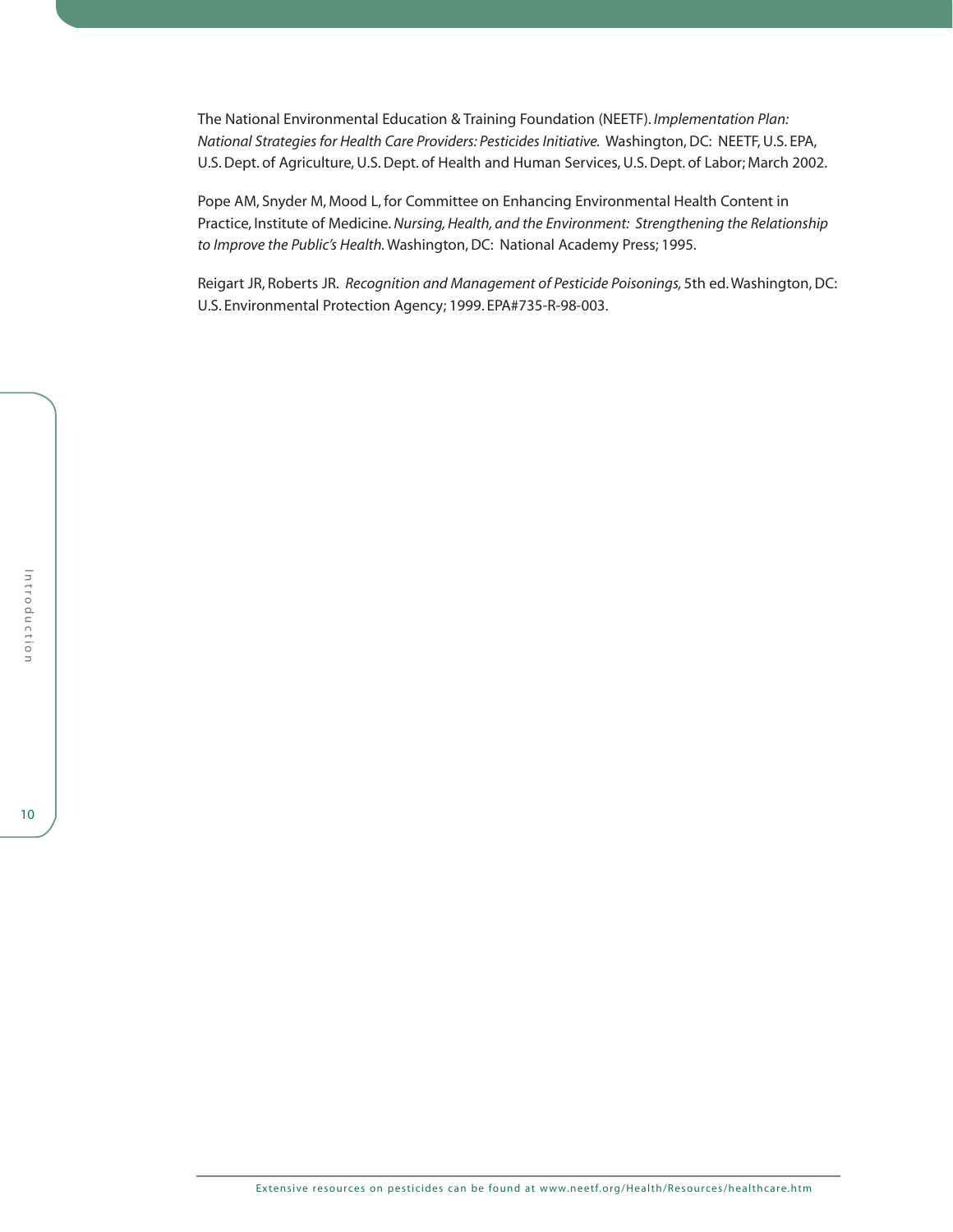The National Environmental Education & Training Foundation (NEETF). *Implementation Plan: National Strategies for Health Care Providers: Pesticides Initiative.* Washington, DC: NEETF, U.S. EPA, U.S. Dept. of Agriculture, U.S. Dept. of Health and Human Services, U.S. Dept. of Labor; March 2002.

Pope AM, Snyder M, Mood L, for Committee on Enhancing Environmental Health Content in Practice, Institute of Medicine. *Nursing, Health, and the Environment: Strengthening the Relationship to Improve the Public's Health.* Washington, DC: National Academy Press; 1995.

Reigart JR, Roberts JR. *Recognition and Management of Pesticide Poisonings,* 5th ed. Washington, DC: U.S. Environmental Protection Agency; 1999. EPA#735-R-98-003.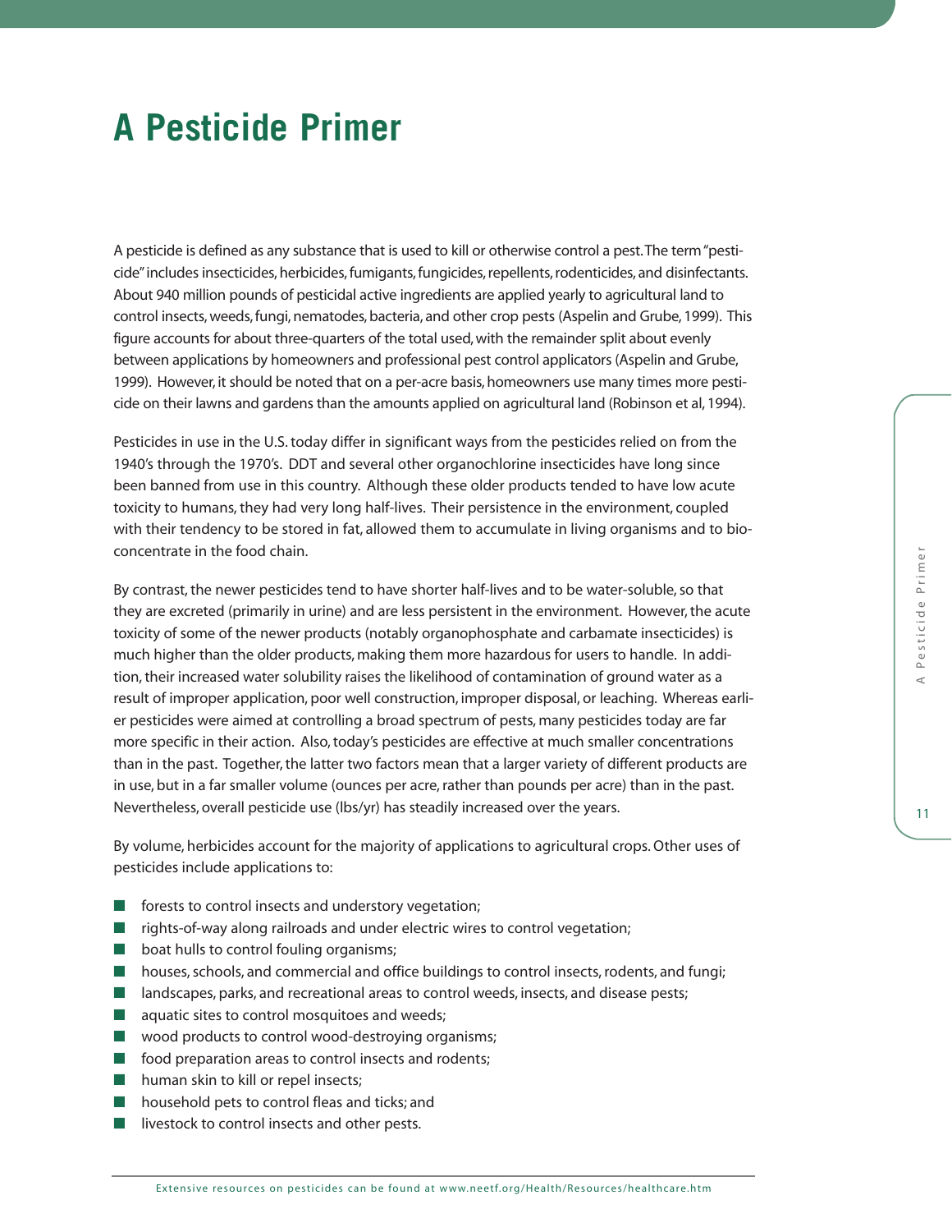# A Pesticide Primer

A pesticide is defined as any substance that is used to kill or otherwise control a pest. The term "pesticide" includes insecticides, herbicides, fumigants, fungicides, repellents, rodenticides, and disinfectants. About 940 million pounds of pesticidal active ingredients are applied yearly to agricultural land to control insects, weeds, fungi, nematodes, bacteria, and other crop pests (Aspelin and Grube, 1999). This figure accounts for about three-quarters of the total used, with the remainder split about evenly between applications by homeowners and professional pest control applicators (Aspelin and Grube, 1999). However, it should be noted that on a per-acre basis, homeowners use many times more pesticide on their lawns and gardens than the amounts applied on agricultural land (Robinson et al, 1994).

Pesticides in use in the U.S. today differ in significant ways from the pesticides relied on from the 1940's through the 1970's. DDT and several other organochlorine insecticides have long since been banned from use in this country. Although these older products tended to have low acute toxicity to humans, they had very long half-lives. Their persistence in the environment, coupled with their tendency to be stored in fat, allowed them to accumulate in living organisms and to bioconcentrate in the food chain.

By contrast, the newer pesticides tend to have shorter half-lives and to be water-soluble, so that they are excreted (primarily in urine) and are less persistent in the environment. However, the acute toxicity of some of the newer products (notably organophosphate and carbamate insecticides) is much higher than the older products, making them more hazardous for users to handle. In addition, their increased water solubility raises the likelihood of contamination of ground water as a result of improper application, poor well construction, improper disposal, or leaching. Whereas earlier pesticides were aimed at controlling a broad spectrum of pests, many pesticides today are far more specific in their action. Also, today's pesticides are effective at much smaller concentrations than in the past. Together, the latter two factors mean that a larger variety of different products are in use, but in a far smaller volume (ounces per acre, rather than pounds per acre) than in the past. Nevertheless, overall pesticide use (lbs/yr) has steadily increased over the years.

By volume, herbicides account for the majority of applications to agricultural crops. Other uses of pesticides include applications to:

- forests to control insects and understory vegetation;
- rights-of-way along railroads and under electric wires to control vegetation;
- boat hulls to control fouling organisms;
- houses, schools, and commercial and office buildings to control insects, rodents, and fungi;
- landscapes, parks, and recreational areas to control weeds, insects, and disease pests;
- aquatic sites to control mosquitoes and weeds;
- wood products to control wood-destroying organisms;
- food preparation areas to control insects and rodents;
- human skin to kill or repel insects;
- household pets to control fleas and ticks; and
- livestock to control insects and other pests.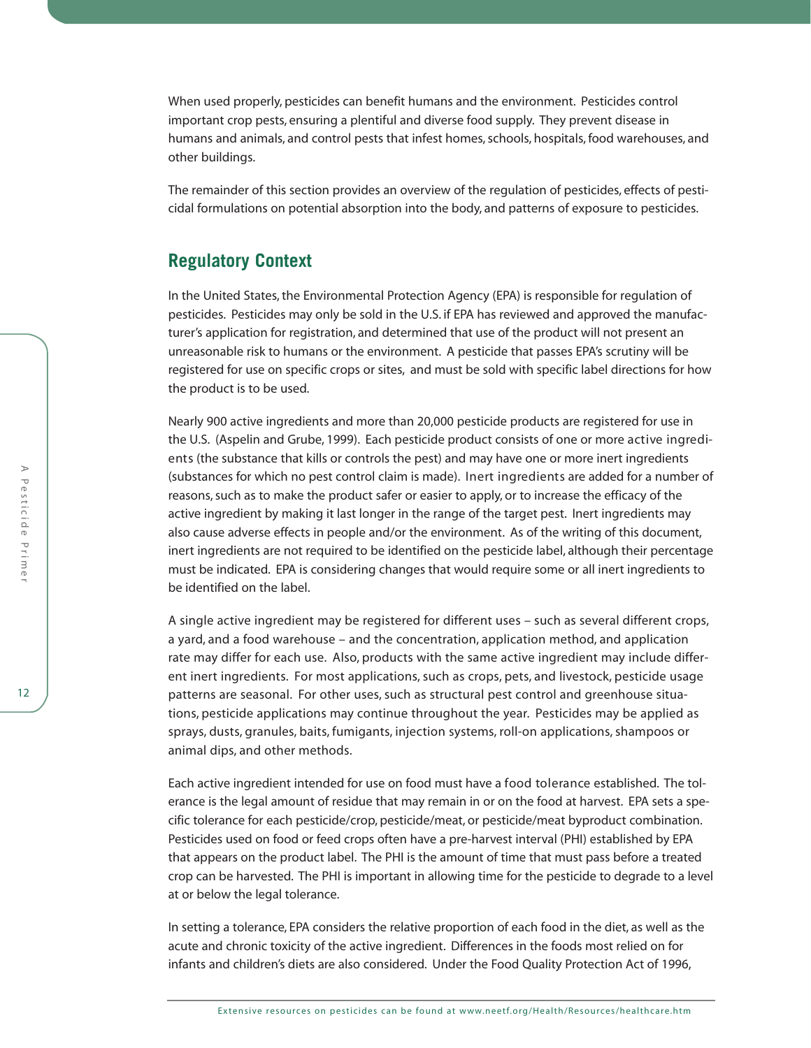When used properly, pesticides can benefit humans and the environment. Pesticides control important crop pests, ensuring a plentiful and diverse food supply. They prevent disease in humans and animals, and control pests that infest homes, schools, hospitals, food warehouses, and other buildings.

The remainder of this section provides an overview of the regulation of pesticides, effects of pesticidal formulations on potential absorption into the body, and patterns of exposure to pesticides.

## Regulatory Context

In the United States, the Environmental Protection Agency (EPA) is responsible for regulation of pesticides. Pesticides may only be sold in the U.S. if EPA has reviewed and approved the manufacturer's application for registration, and determined that use of the product will not present an unreasonable risk to humans or the environment. A pesticide that passes EPA's scrutiny will be registered for use on specific crops or sites, and must be sold with specific label directions for how the product is to be used.

Nearly 900 active ingredients and more than 20,000 pesticide products are registered for use in the U.S. (Aspelin and Grube, 1999). Each pesticide product consists of one or more active ingredients (the substance that kills or controls the pest) and may have one or more inert ingredients (substances for which no pest control claim is made). Inert ingredients are added for a number of reasons, such as to make the product safer or easier to apply, or to increase the efficacy of the active ingredient by making it last longer in the range of the target pest. Inert ingredients may also cause adverse effects in people and/or the environment. As of the writing of this document, inert ingredients are not required to be identified on the pesticide label, although their percentage must be indicated. EPA is considering changes that would require some or all inert ingredients to be identified on the label.

A single active ingredient may be registered for different uses – such as several different crops, a yard, and a food warehouse – and the concentration, application method, and application rate may differ for each use. Also, products with the same active ingredient may include different inert ingredients. For most applications, such as crops, pets, and livestock, pesticide usage patterns are seasonal. For other uses, such as structural pest control and greenhouse situations, pesticide applications may continue throughout the year. Pesticides may be applied as sprays, dusts, granules, baits, fumigants, injection systems, roll-on applications, shampoos or animal dips, and other methods.

Each active ingredient intended for use on food must have a food tolerance established. The tolerance is the legal amount of residue that may remain in or on the food at harvest. EPA sets a specific tolerance for each pesticide/crop, pesticide/meat, or pesticide/meat byproduct combination. Pesticides used on food or feed crops often have a pre-harvest interval (PHI) established by EPA that appears on the product label. The PHI is the amount of time that must pass before a treated crop can be harvested. The PHI is important in allowing time for the pesticide to degrade to a level at or below the legal tolerance.

In setting a tolerance, EPA considers the relative proportion of each food in the diet, as well as the acute and chronic toxicity of the active ingredient. Differences in the foods most relied on for infants and children's diets are also considered. Under the Food Quality Protection Act of 1996,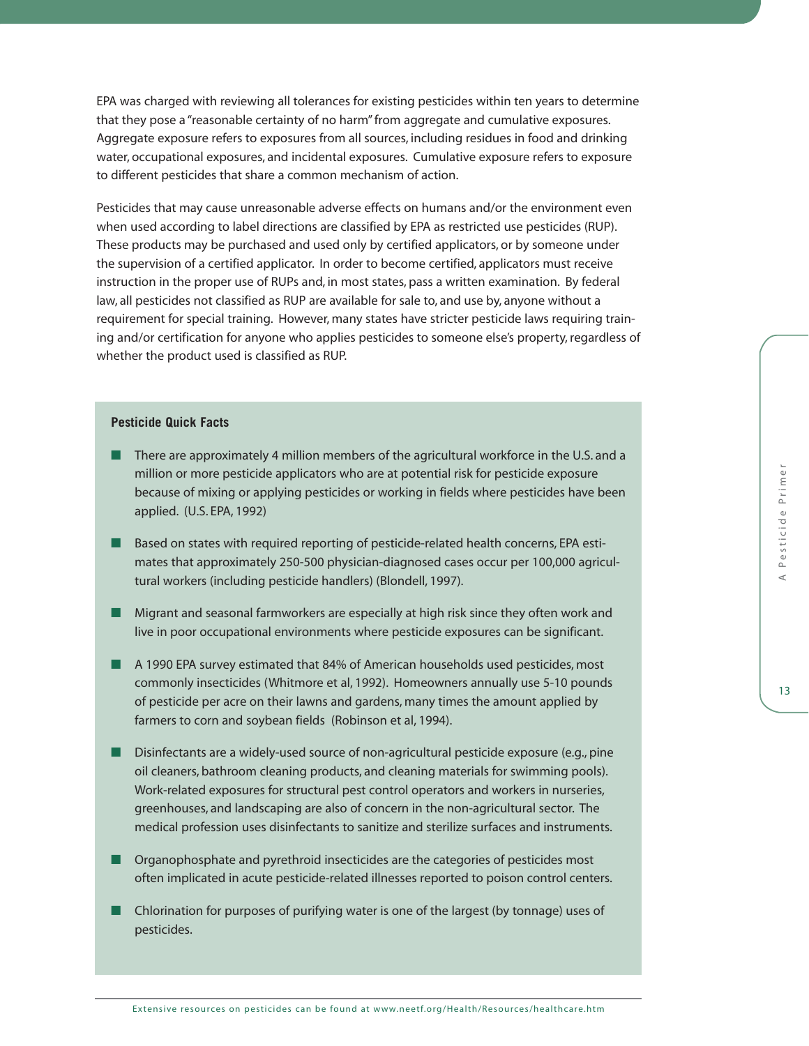EPA was charged with reviewing all tolerances for existing pesticides within ten years to determine that they pose a "reasonable certainty of no harm" from aggregate and cumulative exposures. Aggregate exposure refers to exposures from all sources, including residues in food and drinking water, occupational exposures, and incidental exposures. Cumulative exposure refers to exposure to different pesticides that share a common mechanism of action.

Pesticides that may cause unreasonable adverse effects on humans and/or the environment even when used according to label directions are classified by EPA as restricted use pesticides (RUP). These products may be purchased and used only by certified applicators, or by someone under the supervision of a certified applicator. In order to become certified, applicators must receive instruction in the proper use of RUPs and, in most states, pass a written examination. By federal law, all pesticides not classified as RUP are available for sale to, and use by, anyone without a requirement for special training. However, many states have stricter pesticide laws requiring training and/or certification for anyone who applies pesticides to someone else's property, regardless of whether the product used is classified as RUP.

**Pesticide Quick Facts**

- There are approximately 4 million members of the agricultural workforce in the U.S. and a million or more pesticide applicators who are at potential risk for pesticide exposure because of mixing or applying pesticides or working in fields where pesticides have been applied. (U.S. EPA, 1992)
- Based on states with required reporting of pesticide-related health concerns, EPA estimates that approximately 250-500 physician-diagnosed cases occur per 100,000 agricultural workers (including pesticide handlers) (Blondell, 1997).
- Migrant and seasonal farmworkers are especially at high risk since they often work and live in poor occupational environments where pesticide exposures can be significant.
- A 1990 EPA survey estimated that 84% of American households used pesticides, most commonly insecticides (Whitmore et al, 1992). Homeowners annually use 5-10 pounds of pesticide per acre on their lawns and gardens, many times the amount applied by farmers to corn and soybean fields (Robinson et al, 1994).
- Disinfectants are a widely-used source of non-agricultural pesticide exposure (e.g., pine oil cleaners, bathroom cleaning products, and cleaning materials for swimming pools). Work-related exposures for structural pest control operators and workers in nurseries, greenhouses, and landscaping are also of concern in the non-agricultural sector. The medical profession uses disinfectants to sanitize and sterilize surfaces and instruments.
- Organophosphate and pyrethroid insecticides are the categories of pesticides most often implicated in acute pesticide-related illnesses reported to poison control centers.
- Chlorination for purposes of purifying water is one of the largest (by tonnage) uses of pesticides.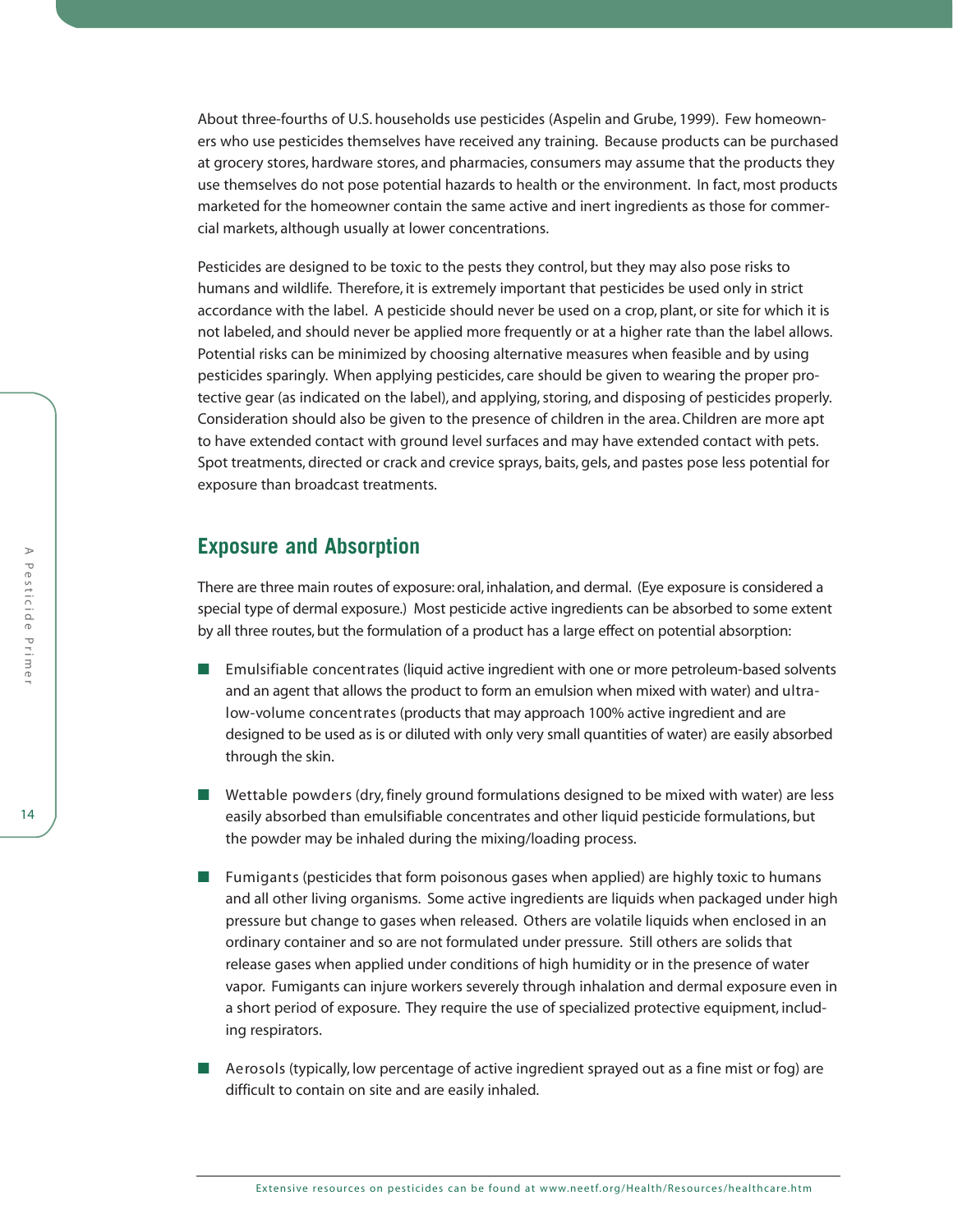About three-fourths of U.S. households use pesticides (Aspelin and Grube, 1999). Few homeowners who use pesticides themselves have received any training. Because products can be purchased at grocery stores, hardware stores, and pharmacies, consumers may assume that the products they use themselves do not pose potential hazards to health or the environment. In fact, most products marketed for the homeowner contain the same active and inert ingredients as those for commercial markets, although usually at lower concentrations.

Pesticides are designed to be toxic to the pests they control, but they may also pose risks to humans and wildlife. Therefore, it is extremely important that pesticides be used only in strict accordance with the label. A pesticide should never be used on a crop, plant, or site for which it is not labeled, and should never be applied more frequently or at a higher rate than the label allows. Potential risks can be minimized by choosing alternative measures when feasible and by using pesticides sparingly. When applying pesticides, care should be given to wearing the proper protective gear (as indicated on the label), and applying, storing, and disposing of pesticides properly. Consideration should also be given to the presence of children in the area. Children are more apt to have extended contact with ground level surfaces and may have extended contact with pets. Spot treatments, directed or crack and crevice sprays, baits, gels, and pastes pose less potential for exposure than broadcast treatments.

## Exposure and Absorption

There are three main routes of exposure: oral, inhalation, and dermal. (Eye exposure is considered a special type of dermal exposure.) Most pesticide active ingredients can be absorbed to some extent by all three routes, but the formulation of a product has a large effect on potential absorption:

- Emulsifiable concentrates (liquid active ingredient with one or more petroleum-based solvents and an agent that allows the product to form an emulsion when mixed with water) and ultra-low-volume concentrates (products that may approach 100% active ingredient and are designed to be used as is or diluted with only very small quantities of water) are easily absorbed through the skin.

- Wettable powders (dry, finely ground formulations designed to be mixed with water) are less easily absorbed than emulsifiable concentrates and other liquid pesticide formulations, but the powder may be inhaled during the mixing/loading process.

- Fumigants (pesticides that form poisonous gases when applied) are highly toxic to humans and all other living organisms. Some active ingredients are liquids when packaged under high pressure but change to gases when released. Others are volatile liquids when enclosed in an ordinary container and so are not formulated under pressure. Still others are solids that release gases when applied under conditions of high humidity or in the presence of water vapor. Fumigants can injure workers severely through inhalation and dermal exposure even in a short period of exposure. They require the use of specialized protective equipment, including respirators.

- Aerosols (typically, low percentage of active ingredient sprayed out as a fine mist or fog) are difficult to contain on site and are easily inhaled.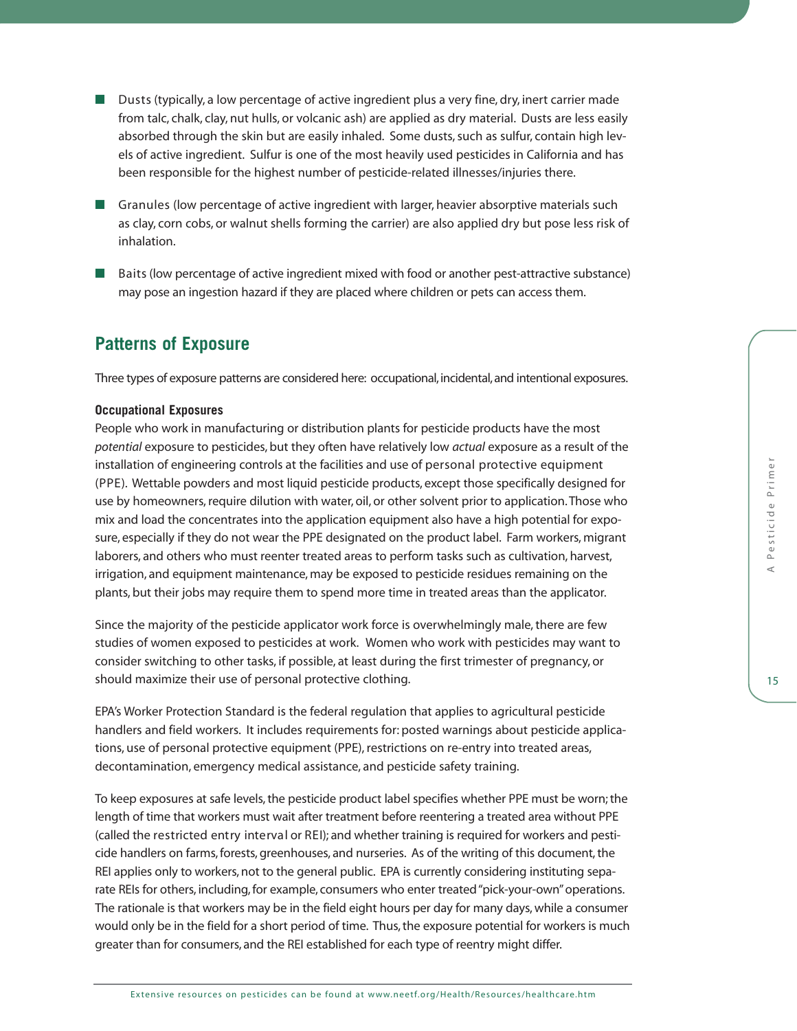- Dusts (typically, a low percentage of active ingredient plus a very fine, dry, inert carrier made from talc, chalk, clay, nut hulls, or volcanic ash) are applied as dry material. Dusts are less easily absorbed through the skin but are easily inhaled. Some dusts, such as sulfur, contain high levels of active ingredient. Sulfur is one of the most heavily used pesticides in California and has been responsible for the highest number of pesticide-related illnesses/injuries there.
- Granules (low percentage of active ingredient with larger, heavier absorptive materials such as clay, corn cobs, or walnut shells forming the carrier) are also applied dry but pose less risk of inhalation.
- Baits (low percentage of active ingredient mixed with food or another pest-attractive substance) may pose an ingestion hazard if they are placed where children or pets can access them.

## Patterns of Exposure

Three types of exposure patterns are considered here: occupational, incidental, and intentional exposures.

### Occupational Exposures

People who work in manufacturing or distribution plants for pesticide products have the most *potential* exposure to pesticides, but they often have relatively low *actual* exposure as a result of the installation of engineering controls at the facilities and use of personal protective equipment (PPE). Wettable powders and most liquid pesticide products, except those specifically designed for use by homeowners, require dilution with water, oil, or other solvent prior to application. Those who mix and load the concentrates into the application equipment also have a high potential for exposure, especially if they do not wear the PPE designated on the product label. Farm workers, migrant laborers, and others who must reenter treated areas to perform tasks such as cultivation, harvest, irrigation, and equipment maintenance, may be exposed to pesticide residues remaining on the plants, but their jobs may require them to spend more time in treated areas than the applicator.

Since the majority of the pesticide applicator work force is overwhelmingly male, there are few studies of women exposed to pesticides at work. Women who work with pesticides may want to consider switching to other tasks, if possible, at least during the first trimester of pregnancy, or should maximize their use of personal protective clothing.

EPA's Worker Protection Standard is the federal regulation that applies to agricultural pesticide handlers and field workers. It includes requirements for: posted warnings about pesticide applications, use of personal protective equipment (PPE), restrictions on re-entry into treated areas, decontamination, emergency medical assistance, and pesticide safety training.

To keep exposures at safe levels, the pesticide product label specifies whether PPE must be worn; the length of time that workers must wait after treatment before reentering a treated area without PPE (called the restricted entry interval or REI); and whether training is required for workers and pesticide handlers on farms, forests, greenhouses, and nurseries. As of the writing of this document, the REI applies only to workers, not to the general public. EPA is currently considering instituting separate REIs for others, including, for example, consumers who enter treated "pick-your-own" operations. The rationale is that workers may be in the field eight hours per day for many days, while a consumer would only be in the field for a short period of time. Thus, the exposure potential for workers is much greater than for consumers, and the REI established for each type of reentry might differ.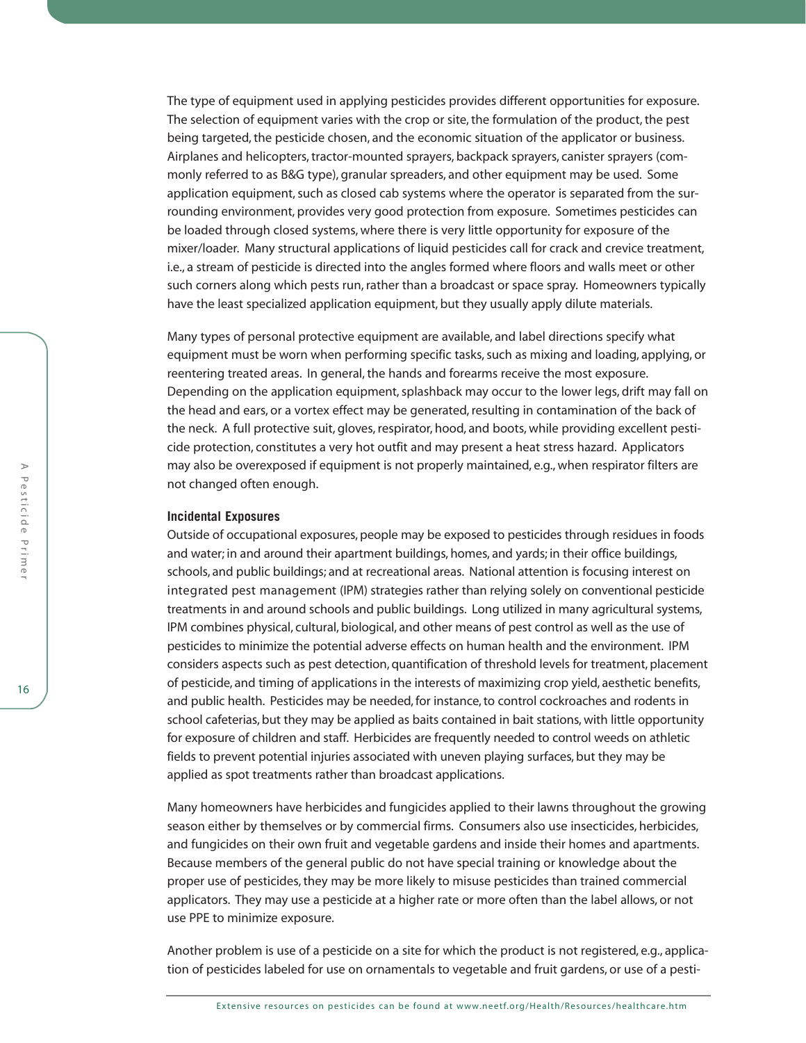The type of equipment used in applying pesticides provides different opportunities for exposure. The selection of equipment varies with the crop or site, the formulation of the product, the pest being targeted, the pesticide chosen, and the economic situation of the applicator or business. Airplanes and helicopters, tractor-mounted sprayers, backpack sprayers, canister sprayers (commonly referred to as B&G type), granular spreaders, and other equipment may be used. Some application equipment, such as closed cab systems where the operator is separated from the surrounding environment, provides very good protection from exposure. Sometimes pesticides can be loaded through closed systems, where there is very little opportunity for exposure of the mixer/loader. Many structural applications of liquid pesticides call for crack and crevice treatment, i.e., a stream of pesticide is directed into the angles formed where floors and walls meet or other such corners along which pests run, rather than a broadcast or space spray. Homeowners typically have the least specialized application equipment, but they usually apply dilute materials.

Many types of personal protective equipment are available, and label directions specify what equipment must be worn when performing specific tasks, such as mixing and loading, applying, or reentering treated areas. In general, the hands and forearms receive the most exposure. Depending on the application equipment, splashback may occur to the lower legs, drift may fall on the head and ears, or a vortex effect may be generated, resulting in contamination of the back of the neck. A full protective suit, gloves, respirator, hood, and boots, while providing excellent pesticide protection, constitutes a very hot outfit and may present a heat stress hazard. Applicators may also be overexposed if equipment is not properly maintained, e.g., when respirator filters are not changed often enough.

### Incidental Exposures

Outside of occupational exposures, people may be exposed to pesticides through residues in foods and water; in and around their apartment buildings, homes, and yards; in their office buildings, schools, and public buildings; and at recreational areas. National attention is focusing interest on integrated pest management (IPM) strategies rather than relying solely on conventional pesticide treatments in and around schools and public buildings. Long utilized in many agricultural systems, IPM combines physical, cultural, biological, and other means of pest control as well as the use of pesticides to minimize the potential adverse effects on human health and the environment. IPM considers aspects such as pest detection, quantification of threshold levels for treatment, placement of pesticide, and timing of applications in the interests of maximizing crop yield, aesthetic benefits, and public health. Pesticides may be needed, for instance, to control cockroaches and rodents in school cafeterias, but they may be applied as baits contained in bait stations, with little opportunity for exposure of children and staff. Herbicides are frequently needed to control weeds on athletic fields to prevent potential injuries associated with uneven playing surfaces, but they may be applied as spot treatments rather than broadcast applications.

Many homeowners have herbicides and fungicides applied to their lawns throughout the growing season either by themselves or by commercial firms. Consumers also use insecticides, herbicides, and fungicides on their own fruit and vegetable gardens and inside their homes and apartments. Because members of the general public do not have special training or knowledge about the proper use of pesticides, they may be more likely to misuse pesticides than trained commercial applicators. They may use a pesticide at a higher rate or more often than the label allows, or not use PPE to minimize exposure.

Another problem is use of a pesticide on a site for which the product is not registered, e.g., application of pesticides labeled for use on ornamentals to vegetable and fruit gardens, or use of a pesti-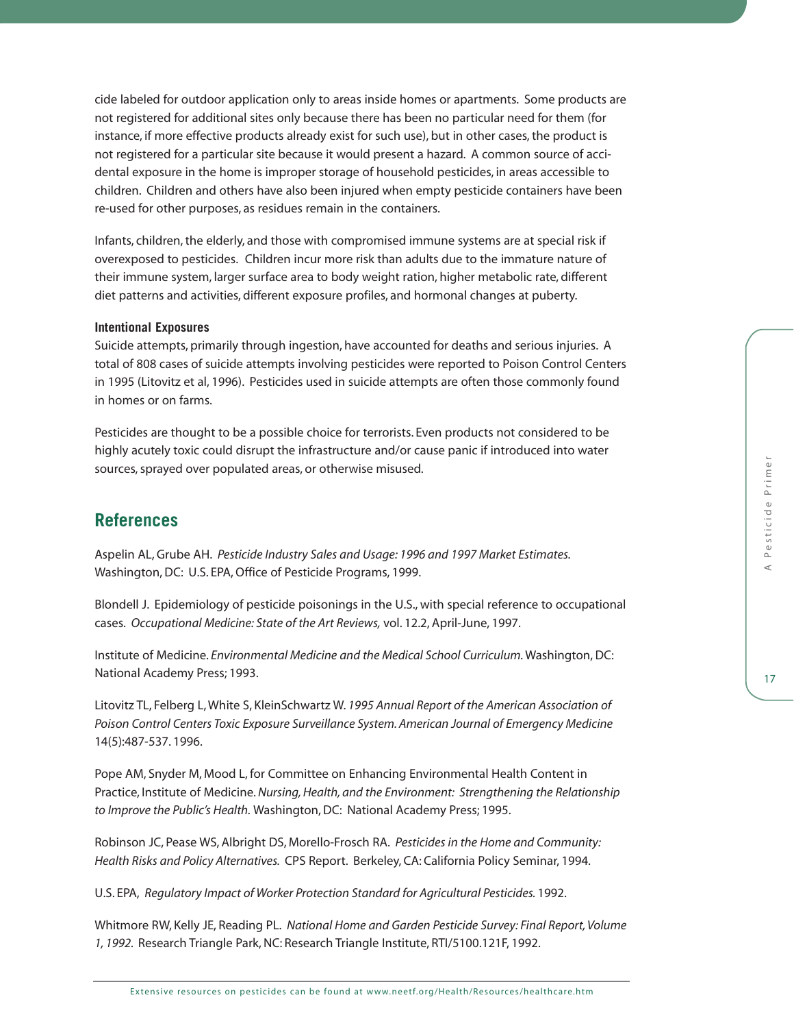cide labeled for outdoor application only to areas inside homes or apartments. Some products are not registered for additional sites only because there has been no particular need for them (for instance, if more effective products already exist for such use), but in other cases, the product is not registered for a particular site because it would present a hazard. A common source of accidental exposure in the home is improper storage of household pesticides, in areas accessible to children. Children and others have also been injured when empty pesticide containers have been re-used for other purposes, as residues remain in the containers.

Infants, children, the elderly, and those with compromised immune systems are at special risk if overexposed to pesticides. Children incur more risk than adults due to the immature nature of their immune system, larger surface area to body weight ration, higher metabolic rate, different diet patterns and activities, different exposure profiles, and hormonal changes at puberty.

#### Intentional Exposures

Suicide attempts, primarily through ingestion, have accounted for deaths and serious injuries. A total of 808 cases of suicide attempts involving pesticides were reported to Poison Control Centers in 1995 (Litovitz et al, 1996). Pesticides used in suicide attempts are often those commonly found in homes or on farms.

Pesticides are thought to be a possible choice for terrorists. Even products not considered to be highly acutely toxic could disrupt the infrastructure and/or cause panic if introduced into water sources, sprayed over populated areas, or otherwise misused.

## References

Aspelin AL, Grube AH. *Pesticide Industry Sales and Usage: 1996 and 1997 Market Estimates.* Washington, DC: U.S. EPA, Office of Pesticide Programs, 1999.

Blondell J. Epidemiology of pesticide poisonings in the U.S., with special reference to occupational cases. *Occupational Medicine: State of the Art Reviews,* vol. 12.2, April-June, 1997.

Institute of Medicine. *Environmental Medicine and the Medical School Curriculum.* Washington, DC: National Academy Press; 1993.

Litovitz TL, Felberg L, White S, KleinSchwartz W. *1995 Annual Report of the American Association of Poison Control Centers Toxic Exposure Surveillance System. American Journal of Emergency Medicine* 14(5):487-537. 1996.

Pope AM, Snyder M, Mood L, for Committee on Enhancing Environmental Health Content in Practice, Institute of Medicine. *Nursing, Health, and the Environment: Strengthening the Relationship to Improve the Public's Health.* Washington, DC: National Academy Press; 1995.

Robinson JC, Pease WS, Albright DS, Morello-Frosch RA. *Pesticides in the Home and Community: Health Risks and Policy Alternatives.* CPS Report. Berkeley, CA: California Policy Seminar, 1994.

U.S. EPA, *Regulatory Impact of Worker Protection Standard for Agricultural Pesticides.* 1992.

Whitmore RW, Kelly JE, Reading PL. *National Home and Garden Pesticide Survey: Final Report, Volume 1, 1992.* Research Triangle Park, NC: Research Triangle Institute, RTI/5100.121F, 1992.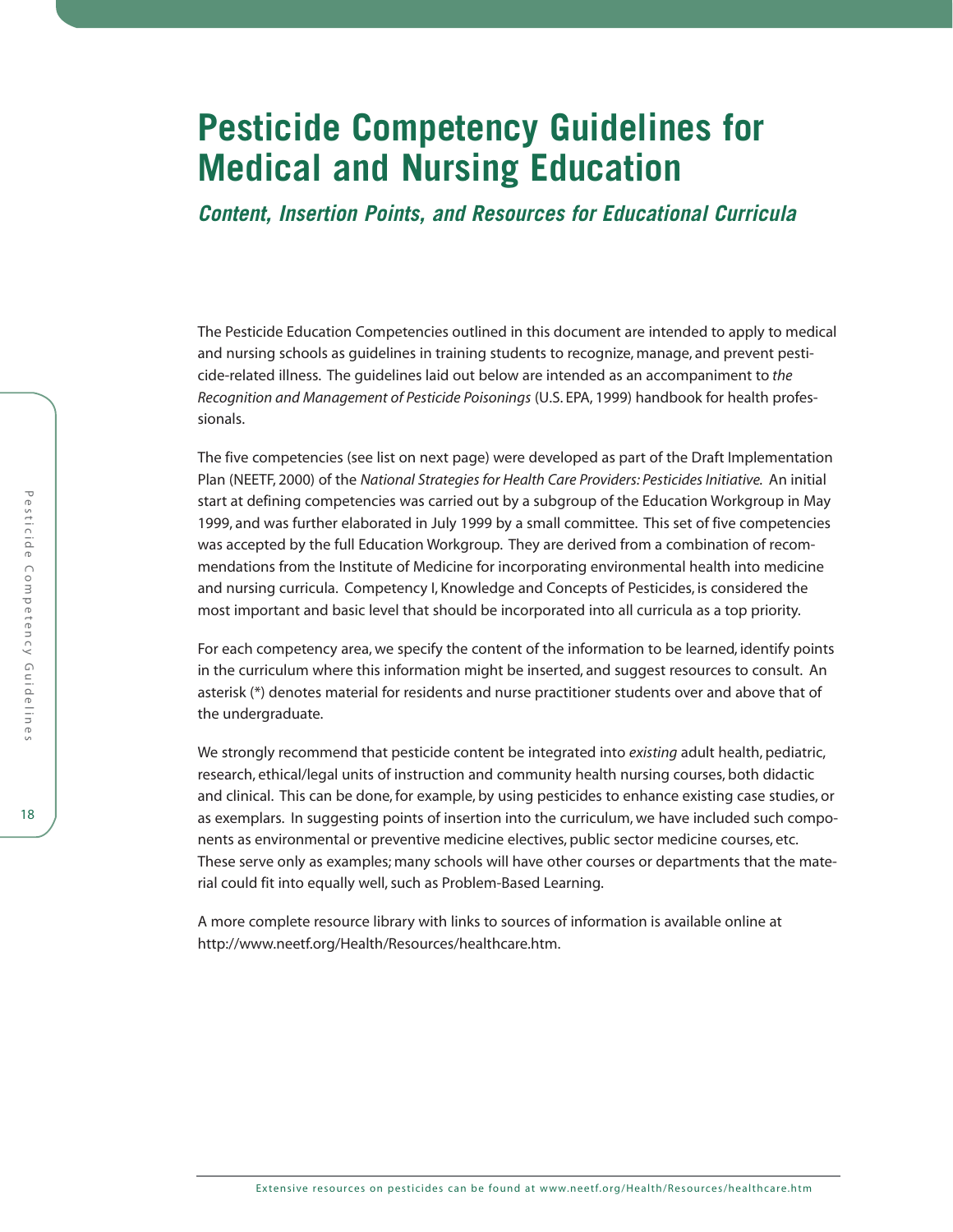# Pesticide Competency Guidelines for Medical and Nursing Education

***Content, Insertion Points, and Resources for Educational Curricula***

The Pesticide Education Competencies outlined in this document are intended to apply to medical and nursing schools as guidelines in training students to recognize, manage, and prevent pesticide-related illness. The guidelines laid out below are intended as an accompaniment to *the Recognition and Management of Pesticide Poisonings* (U.S. EPA, 1999) handbook for health professionals.

The five competencies (see list on next page) were developed as part of the Draft Implementation Plan (NEETF, 2000) of the *National Strategies for Health Care Providers: Pesticides Initiative*. An initial start at defining competencies was carried out by a subgroup of the Education Workgroup in May 1999, and was further elaborated in July 1999 by a small committee. This set of five competencies was accepted by the full Education Workgroup. They are derived from a combination of recommendations from the Institute of Medicine for incorporating environmental health into medicine and nursing curricula. Competency I, Knowledge and Concepts of Pesticides, is considered the most important and basic level that should be incorporated into all curricula as a top priority.

For each competency area, we specify the content of the information to be learned, identify points in the curriculum where this information might be inserted, and suggest resources to consult. An asterisk (*) denotes material for residents and nurse practitioner students over and above that of the undergraduate.

We strongly recommend that pesticide content be integrated into *existing* adult health, pediatric, research, ethical/legal units of instruction and community health nursing courses, both didactic and clinical. This can be done, for example, by using pesticides to enhance existing case studies, or as exemplars. In suggesting points of insertion into the curriculum, we have included such components as environmental or preventive medicine electives, public sector medicine courses, etc. These serve only as examples; many schools will have other courses or departments that the material could fit into equally well, such as Problem-Based Learning.

A more complete resource library with links to sources of information is available online at http://www.neetf.org/Health/Resources/healthcare.htm.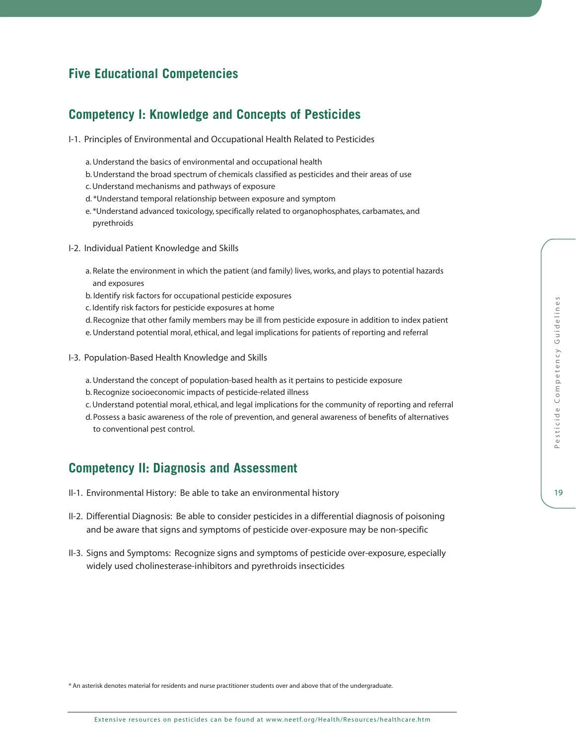## Five Educational Competencies

## Competency I: Knowledge and Concepts of Pesticides

I-1. Principles of Environmental and Occupational Health Related to Pesticides

a. Understand the basics of environmental and occupational health
b. Understand the broad spectrum of chemicals classified as pesticides and their areas of use
c. Understand mechanisms and pathways of exposure
d. *Understand temporal relationship between exposure and symptom
e. *Understand advanced toxicology, specifically related to organophosphates, carbamates, and pyrethroids

I-2. Individual Patient Knowledge and Skills

a. Relate the environment in which the patient (and family) lives, works, and plays to potential hazards and exposures
b. Identify risk factors for occupational pesticide exposures
c. Identify risk factors for pesticide exposures at home
d. Recognize that other family members may be ill from pesticide exposure in addition to index patient
e. Understand potential moral, ethical, and legal implications for patients of reporting and referral

I-3. Population-Based Health Knowledge and Skills

a. Understand the concept of population-based health as it pertains to pesticide exposure
b. Recognize socioeconomic impacts of pesticide-related illness
c. Understand potential moral, ethical, and legal implications for the community of reporting and referral
d. Possess a basic awareness of the role of prevention, and general awareness of benefits of alternatives to conventional pest control.

## Competency II: Diagnosis and Assessment

II-1. Environmental History: Be able to take an environmental history

II-2. Differential Diagnosis: Be able to consider pesticides in a differential diagnosis of poisoning and be aware that signs and symptoms of pesticide over-exposure may be non-specific

II-3. Signs and Symptoms: Recognize signs and symptoms of pesticide over-exposure, especially widely used cholinesterase-inhibitors and pyrethroids insecticides

* An asterisk denotes material for residents and nurse practitioner students over and above that of the undergraduate.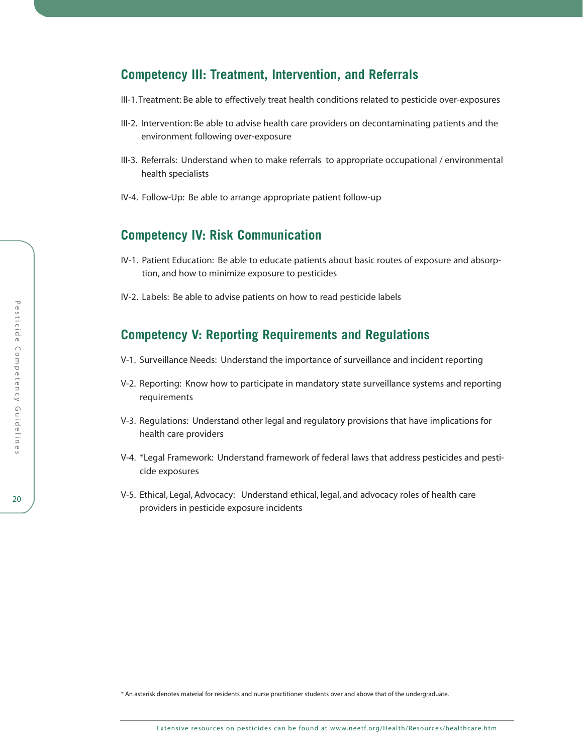## Competency III: Treatment, Intervention, and Referrals

III-1. Treatment: Be able to effectively treat health conditions related to pesticide over-exposures

III-2. Intervention: Be able to advise health care providers on decontaminating patients and the environment following over-exposure

III-3. Referrals: Understand when to make referrals to appropriate occupational / environmental health specialists

IV-4. Follow-Up: Be able to arrange appropriate patient follow-up

## Competency IV: Risk Communication

IV-1. Patient Education: Be able to educate patients about basic routes of exposure and absorption, and how to minimize exposure to pesticides

IV-2. Labels: Be able to advise patients on how to read pesticide labels

## Competency V: Reporting Requirements and Regulations

V-1. Surveillance Needs: Understand the importance of surveillance and incident reporting

V-2. Reporting: Know how to participate in mandatory state surveillance systems and reporting requirements

V-3. Regulations: Understand other legal and regulatory provisions that have implications for health care providers

V-4. *Legal Framework: Understand framework of federal laws that address pesticides and pesticide exposures

V-5. Ethical, Legal, Advocacy: Understand ethical, legal, and advocacy roles of health care providers in pesticide exposure incidents

* An asterisk denotes material for residents and nurse practitioner students over and above that of the undergraduate.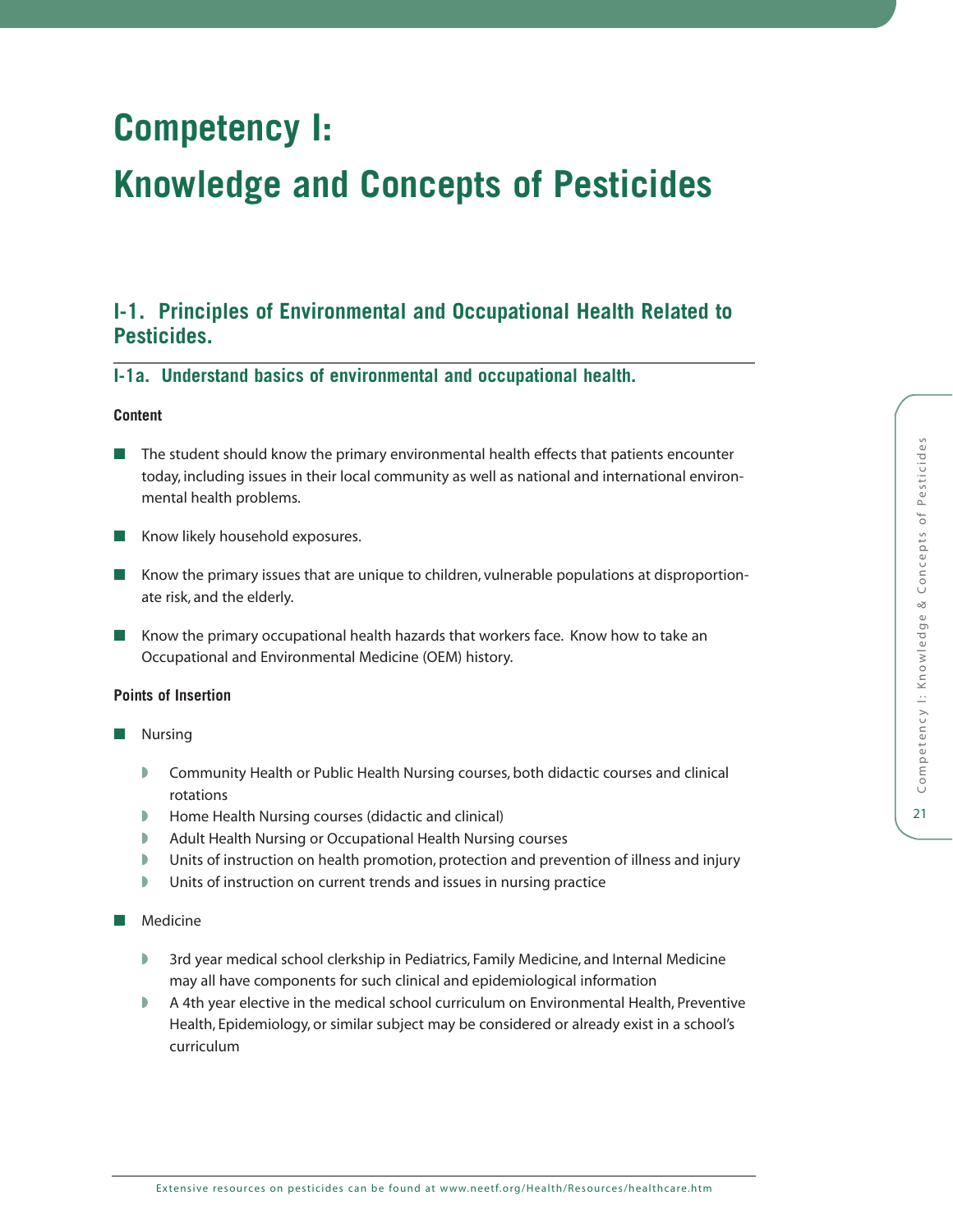# Competency I: Knowledge and Concepts of Pesticides

## I-1. Principles of Environmental and Occupational Health Related to Pesticides.

### I-1a. Understand basics of environmental and occupational health.

**Content**

- The student should know the primary environmental health effects that patients encounter today, including issues in their local community as well as national and international environmental health problems.
- Know likely household exposures.
- Know the primary issues that are unique to children, vulnerable populations at disproportionate risk, and the elderly.
- Know the primary occupational health hazards that workers face. Know how to take an Occupational and Environmental Medicine (OEM) history.

**Points of Insertion**

- Nursing
  - Community Health or Public Health Nursing courses, both didactic courses and clinical rotations
  - Home Health Nursing courses (didactic and clinical)
  - Adult Health Nursing or Occupational Health Nursing courses
  - Units of instruction on health promotion, protection and prevention of illness and injury
  - Units of instruction on current trends and issues in nursing practice
- Medicine
  - 3rd year medical school clerkship in Pediatrics, Family Medicine, and Internal Medicine may all have components for such clinical and epidemiological information
  - A 4th year elective in the medical school curriculum on Environmental Health, Preventive Health, Epidemiology, or similar subject may be considered or already exist in a school's curriculum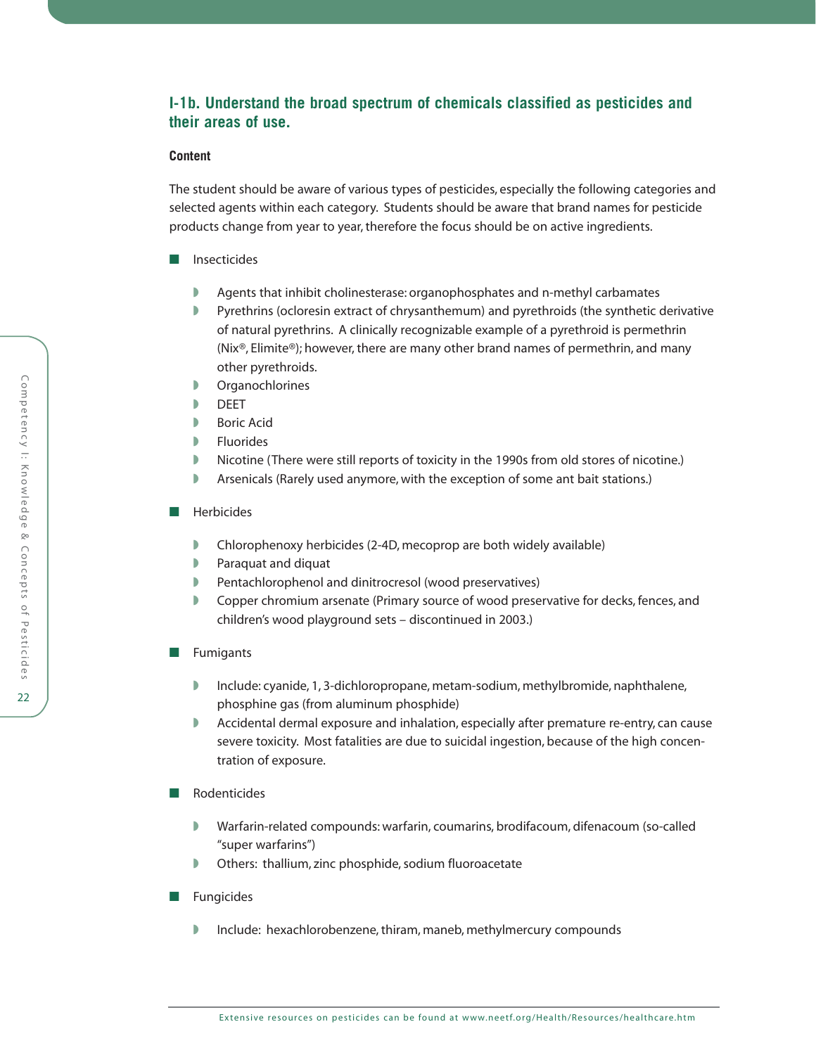### I-1b. Understand the broad spectrum of chemicals classified as pesticides and their areas of use.

**Content**

The student should be aware of various types of pesticides, especially the following categories and selected agents within each category. Students should be aware that brand names for pesticide products change from year to year, therefore the focus should be on active ingredients.

- Insecticides
  - Agents that inhibit cholinesterase: organophosphates and n-methyl carbamates
  - Pyrethrins (ocloresin extract of chrysanthemum) and pyrethroids (the synthetic derivative of natural pyrethrins. A clinically recognizable example of a pyrethroid is permethrin (Nix®, Elimite®); however, there are many other brand names of permethrin, and many other pyrethroids.
  - Organochlorines
  - DEET
  - Boric Acid
  - Fluorides
  - Nicotine (There were still reports of toxicity in the 1990s from old stores of nicotine.)
  - Arsenicals (Rarely used anymore, with the exception of some ant bait stations.)
- Herbicides
  - Chlorophenoxy herbicides (2-4D, mecoprop are both widely available)
  - Paraquat and diquat
  - Pentachlorophenol and dinitrocresol (wood preservatives)
  - Copper chromium arsenate (Primary source of wood preservative for decks, fences, and children's wood playground sets – discontinued in 2003.)
- Fumigants
  - Include: cyanide, 1, 3-dichloropropane, metam-sodium, methylbromide, naphthalene, phosphine gas (from aluminum phosphide)
  - Accidental dermal exposure and inhalation, especially after premature re-entry, can cause severe toxicity. Most fatalities are due to suicidal ingestion, because of the high concentration of exposure.
- Rodenticides
  - Warfarin-related compounds: warfarin, coumarins, brodifacoum, difenacoum (so-called "super warfarins")
  - Others: thallium, zinc phosphide, sodium fluoroacetate
- Fungicides
  - Include: hexachlorobenzene, thiram, maneb, methylmercury compounds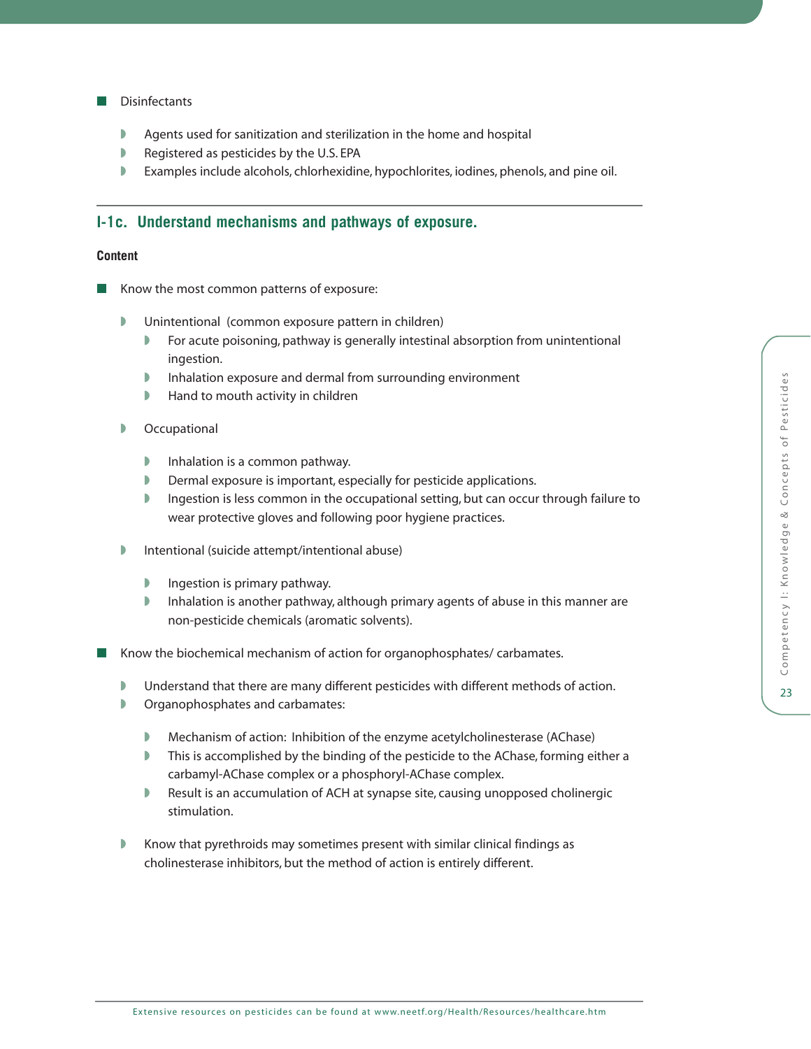- Disinfectants
  - Agents used for sanitization and sterilization in the home and hospital
  - Registered as pesticides by the U.S. EPA
  - Examples include alcohols, chlorhexidine, hypochlorites, iodines, phenols, and pine oil.

## I-1c. Understand mechanisms and pathways of exposure.

**Content**

- Know the most common patterns of exposure:
  - Unintentional (common exposure pattern in children)
    - For acute poisoning, pathway is generally intestinal absorption from unintentional ingestion.
    - Inhalation exposure and dermal from surrounding environment
    - Hand to mouth activity in children
  - Occupational
    - Inhalation is a common pathway.
    - Dermal exposure is important, especially for pesticide applications.
    - Ingestion is less common in the occupational setting, but can occur through failure to wear protective gloves and following poor hygiene practices.
  - Intentional (suicide attempt/intentional abuse)
    - Ingestion is primary pathway.
    - Inhalation is another pathway, although primary agents of abuse in this manner are non-pesticide chemicals (aromatic solvents).
- Know the biochemical mechanism of action for organophosphates/ carbamates.
  - Understand that there are many different pesticides with different methods of action.
  - Organophosphates and carbamates:
    - Mechanism of action: Inhibition of the enzyme acetylcholinesterase (AChase)
    - This is accomplished by the binding of the pesticide to the AChase, forming either a carbamyl-AChase complex or a phosphoryl-AChase complex.
    - Result is an accumulation of ACH at synapse site, causing unopposed cholinergic stimulation.
  - Know that pyrethroids may sometimes present with similar clinical findings as cholinesterase inhibitors, but the method of action is entirely different.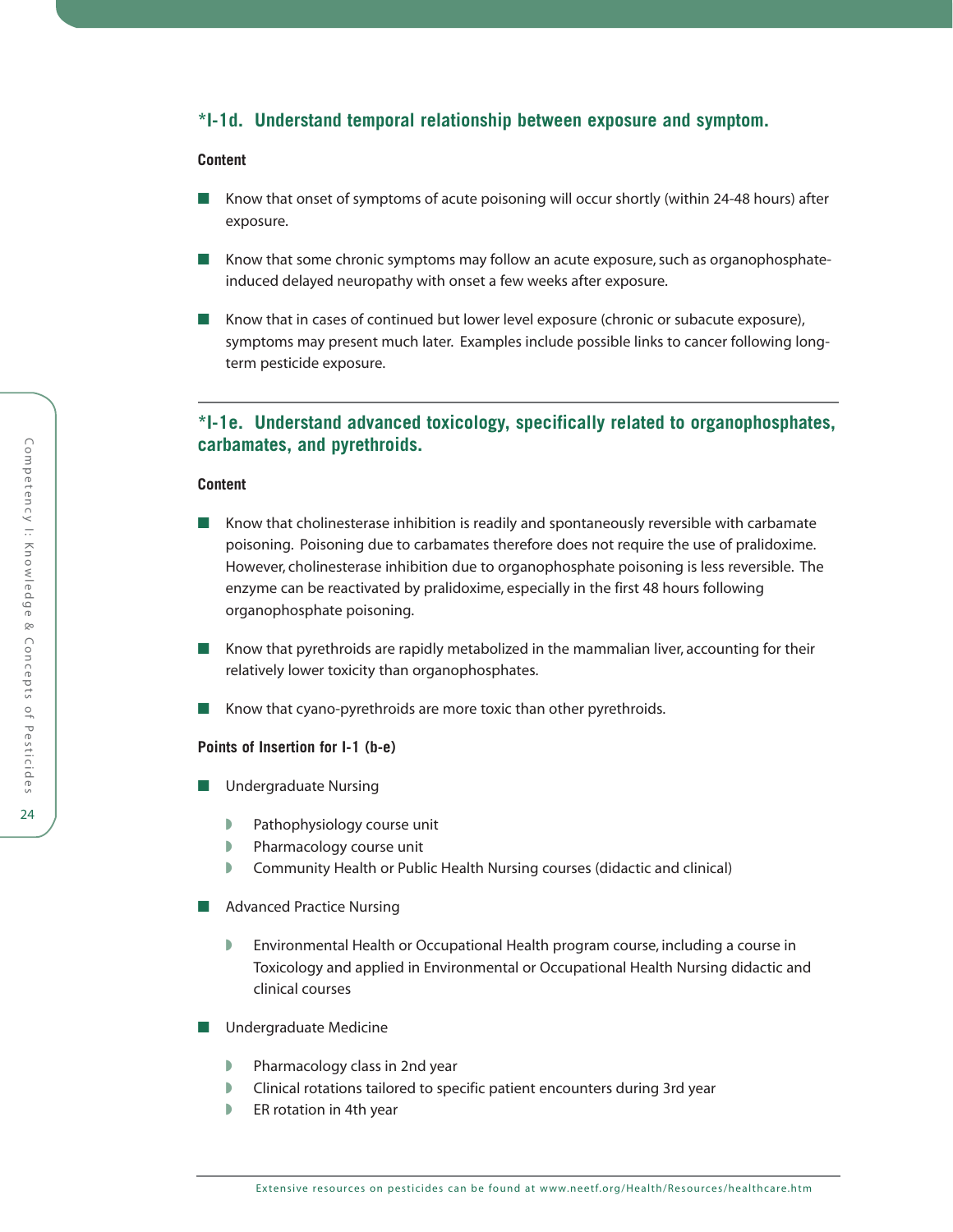### *I-1d. Understand temporal relationship between exposure and symptom.

**Content**

- Know that onset of symptoms of acute poisoning will occur shortly (within 24-48 hours) after exposure.
- Know that some chronic symptoms may follow an acute exposure, such as organophosphate-induced delayed neuropathy with onset a few weeks after exposure.
- Know that in cases of continued but lower level exposure (chronic or subacute exposure), symptoms may present much later. Examples include possible links to cancer following long-term pesticide exposure.

---

### *I-1e. Understand advanced toxicology, specifically related to organophosphates, carbamates, and pyrethroids.

**Content**

- Know that cholinesterase inhibition is readily and spontaneously reversible with carbamate poisoning. Poisoning due to carbamates therefore does not require the use of pralidoxime. However, cholinesterase inhibition due to organophosphate poisoning is less reversible. The enzyme can be reactivated by pralidoxime, especially in the first 48 hours following organophosphate poisoning.
- Know that pyrethroids are rapidly metabolized in the mammalian liver, accounting for their relatively lower toxicity than organophosphates.
- Know that cyano-pyrethroids are more toxic than other pyrethroids.

**Points of Insertion for I-1 (b-e)**

- Undergraduate Nursing
  - Pathophysiology course unit
  - Pharmacology course unit
  - Community Health or Public Health Nursing courses (didactic and clinical)
- Advanced Practice Nursing
  - Environmental Health or Occupational Health program course, including a course in Toxicology and applied in Environmental or Occupational Health Nursing didactic and clinical courses
- Undergraduate Medicine
  - Pharmacology class in 2nd year
  - Clinical rotations tailored to specific patient encounters during 3rd year
  - ER rotation in 4th year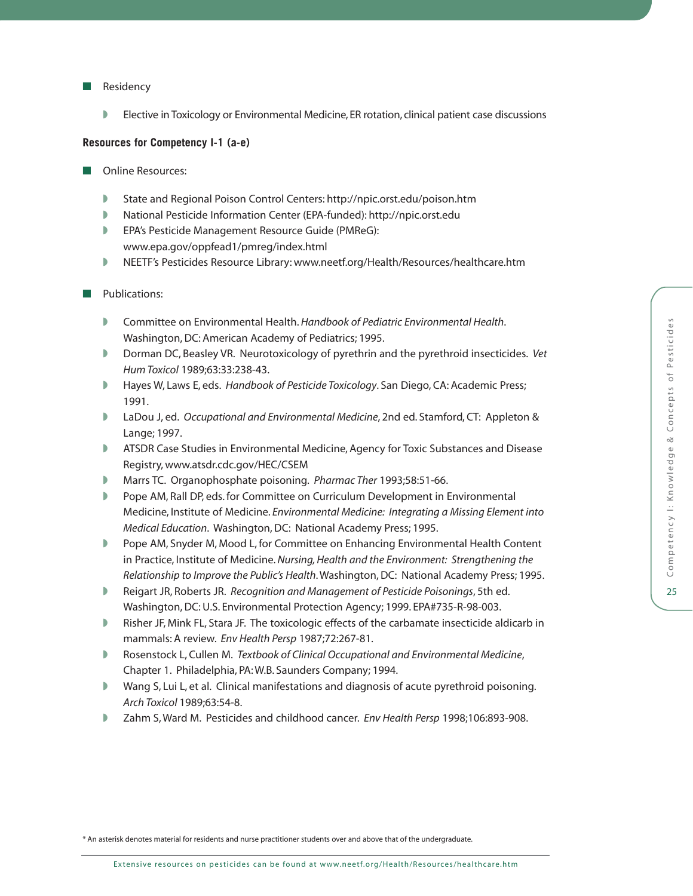- Residency
  - Elective in Toxicology or Environmental Medicine, ER rotation, clinical patient case discussions

**Resources for Competency I-1 (a-e)**

- Online Resources:
  - State and Regional Poison Control Centers: http://npic.orst.edu/poison.htm
  - National Pesticide Information Center (EPA-funded): http://npic.orst.edu
  - EPA's Pesticide Management Resource Guide (PMReG): www.epa.gov/oppfead1/pmreg/index.html
  - NEETF's Pesticides Resource Library: www.neetf.org/Health/Resources/healthcare.htm

- Publications:
  - Committee on Environmental Health. *Handbook of Pediatric Environmental Health*. Washington, DC: American Academy of Pediatrics; 1995.
  - Dorman DC, Beasley VR. Neurotoxicology of pyrethrin and the pyrethroid insecticides. *Vet Hum Toxicol* 1989;63:33:238-43.
  - Hayes W, Laws E, eds. *Handbook of Pesticide Toxicology*. San Diego, CA: Academic Press; 1991.
  - LaDou J, ed. *Occupational and Environmental Medicine*, 2nd ed. Stamford, CT: Appleton & Lange; 1997.
  - ATSDR Case Studies in Environmental Medicine, Agency for Toxic Substances and Disease Registry, www.atsdr.cdc.gov/HEC/CSEM
  - Marrs TC. Organophosphate poisoning. *Pharmac Ther* 1993;58:51-66.
  - Pope AM, Rall DP, eds. for Committee on Curriculum Development in Environmental Medicine, Institute of Medicine. *Environmental Medicine: Integrating a Missing Element into Medical Education*. Washington, DC: National Academy Press; 1995.
  - Pope AM, Snyder M, Mood L, for Committee on Enhancing Environmental Health Content in Practice, Institute of Medicine. *Nursing, Health and the Environment: Strengthening the Relationship to Improve the Public's Health*. Washington, DC: National Academy Press; 1995.
  - Reigart JR, Roberts JR. *Recognition and Management of Pesticide Poisonings*, 5th ed. Washington, DC: U.S. Environmental Protection Agency; 1999. EPA#735-R-98-003.
  - Risher JF, Mink FL, Stara JF. The toxicologic effects of the carbamate insecticide aldicarb in mammals: A review. *Env Health Persp* 1987;72:267-81.
  - Rosenstock L, Cullen M. *Textbook of Clinical Occupational and Environmental Medicine*, Chapter 1. Philadelphia, PA: W.B. Saunders Company; 1994.
  - Wang S, Lui L, et al. Clinical manifestations and diagnosis of acute pyrethroid poisoning. *Arch Toxicol* 1989;63:54-8.
  - Zahm S, Ward M. Pesticides and childhood cancer. *Env Health Persp* 1998;106:893-908.

* An asterisk denotes material for residents and nurse practitioner students over and above that of the undergraduate.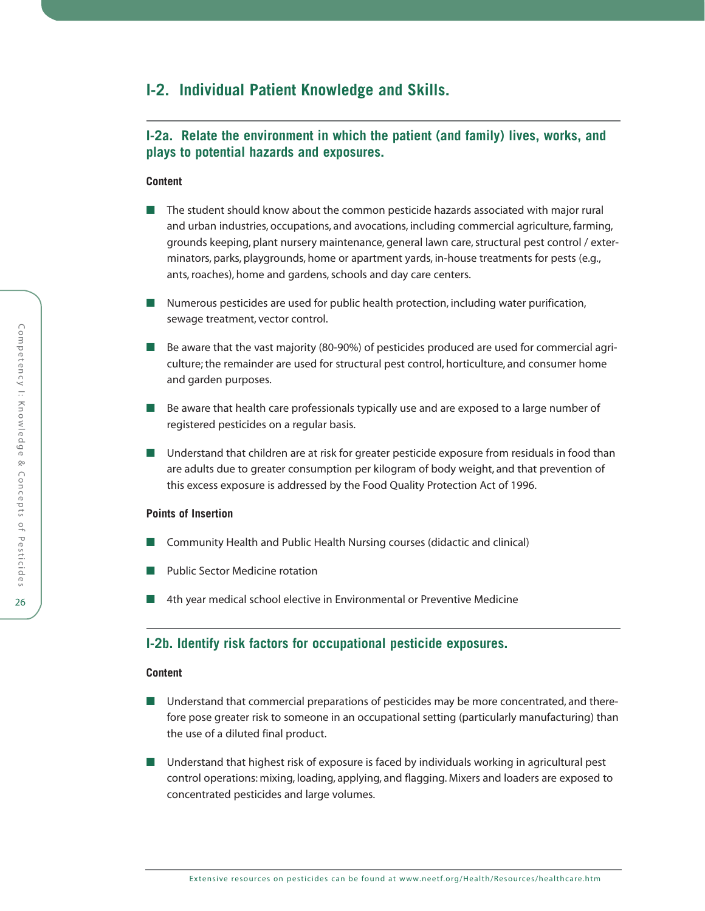## I-2. Individual Patient Knowledge and Skills.

### I-2a. Relate the environment in which the patient (and family) lives, works, and plays to potential hazards and exposures.

**Content**

- The student should know about the common pesticide hazards associated with major rural and urban industries, occupations, and avocations, including commercial agriculture, farming, grounds keeping, plant nursery maintenance, general lawn care, structural pest control / exterminators, parks, playgrounds, home or apartment yards, in-house treatments for pests (e.g., ants, roaches), home and gardens, schools and day care centers.
- Numerous pesticides are used for public health protection, including water purification, sewage treatment, vector control.
- Be aware that the vast majority (80-90%) of pesticides produced are used for commercial agriculture; the remainder are used for structural pest control, horticulture, and consumer home and garden purposes.
- Be aware that health care professionals typically use and are exposed to a large number of registered pesticides on a regular basis.
- Understand that children are at risk for greater pesticide exposure from residuals in food than are adults due to greater consumption per kilogram of body weight, and that prevention of this excess exposure is addressed by the Food Quality Protection Act of 1996.

**Points of Insertion**

- Community Health and Public Health Nursing courses (didactic and clinical)
- Public Sector Medicine rotation
- 4th year medical school elective in Environmental or Preventive Medicine

### I-2b. Identify risk factors for occupational pesticide exposures.

**Content**

- Understand that commercial preparations of pesticides may be more concentrated, and therefore pose greater risk to someone in an occupational setting (particularly manufacturing) than the use of a diluted final product.
- Understand that highest risk of exposure is faced by individuals working in agricultural pest control operations: mixing, loading, applying, and flagging. Mixers and loaders are exposed to concentrated pesticides and large volumes.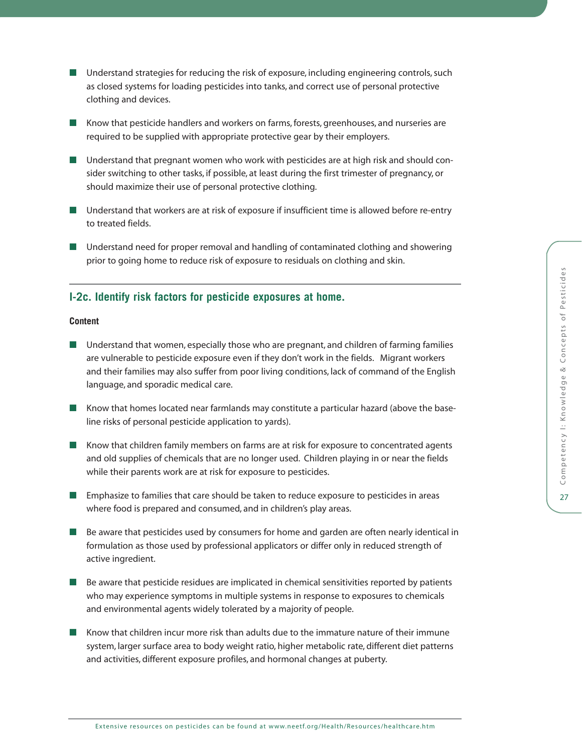- Understand strategies for reducing the risk of exposure, including engineering controls, such as closed systems for loading pesticides into tanks, and correct use of personal protective clothing and devices.
- Know that pesticide handlers and workers on farms, forests, greenhouses, and nurseries are required to be supplied with appropriate protective gear by their employers.
- Understand that pregnant women who work with pesticides are at high risk and should consider switching to other tasks, if possible, at least during the first trimester of pregnancy, or should maximize their use of personal protective clothing.
- Understand that workers are at risk of exposure if insufficient time is allowed before re-entry to treated fields.
- Understand need for proper removal and handling of contaminated clothing and showering prior to going home to reduce risk of exposure to residuals on clothing and skin.

### I-2c. Identify risk factors for pesticide exposures at home.

**Content**

- Understand that women, especially those who are pregnant, and children of farming families are vulnerable to pesticide exposure even if they don't work in the fields. Migrant workers and their families may also suffer from poor living conditions, lack of command of the English language, and sporadic medical care.
- Know that homes located near farmlands may constitute a particular hazard (above the baseline risks of personal pesticide application to yards).
- Know that children family members on farms are at risk for exposure to concentrated agents and old supplies of chemicals that are no longer used. Children playing in or near the fields while their parents work are at risk for exposure to pesticides.
- Emphasize to families that care should be taken to reduce exposure to pesticides in areas where food is prepared and consumed, and in children's play areas.
- Be aware that pesticides used by consumers for home and garden are often nearly identical in formulation as those used by professional applicators or differ only in reduced strength of active ingredient.
- Be aware that pesticide residues are implicated in chemical sensitivities reported by patients who may experience symptoms in multiple systems in response to exposures to chemicals and environmental agents widely tolerated by a majority of people.
- Know that children incur more risk than adults due to the immature nature of their immune system, larger surface area to body weight ratio, higher metabolic rate, different diet patterns and activities, different exposure profiles, and hormonal changes at puberty.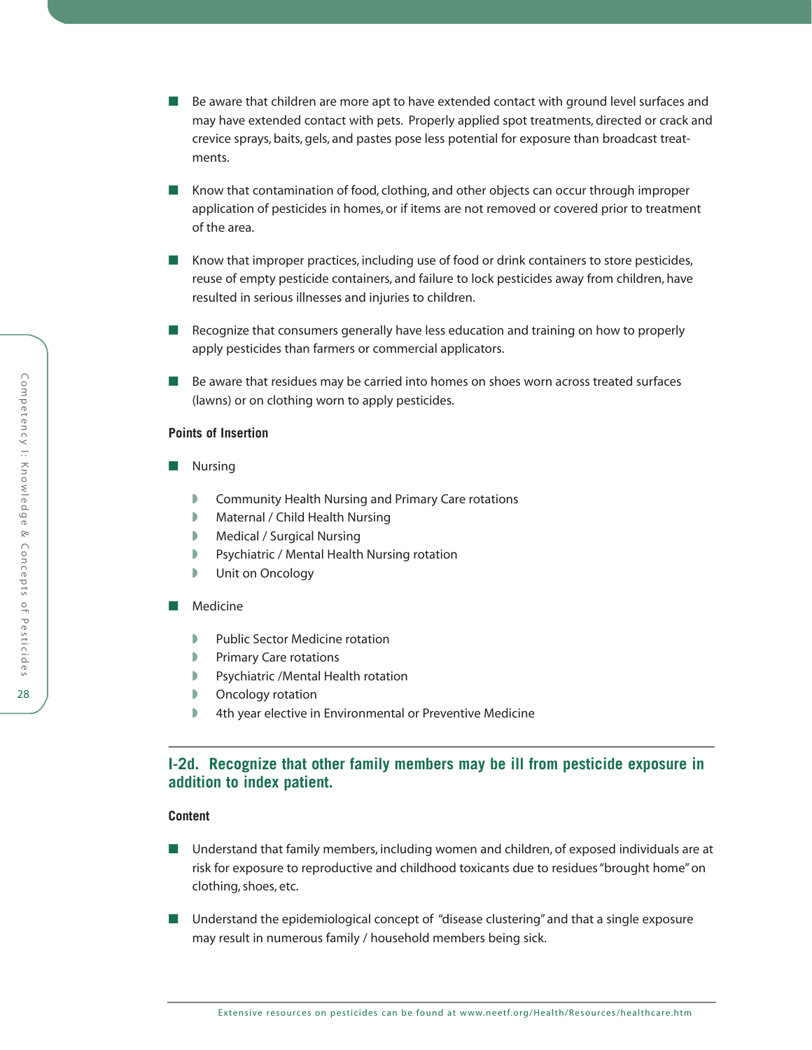- Be aware that children are more apt to have extended contact with ground level surfaces and may have extended contact with pets. Properly applied spot treatments, directed or crack and crevice sprays, baits, gels, and pastes pose less potential for exposure than broadcast treatments.

- Know that contamination of food, clothing, and other objects can occur through improper application of pesticides in homes, or if items are not removed or covered prior to treatment of the area.

- Know that improper practices, including use of food or drink containers to store pesticides, reuse of empty pesticide containers, and failure to lock pesticides away from children, have resulted in serious illnesses and injuries to children.

- Recognize that consumers generally have less education and training on how to properly apply pesticides than farmers or commercial applicators.

- Be aware that residues may be carried into homes on shoes worn across treated surfaces (lawns) or on clothing worn to apply pesticides.

**Points of Insertion**

- Nursing
  - Community Health Nursing and Primary Care rotations
  - Maternal / Child Health Nursing
  - Medical / Surgical Nursing
  - Psychiatric / Mental Health Nursing rotation
  - Unit on Oncology

- Medicine
  - Public Sector Medicine rotation
  - Primary Care rotations
  - Psychiatric /Mental Health rotation
  - Oncology rotation
  - 4th year elective in Environmental or Preventive Medicine

---

## I-2d. Recognize that other family members may be ill from pesticide exposure in addition to index patient.

**Content**

- Understand that family members, including women and children, of exposed individuals are at risk for exposure to reproductive and childhood toxicants due to residues "brought home" on clothing, shoes, etc.

- Understand the epidemiological concept of "disease clustering" and that a single exposure may result in numerous family / household members being sick.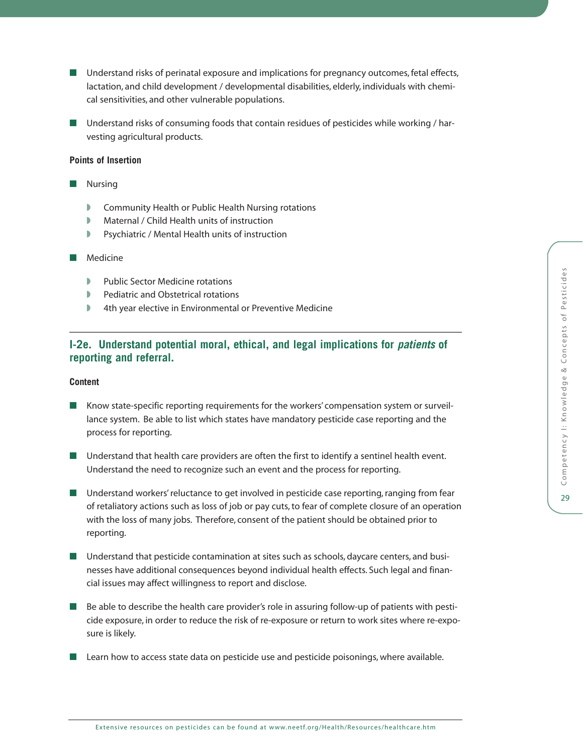- Understand risks of perinatal exposure and implications for pregnancy outcomes, fetal effects, lactation, and child development / developmental disabilities, elderly, individuals with chemical sensitivities, and other vulnerable populations.

- Understand risks of consuming foods that contain residues of pesticides while working / harvesting agricultural products.

**Points of Insertion**

- Nursing
  - Community Health or Public Health Nursing rotations
  - Maternal / Child Health units of instruction
  - Psychiatric / Mental Health units of instruction

- Medicine
  - Public Sector Medicine rotations
  - Pediatric and Obstetrical rotations
  - 4th year elective in Environmental or Preventive Medicine

## I-2e. Understand potential moral, ethical, and legal implications for *patients* of reporting and referral.

**Content**

- Know state-specific reporting requirements for the workers' compensation system or surveillance system. Be able to list which states have mandatory pesticide case reporting and the process for reporting.

- Understand that health care providers are often the first to identify a sentinel health event. Understand the need to recognize such an event and the process for reporting.

- Understand workers' reluctance to get involved in pesticide case reporting, ranging from fear of retaliatory actions such as loss of job or pay cuts, to fear of complete closure of an operation with the loss of many jobs. Therefore, consent of the patient should be obtained prior to reporting.

- Understand that pesticide contamination at sites such as schools, daycare centers, and businesses have additional consequences beyond individual health effects. Such legal and financial issues may affect willingness to report and disclose.

- Be able to describe the health care provider's role in assuring follow-up of patients with pesticide exposure, in order to reduce the risk of re-exposure or return to work sites where re-exposure is likely.

- Learn how to access state data on pesticide use and pesticide poisonings, where available.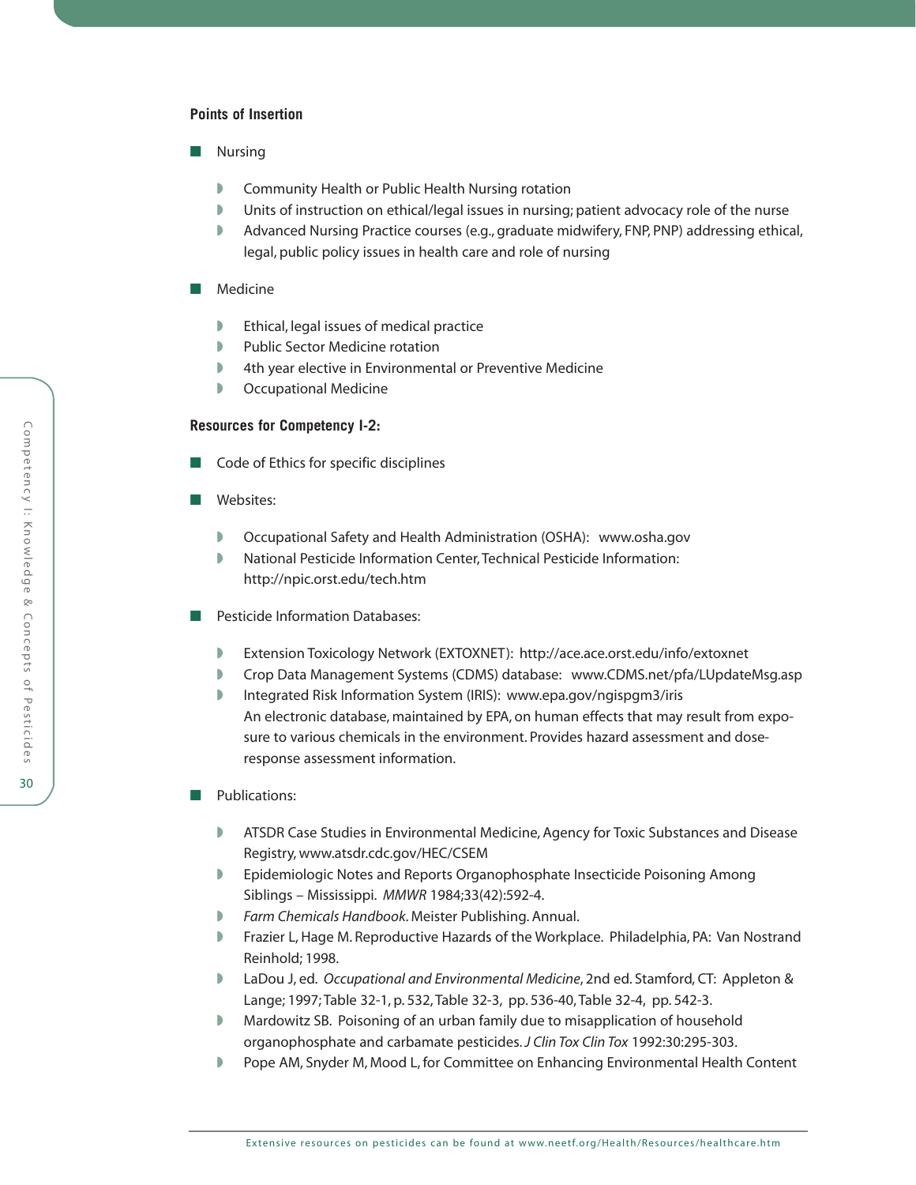### Points of Insertion

- Nursing
  - Community Health or Public Health Nursing rotation
  - Units of instruction on ethical/legal issues in nursing; patient advocacy role of the nurse
  - Advanced Nursing Practice courses (e.g., graduate midwifery, FNP, PNP) addressing ethical, legal, public policy issues in health care and role of nursing
- Medicine
  - Ethical, legal issues of medical practice
  - Public Sector Medicine rotation
  - 4th year elective in Environmental or Preventive Medicine
  - Occupational Medicine

### Resources for Competency I-2:

- Code of Ethics for specific disciplines
- Websites:
  - Occupational Safety and Health Administration (OSHA): www.osha.gov
  - National Pesticide Information Center, Technical Pesticide Information: http://npic.orst.edu/tech.htm
- Pesticide Information Databases:
  - Extension Toxicology Network (EXTOXNET): http://ace.ace.orst.edu/info/extoxnet
  - Crop Data Management Systems (CDMS) database: www.CDMS.net/pfa/LUpdateMsg.asp
  - Integrated Risk Information System (IRIS): www.epa.gov/ngispgm3/iris
    An electronic database, maintained by EPA, on human effects that may result from exposure to various chemicals in the environment. Provides hazard assessment and dose-response assessment information.
- Publications:
  - ATSDR Case Studies in Environmental Medicine, Agency for Toxic Substances and Disease Registry, www.atsdr.cdc.gov/HEC/CSEM
  - Epidemiologic Notes and Reports Organophosphate Insecticide Poisoning Among Siblings – Mississippi. *MMWR* 1984;33(42):592-4.
  - *Farm Chemicals Handbook*. Meister Publishing. Annual.
  - Frazier L, Hage M. Reproductive Hazards of the Workplace. Philadelphia, PA: Van Nostrand Reinhold; 1998.
  - LaDou J, ed. *Occupational and Environmental Medicine*, 2nd ed. Stamford, CT: Appleton & Lange; 1997; Table 32-1, p. 532, Table 32-3, pp. 536-40, Table 32-4, pp. 542-3.
  - Mardowitz SB. Poisoning of an urban family due to misapplication of household organophosphate and carbamate pesticides. *J Clin Tox Clin Tox* 1992:30:295-303.
  - Pope AM, Snyder M, Mood L, for Committee on Enhancing Environmental Health Content

Extensive resources on pesticides can be found at www.neetf.org/Health/Resources/healthcare.htm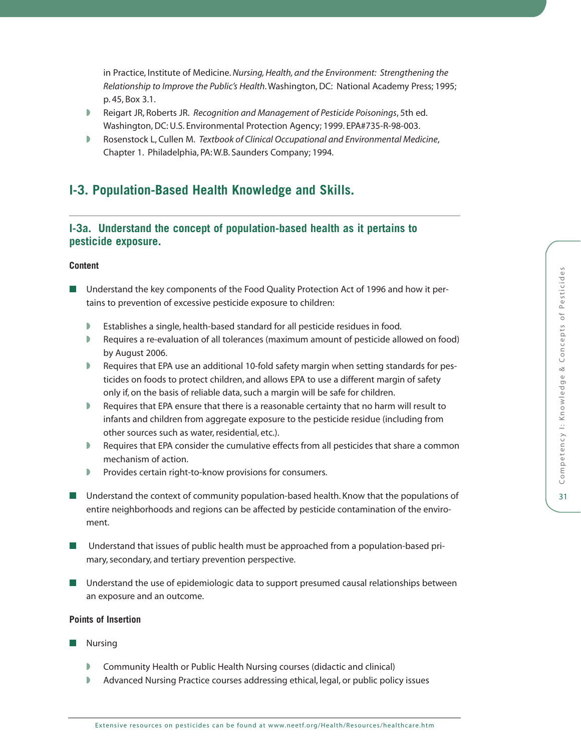in Practice, Institute of Medicine. *Nursing, Health, and the Environment: Strengthening the Relationship to Improve the Public's Health*. Washington, DC: National Academy Press; 1995; p. 45, Box 3.1.

- Reigart JR, Roberts JR. *Recognition and Management of Pesticide Poisonings*, 5th ed. Washington, DC: U.S. Environmental Protection Agency; 1999. EPA#735-R-98-003.
- Rosenstock L, Cullen M. *Textbook of Clinical Occupational and Environmental Medicine*, Chapter 1. Philadelphia, PA: W.B. Saunders Company; 1994.

## I-3. Population-Based Health Knowledge and Skills.

### I-3a. Understand the concept of population-based health as it pertains to pesticide exposure.

**Content**

- Understand the key components of the Food Quality Protection Act of 1996 and how it pertains to prevention of excessive pesticide exposure to children:
  - Establishes a single, health-based standard for all pesticide residues in food.
  - Requires a re-evaluation of all tolerances (maximum amount of pesticide allowed on food) by August 2006.
  - Requires that EPA use an additional 10-fold safety margin when setting standards for pesticides on foods to protect children, and allows EPA to use a different margin of safety only if, on the basis of reliable data, such a margin will be safe for children.
  - Requires that EPA ensure that there is a reasonable certainty that no harm will result to infants and children from aggregate exposure to the pesticide residue (including from other sources such as water, residential, etc.).
  - Requires that EPA consider the cumulative effects from all pesticides that share a common mechanism of action.
  - Provides certain right-to-know provisions for consumers.
- Understand the context of community population-based health. Know that the populations of entire neighborhoods and regions can be affected by pesticide contamination of the enviroment.
- Understand that issues of public health must be approached from a population-based primary, secondary, and tertiary prevention perspective.
- Understand the use of epidemiologic data to support presumed causal relationships between an exposure and an outcome.

**Points of Insertion**

- Nursing
  - Community Health or Public Health Nursing courses (didactic and clinical)
  - Advanced Nursing Practice courses addressing ethical, legal, or public policy issues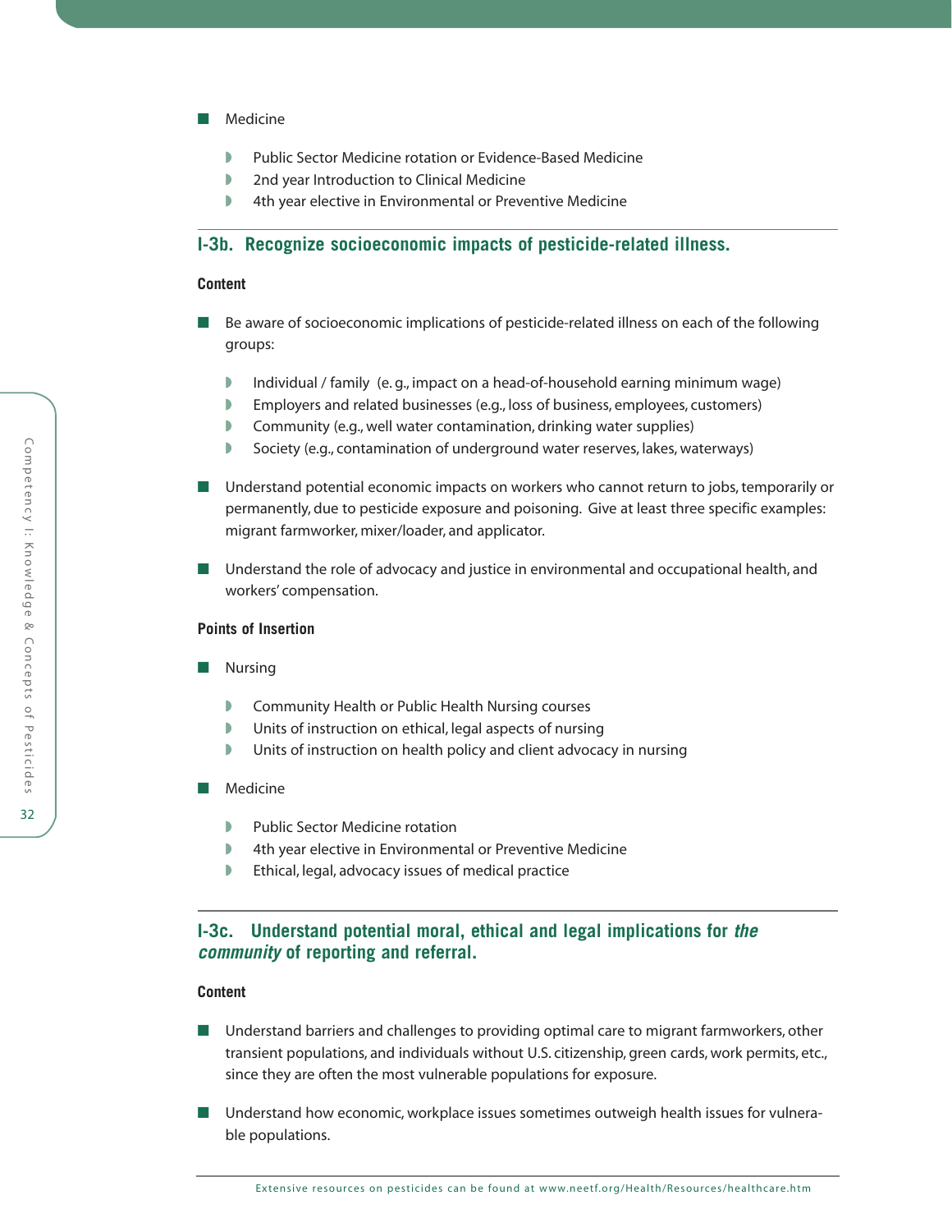- Medicine
  - Public Sector Medicine rotation or Evidence-Based Medicine
  - 2nd year Introduction to Clinical Medicine
  - 4th year elective in Environmental or Preventive Medicine

## I-3b. Recognize socioeconomic impacts of pesticide-related illness.

**Content**

- Be aware of socioeconomic implications of pesticide-related illness on each of the following groups:
  - Individual / family (e. g., impact on a head-of-household earning minimum wage)
  - Employers and related businesses (e.g., loss of business, employees, customers)
  - Community (e.g., well water contamination, drinking water supplies)
  - Society (e.g., contamination of underground water reserves, lakes, waterways)
- Understand potential economic impacts on workers who cannot return to jobs, temporarily or permanently, due to pesticide exposure and poisoning. Give at least three specific examples: migrant farmworker, mixer/loader, and applicator.
- Understand the role of advocacy and justice in environmental and occupational health, and workers' compensation.

**Points of Insertion**

- Nursing
  - Community Health or Public Health Nursing courses
  - Units of instruction on ethical, legal aspects of nursing
  - Units of instruction on health policy and client advocacy in nursing
- Medicine
  - Public Sector Medicine rotation
  - 4th year elective in Environmental or Preventive Medicine
  - Ethical, legal, advocacy issues of medical practice

## I-3c. Understand potential moral, ethical and legal implications for *the community* of reporting and referral.

**Content**

- Understand barriers and challenges to providing optimal care to migrant farmworkers, other transient populations, and individuals without U.S. citizenship, green cards, work permits, etc., since they are often the most vulnerable populations for exposure.
- Understand how economic, workplace issues sometimes outweigh health issues for vulnerable populations.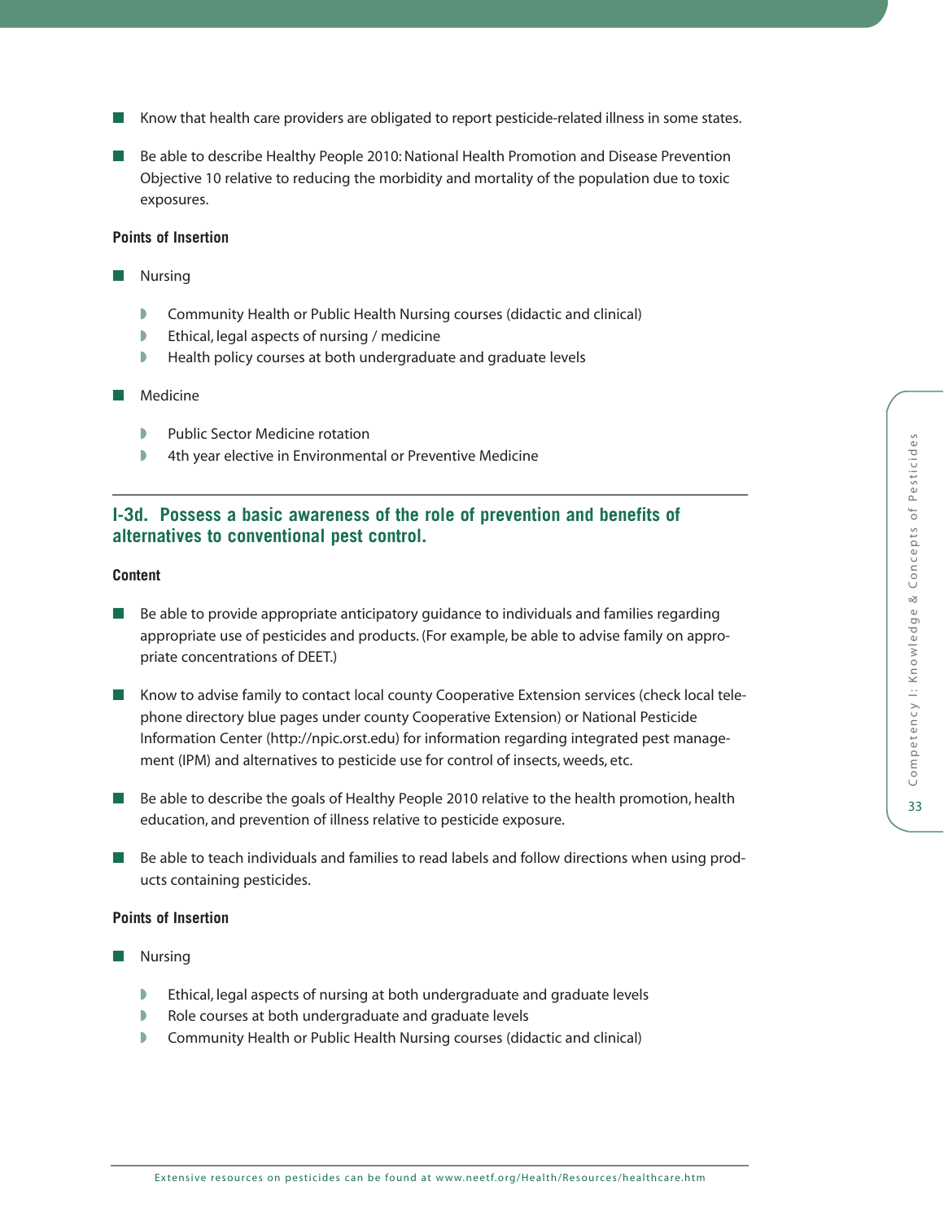- Know that health care providers are obligated to report pesticide-related illness in some states.

- Be able to describe Healthy People 2010: National Health Promotion and Disease Prevention Objective 10 relative to reducing the morbidity and mortality of the population due to toxic exposures.

**Points of Insertion**

- Nursing
  - Community Health or Public Health Nursing courses (didactic and clinical)
  - Ethical, legal aspects of nursing / medicine
  - Health policy courses at both undergraduate and graduate levels

- Medicine
  - Public Sector Medicine rotation
  - 4th year elective in Environmental or Preventive Medicine

## I-3d. Possess a basic awareness of the role of prevention and benefits of alternatives to conventional pest control.

**Content**

- Be able to provide appropriate anticipatory guidance to individuals and families regarding appropriate use of pesticides and products. (For example, be able to advise family on appropriate concentrations of DEET.)

- Know to advise family to contact local county Cooperative Extension services (check local telephone directory blue pages under county Cooperative Extension) or National Pesticide Information Center (http://npic.orst.edu) for information regarding integrated pest management (IPM) and alternatives to pesticide use for control of insects, weeds, etc.

- Be able to describe the goals of Healthy People 2010 relative to the health promotion, health education, and prevention of illness relative to pesticide exposure.

- Be able to teach individuals and families to read labels and follow directions when using products containing pesticides.

**Points of Insertion**

- Nursing
  - Ethical, legal aspects of nursing at both undergraduate and graduate levels
  - Role courses at both undergraduate and graduate levels
  - Community Health or Public Health Nursing courses (didactic and clinical)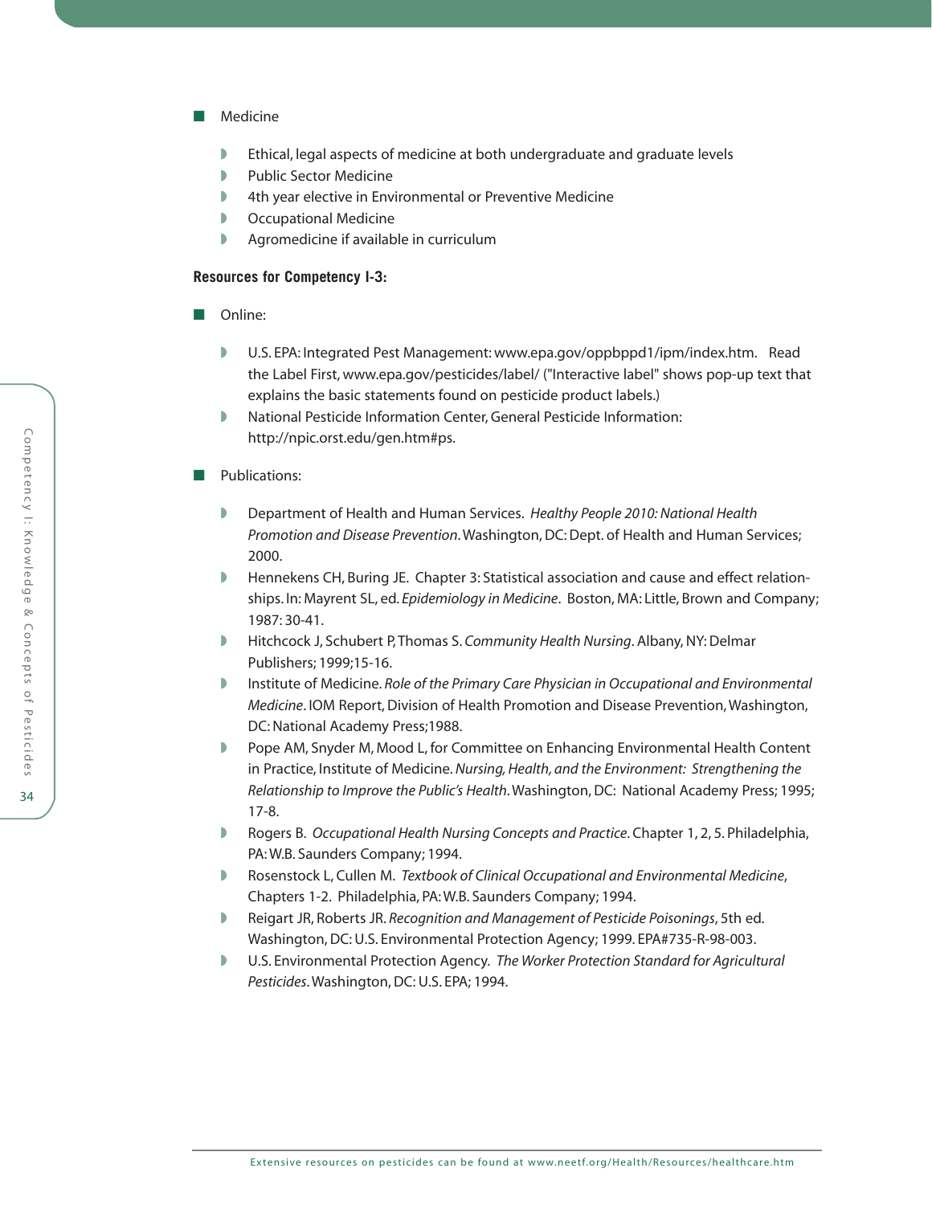- Medicine
  - Ethical, legal aspects of medicine at both undergraduate and graduate levels
  - Public Sector Medicine
  - 4th year elective in Environmental or Preventive Medicine
  - Occupational Medicine
  - Agromedicine if available in curriculum

**Resources for Competency I-3:**

- Online:
  - U.S. EPA: Integrated Pest Management: www.epa.gov/oppbppd1/ipm/index.htm. Read the Label First, www.epa.gov/pesticides/label/ ("Interactive label" shows pop-up text that explains the basic statements found on pesticide product labels.)
  - National Pesticide Information Center, General Pesticide Information: http://npic.orst.edu/gen.htm#ps.

- Publications:
  - Department of Health and Human Services. *Healthy People 2010: National Health Promotion and Disease Prevention*. Washington, DC: Dept. of Health and Human Services; 2000.
  - Hennekens CH, Buring JE. Chapter 3: Statistical association and cause and effect relationships. In: Mayrent SL, ed. *Epidemiology in Medicine*. Boston, MA: Little, Brown and Company; 1987: 30-41.
  - Hitchcock J, Schubert P, Thomas S. *Community Health Nursing*. Albany, NY: Delmar Publishers; 1999;15-16.
  - Institute of Medicine. *Role of the Primary Care Physician in Occupational and Environmental Medicine*. IOM Report, Division of Health Promotion and Disease Prevention, Washington, DC: National Academy Press;1988.
  - Pope AM, Snyder M, Mood L, for Committee on Enhancing Environmental Health Content in Practice, Institute of Medicine. *Nursing, Health, and the Environment: Strengthening the Relationship to Improve the Public's Health*. Washington, DC: National Academy Press; 1995; 17-8.
  - Rogers B. *Occupational Health Nursing Concepts and Practice*. Chapter 1, 2, 5. Philadelphia, PA: W.B. Saunders Company; 1994.
  - Rosenstock L, Cullen M. *Textbook of Clinical Occupational and Environmental Medicine*, Chapters 1-2. Philadelphia, PA: W.B. Saunders Company; 1994.
  - Reigart JR, Roberts JR. *Recognition and Management of Pesticide Poisonings*, 5th ed. Washington, DC: U.S. Environmental Protection Agency; 1999. EPA#735-R-98-003.
  - U.S. Environmental Protection Agency. *The Worker Protection Standard for Agricultural Pesticides*. Washington, DC: U.S. EPA; 1994.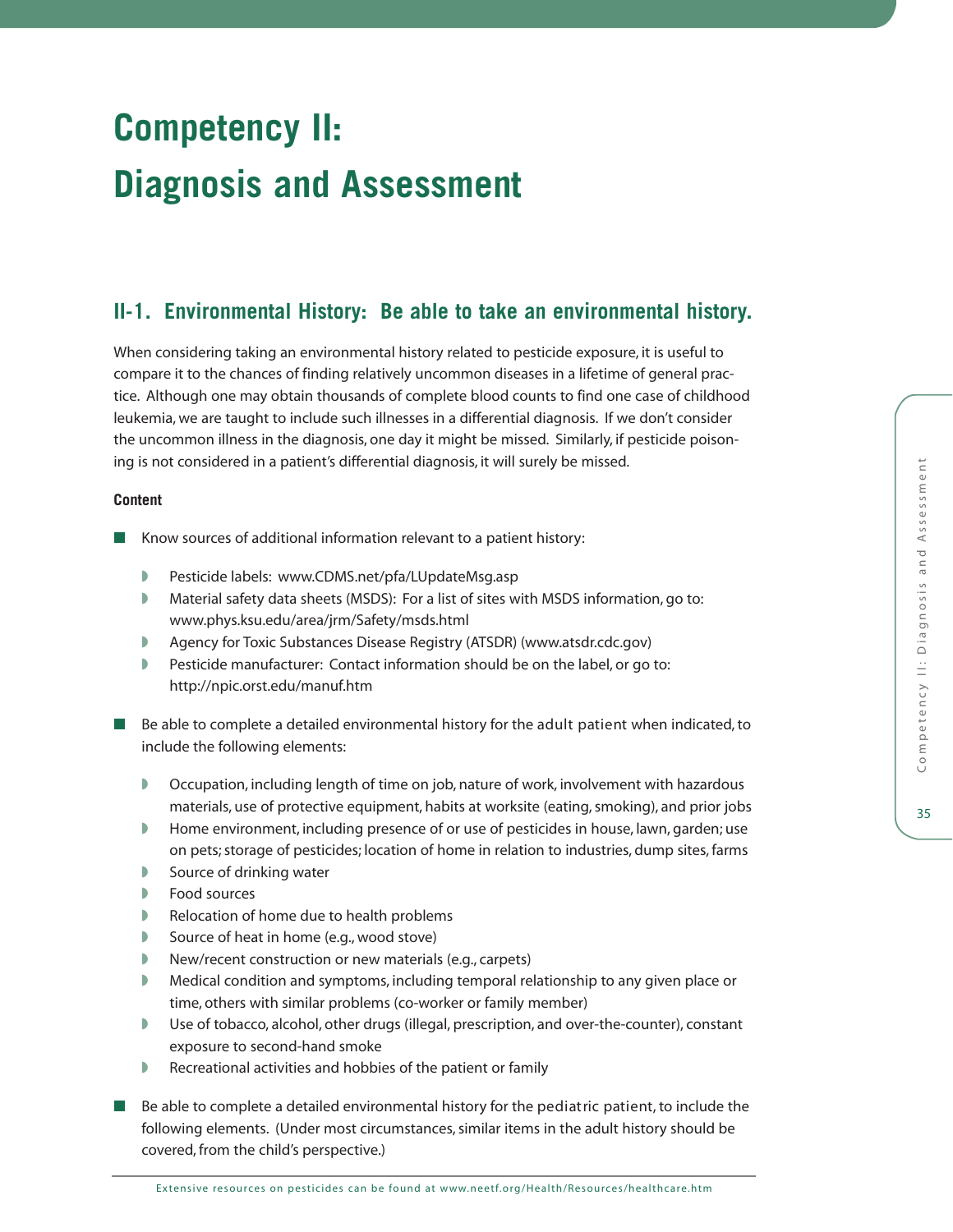# Competency II: Diagnosis and Assessment

## II-1. Environmental History: Be able to take an environmental history.

When considering taking an environmental history related to pesticide exposure, it is useful to compare it to the chances of finding relatively uncommon diseases in a lifetime of general practice. Although one may obtain thousands of complete blood counts to find one case of childhood leukemia, we are taught to include such illnesses in a differential diagnosis. If we don't consider the uncommon illness in the diagnosis, one day it might be missed. Similarly, if pesticide poisoning is not considered in a patient's differential diagnosis, it will surely be missed.

**Content**

- Know sources of additional information relevant to a patient history:
  - Pesticide labels: www.CDMS.net/pfa/LUpdateMsg.asp
  - Material safety data sheets (MSDS): For a list of sites with MSDS information, go to: www.phys.ksu.edu/area/jrm/Safety/msds.html
  - Agency for Toxic Substances Disease Registry (ATSDR) (www.atsdr.cdc.gov)
  - Pesticide manufacturer: Contact information should be on the label, or go to: http://npic.orst.edu/manuf.htm
- Be able to complete a detailed environmental history for the adult patient when indicated, to include the following elements:
  - Occupation, including length of time on job, nature of work, involvement with hazardous materials, use of protective equipment, habits at worksite (eating, smoking), and prior jobs
  - Home environment, including presence of or use of pesticides in house, lawn, garden; use on pets; storage of pesticides; location of home in relation to industries, dump sites, farms
  - Source of drinking water
  - Food sources
  - Relocation of home due to health problems
  - Source of heat in home (e.g., wood stove)
  - New/recent construction or new materials (e.g., carpets)
  - Medical condition and symptoms, including temporal relationship to any given place or time, others with similar problems (co-worker or family member)
  - Use of tobacco, alcohol, other drugs (illegal, prescription, and over-the-counter), constant exposure to second-hand smoke
  - Recreational activities and hobbies of the patient or family
- Be able to complete a detailed environmental history for the pediatric patient, to include the following elements. (Under most circumstances, similar items in the adult history should be covered, from the child's perspective.)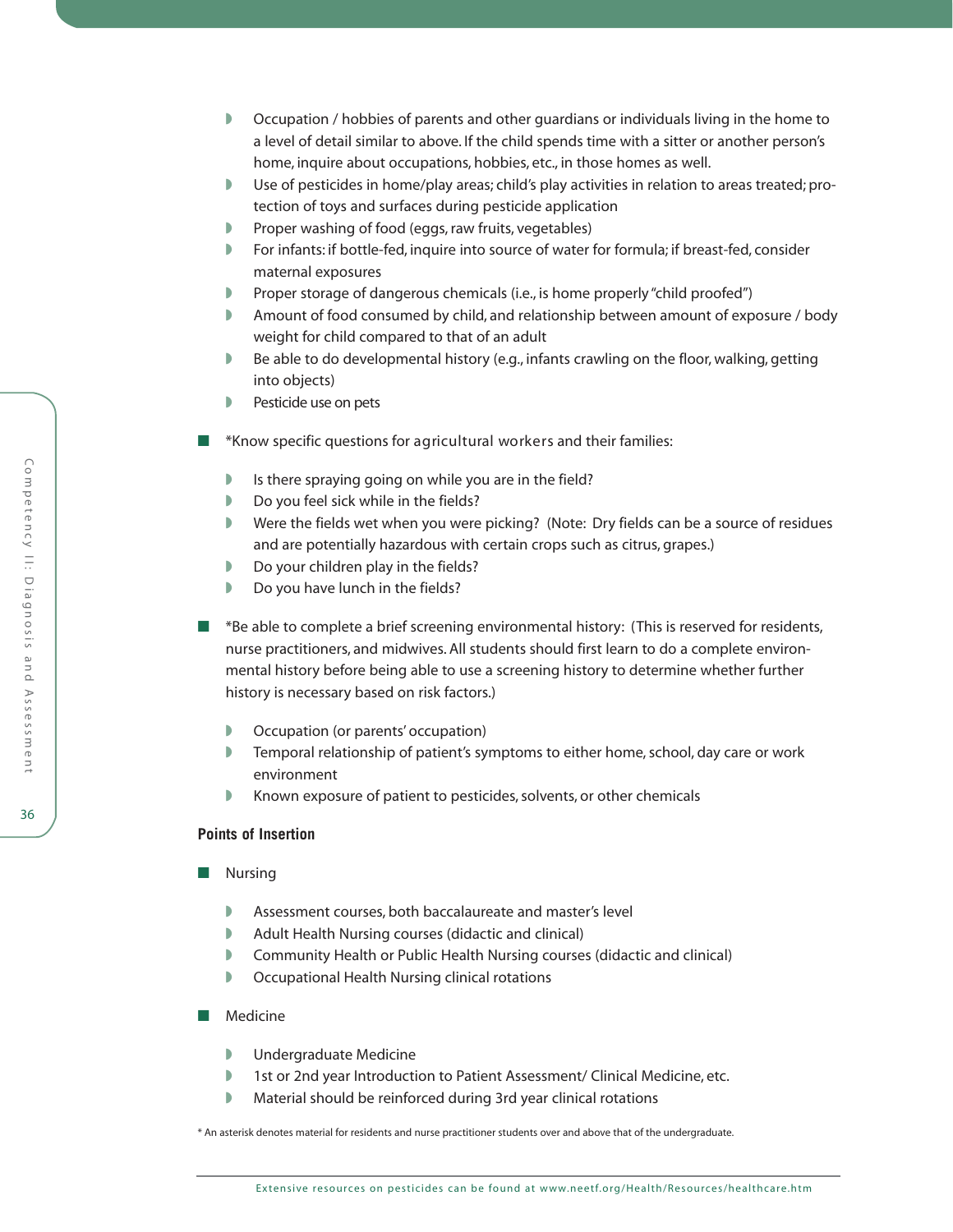- Occupation / hobbies of parents and other guardians or individuals living in the home to a level of detail similar to above. If the child spends time with a sitter or another person's home, inquire about occupations, hobbies, etc., in those homes as well.
- Use of pesticides in home/play areas; child's play activities in relation to areas treated; protection of toys and surfaces during pesticide application
- Proper washing of food (eggs, raw fruits, vegetables)
- For infants: if bottle-fed, inquire into source of water for formula; if breast-fed, consider maternal exposures
- Proper storage of dangerous chemicals (i.e., is home properly "child proofed")
- Amount of food consumed by child, and relationship between amount of exposure / body weight for child compared to that of an adult
- Be able to do developmental history (e.g., infants crawling on the floor, walking, getting into objects)
- Pesticide use on pets

- *Know specific questions for agricultural workers and their families:
  - Is there spraying going on while you are in the field?
  - Do you feel sick while in the fields?
  - Were the fields wet when you were picking? (Note: Dry fields can be a source of residues and are potentially hazardous with certain crops such as citrus, grapes.)
  - Do your children play in the fields?
  - Do you have lunch in the fields?

- *Be able to complete a brief screening environmental history: (This is reserved for residents, nurse practitioners, and midwives. All students should first learn to do a complete environmental history before being able to use a screening history to determine whether further history is necessary based on risk factors.)
  - Occupation (or parents' occupation)
  - Temporal relationship of patient's symptoms to either home, school, day care or work environment
  - Known exposure of patient to pesticides, solvents, or other chemicals

**Points of Insertion**

- Nursing
  - Assessment courses, both baccalaureate and master's level
  - Adult Health Nursing courses (didactic and clinical)
  - Community Health or Public Health Nursing courses (didactic and clinical)
  - Occupational Health Nursing clinical rotations

- Medicine
  - Undergraduate Medicine
  - 1st or 2nd year Introduction to Patient Assessment/ Clinical Medicine, etc.
  - Material should be reinforced during 3rd year clinical rotations

* An asterisk denotes material for residents and nurse practitioner students over and above that of the undergraduate.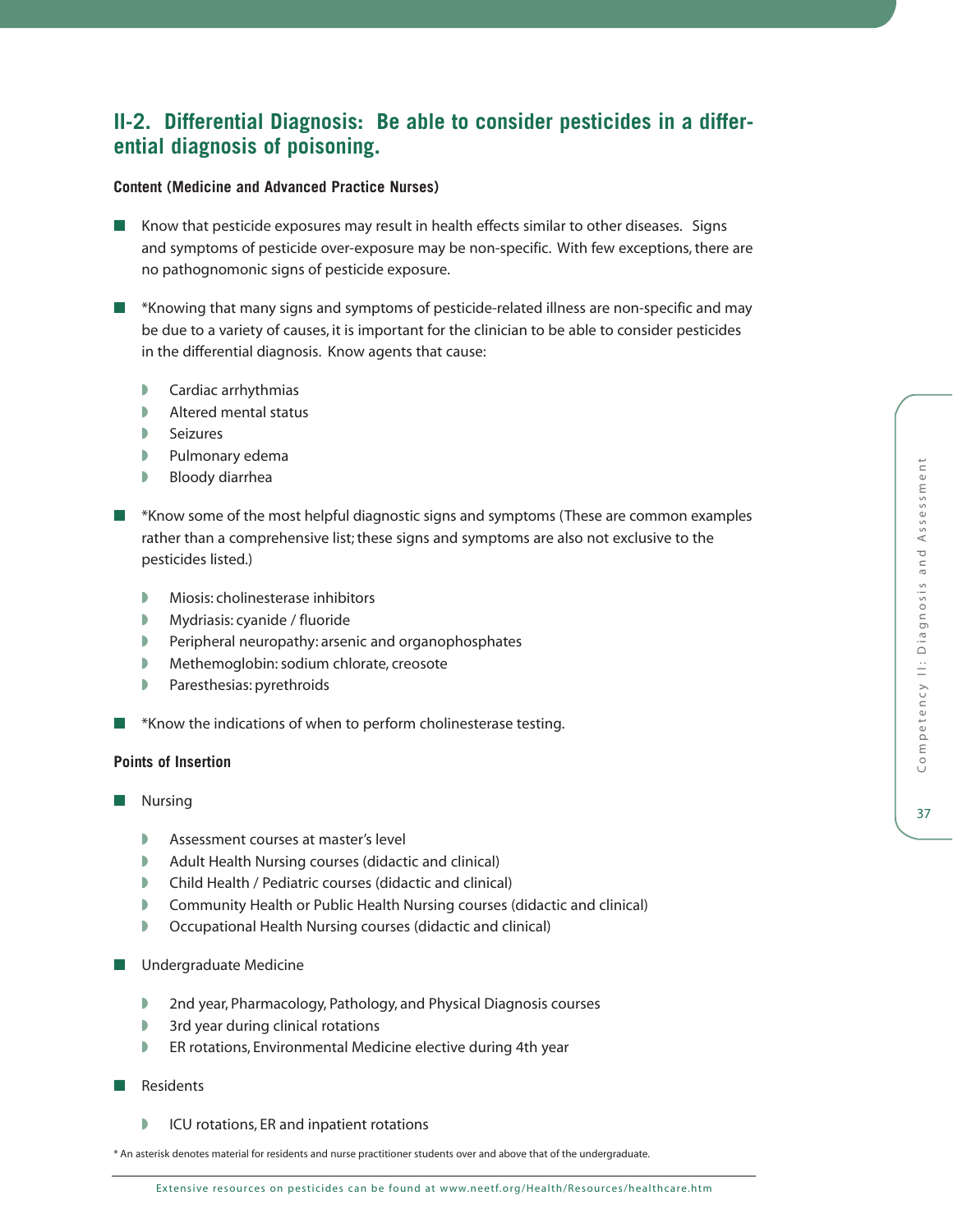## II-2. Differential Diagnosis: Be able to consider pesticides in a differential diagnosis of poisoning.

**Content (Medicine and Advanced Practice Nurses)**

- Know that pesticide exposures may result in health effects similar to other diseases. Signs and symptoms of pesticide over-exposure may be non-specific. With few exceptions, there are no pathognomonic signs of pesticide exposure.

- *Knowing that many signs and symptoms of pesticide-related illness are non-specific and may be due to a variety of causes, it is important for the clinician to be able to consider pesticides in the differential diagnosis. Know agents that cause:
  - Cardiac arrhythmias
  - Altered mental status
  - Seizures
  - Pulmonary edema
  - Bloody diarrhea

- *Know some of the most helpful diagnostic signs and symptoms (These are common examples rather than a comprehensive list; these signs and symptoms are also not exclusive to the pesticides listed.)
  - Miosis: cholinesterase inhibitors
  - Mydriasis: cyanide / fluoride
  - Peripheral neuropathy: arsenic and organophosphates
  - Methemoglobin: sodium chlorate, creosote
  - Paresthesias: pyrethroids

- *Know the indications of when to perform cholinesterase testing.

**Points of Insertion**

- Nursing
  - Assessment courses at master's level
  - Adult Health Nursing courses (didactic and clinical)
  - Child Health / Pediatric courses (didactic and clinical)
  - Community Health or Public Health Nursing courses (didactic and clinical)
  - Occupational Health Nursing courses (didactic and clinical)

- Undergraduate Medicine
  - 2nd year, Pharmacology, Pathology, and Physical Diagnosis courses
  - 3rd year during clinical rotations
  - ER rotations, Environmental Medicine elective during 4th year

- Residents
  - ICU rotations, ER and inpatient rotations

* An asterisk denotes material for residents and nurse practitioner students over and above that of the undergraduate.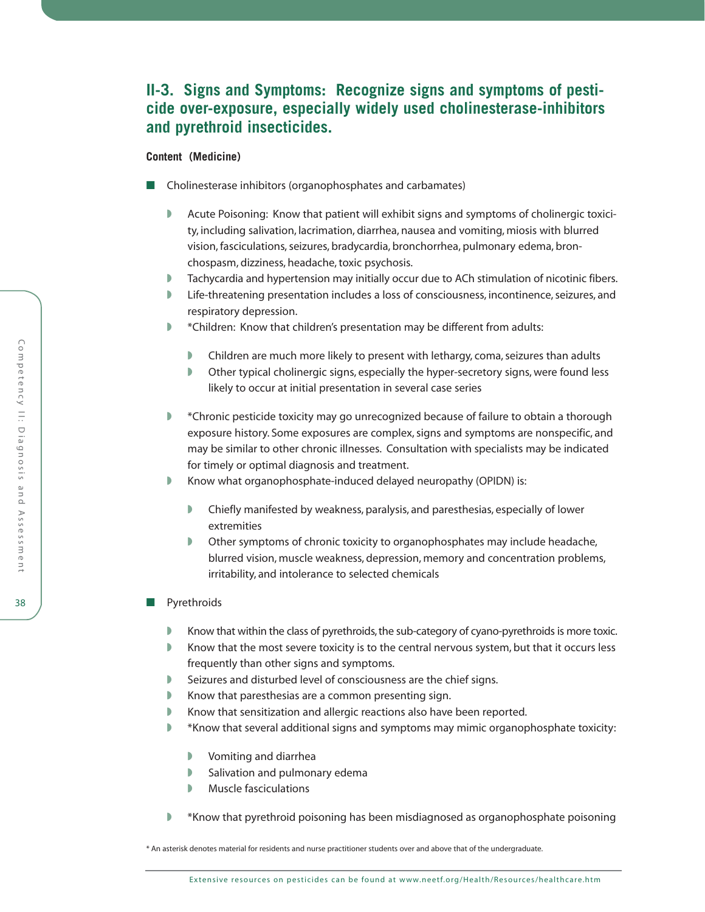## II-3. Signs and Symptoms: Recognize signs and symptoms of pesticide over-exposure, especially widely used cholinesterase-inhibitors and pyrethroid insecticides.

**Content (Medicine)**

- Cholinesterase inhibitors (organophosphates and carbamates)
  - Acute Poisoning: Know that patient will exhibit signs and symptoms of cholinergic toxicity, including salivation, lacrimation, diarrhea, nausea and vomiting, miosis with blurred vision, fasciculations, seizures, bradycardia, bronchorrhea, pulmonary edema, bronchospasm, dizziness, headache, toxic psychosis.
  - Tachycardia and hypertension may initially occur due to ACh stimulation of nicotinic fibers.
  - Life-threatening presentation includes a loss of consciousness, incontinence, seizures, and respiratory depression.
  - *Children: Know that children's presentation may be different from adults:
    - Children are much more likely to present with lethargy, coma, seizures than adults
    - Other typical cholinergic signs, especially the hyper-secretory signs, were found less likely to occur at initial presentation in several case series
  - *Chronic pesticide toxicity may go unrecognized because of failure to obtain a thorough exposure history. Some exposures are complex, signs and symptoms are nonspecific, and may be similar to other chronic illnesses. Consultation with specialists may be indicated for timely or optimal diagnosis and treatment.
  - Know what organophosphate-induced delayed neuropathy (OPIDN) is:
    - Chiefly manifested by weakness, paralysis, and paresthesias, especially of lower extremities
    - Other symptoms of chronic toxicity to organophosphates may include headache, blurred vision, muscle weakness, depression, memory and concentration problems, irritability, and intolerance to selected chemicals

- Pyrethroids
  - Know that within the class of pyrethroids, the sub-category of cyano-pyrethroids is more toxic.
  - Know that the most severe toxicity is to the central nervous system, but that it occurs less frequently than other signs and symptoms.
  - Seizures and disturbed level of consciousness are the chief signs.
  - Know that paresthesias are a common presenting sign.
  - Know that sensitization and allergic reactions also have been reported.
  - *Know that several additional signs and symptoms may mimic organophosphate toxicity:
    - Vomiting and diarrhea
    - Salivation and pulmonary edema
    - Muscle fasciculations
  - *Know that pyrethroid poisoning has been misdiagnosed as organophosphate poisoning

* An asterisk denotes material for residents and nurse practitioner students over and above that of the undergraduate.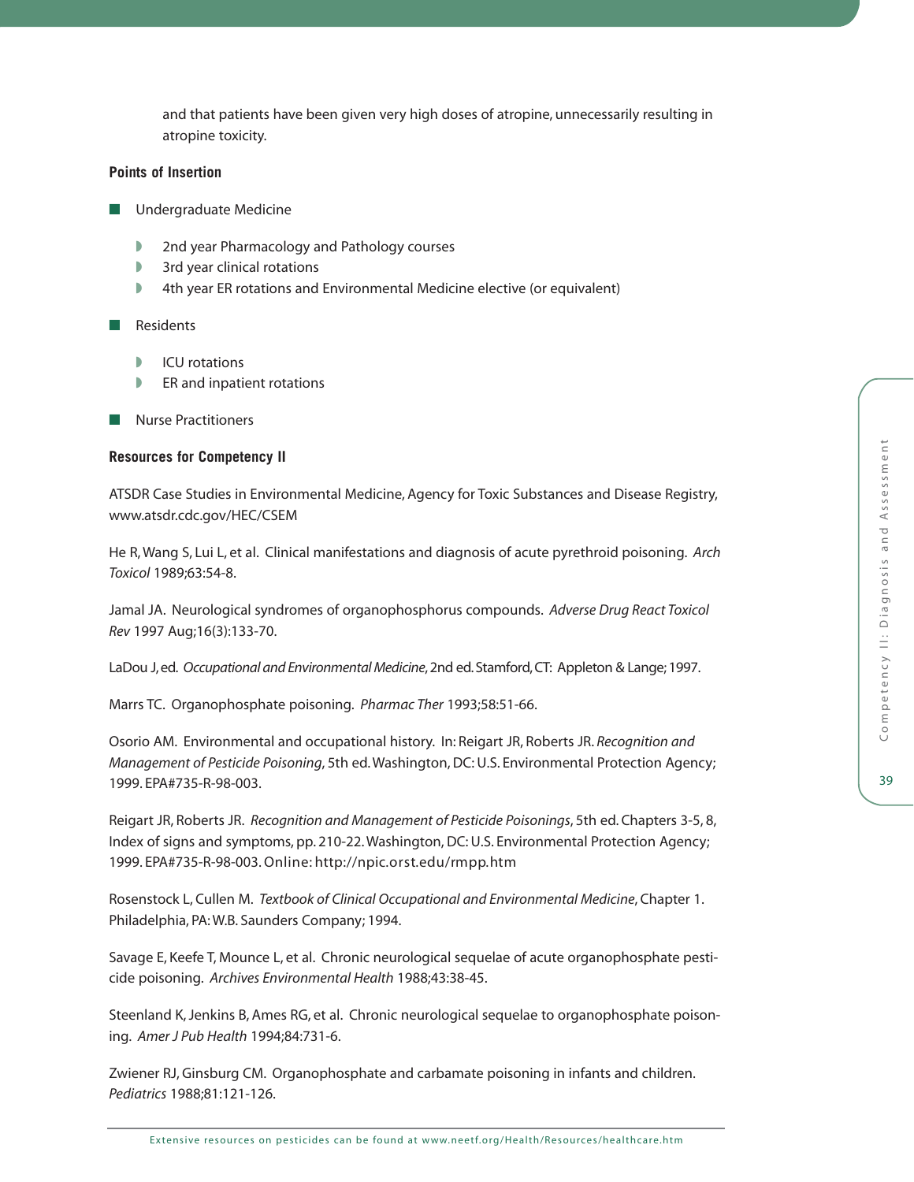and that patients have been given very high doses of atropine, unnecessarily resulting in atropine toxicity.

**Points of Insertion**

- Undergraduate Medicine
  - 2nd year Pharmacology and Pathology courses
  - 3rd year clinical rotations
  - 4th year ER rotations and Environmental Medicine elective (or equivalent)
- Residents
  - ICU rotations
  - ER and inpatient rotations
- Nurse Practitioners

**Resources for Competency II**

ATSDR Case Studies in Environmental Medicine, Agency for Toxic Substances and Disease Registry, www.atsdr.cdc.gov/HEC/CSEM

He R, Wang S, Lui L, et al. Clinical manifestations and diagnosis of acute pyrethroid poisoning. *Arch Toxicol* 1989;63:54-8.

Jamal JA. Neurological syndromes of organophosphorus compounds. *Adverse Drug React Toxicol Rev* 1997 Aug;16(3):133-70.

LaDou J, ed. *Occupational and Environmental Medicine*, 2nd ed. Stamford, CT: Appleton & Lange; 1997.

Marrs TC. Organophosphate poisoning. *Pharmac Ther* 1993;58:51-66.

Osorio AM. Environmental and occupational history. In: Reigart JR, Roberts JR. *Recognition and Management of Pesticide Poisoning*, 5th ed. Washington, DC: U.S. Environmental Protection Agency; 1999. EPA#735-R-98-003.

Reigart JR, Roberts JR. *Recognition and Management of Pesticide Poisonings*, 5th ed. Chapters 3-5, 8, Index of signs and symptoms, pp. 210-22. Washington, DC: U.S. Environmental Protection Agency; 1999. EPA#735-R-98-003. Online: http://npic.orst.edu/rmpp.htm

Rosenstock L, Cullen M. *Textbook of Clinical Occupational and Environmental Medicine*, Chapter 1. Philadelphia, PA: W.B. Saunders Company; 1994.

Savage E, Keefe T, Mounce L, et al. Chronic neurological sequelae of acute organophosphate pesticide poisoning. *Archives Environmental Health* 1988;43:38-45.

Steenland K, Jenkins B, Ames RG, et al. Chronic neurological sequelae to organophosphate poisoning. *Amer J Pub Health* 1994;84:731-6.

Zwiener RJ, Ginsburg CM. Organophosphate and carbamate poisoning in infants and children. *Pediatrics* 1988;81:121-126.

Extensive resources on pesticides can be found at www.neetf.org/Health/Resources/healthcare.htm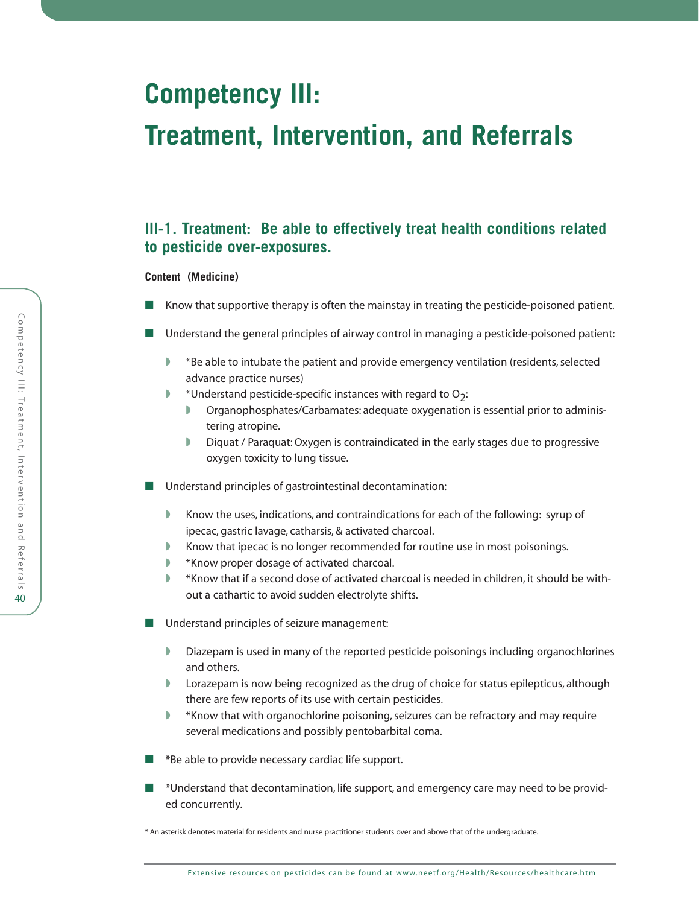# Competency III: Treatment, Intervention, and Referrals

## III-1. Treatment: Be able to effectively treat health conditions related to pesticide over-exposures.

**Content (Medicine)**

- Know that supportive therapy is often the mainstay in treating the pesticide-poisoned patient.
- Understand the general principles of airway control in managing a pesticide-poisoned patient:
  - *Be able to intubate the patient and provide emergency ventilation (residents, selected advance practice nurses)
  - *Understand pesticide-specific instances with regard to $O_2$:
    - Organophosphates/Carbamates: adequate oxygenation is essential prior to administering atropine.
    - Diquat / Paraquat: Oxygen is contraindicated in the early stages due to progressive oxygen toxicity to lung tissue.
- Understand principles of gastrointestinal decontamination:
  - Know the uses, indications, and contraindications for each of the following: syrup of ipecac, gastric lavage, catharsis, & activated charcoal.
  - Know that ipecac is no longer recommended for routine use in most poisonings.
  - *Know proper dosage of activated charcoal.
  - *Know that if a second dose of activated charcoal is needed in children, it should be without a cathartic to avoid sudden electrolyte shifts.
- Understand principles of seizure management:
  - Diazepam is used in many of the reported pesticide poisonings including organochlorines and others.
  - Lorazepam is now being recognized as the drug of choice for status epilepticus, although there are few reports of its use with certain pesticides.
  - *Know that with organochlorine poisoning, seizures can be refractory and may require several medications and possibly pentobarbital coma.
- *Be able to provide necessary cardiac life support.
- *Understand that decontamination, life support, and emergency care may need to be provided concurrently.

* An asterisk denotes material for residents and nurse practitioner students over and above that of the undergraduate.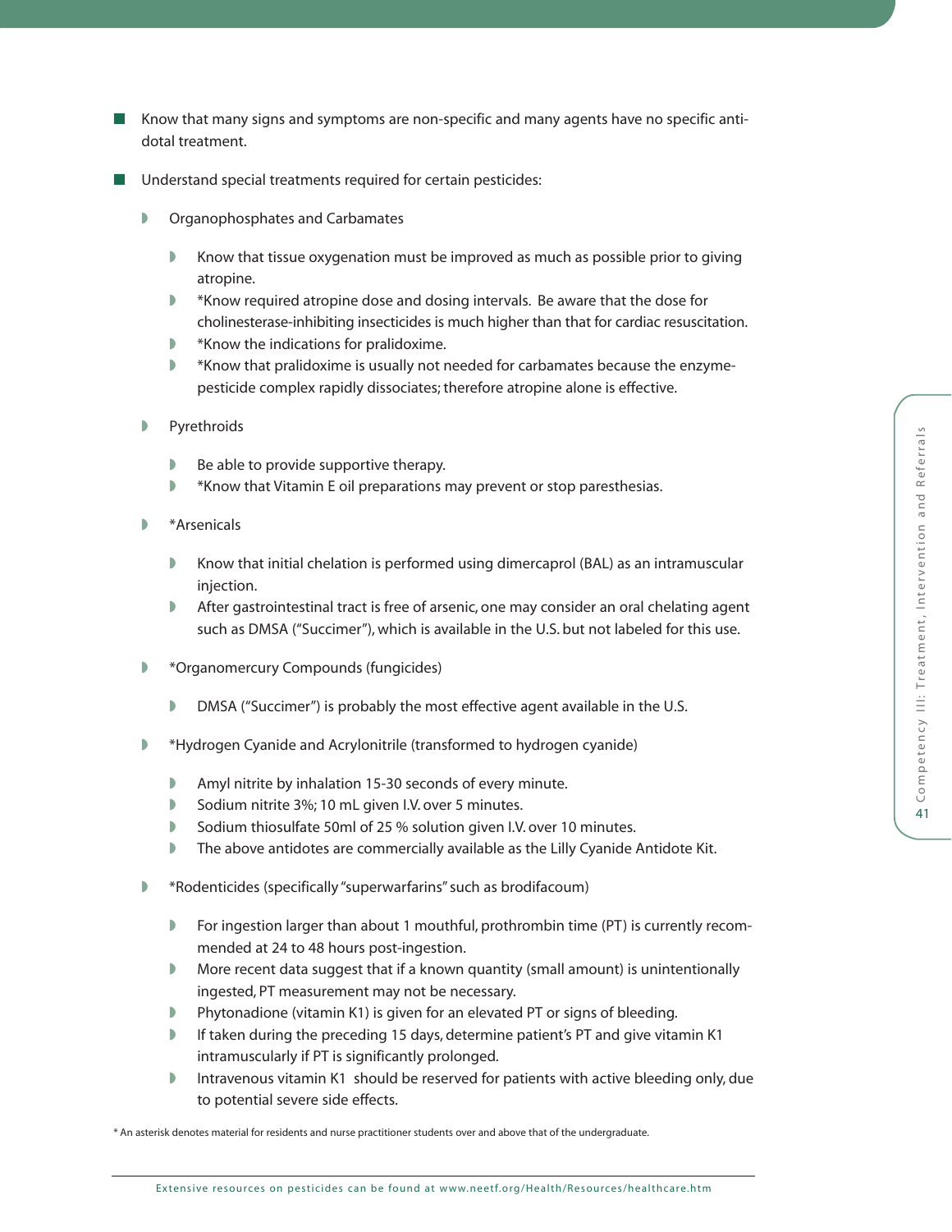- Know that many signs and symptoms are non-specific and many agents have no specific antidotal treatment.
- Understand special treatments required for certain pesticides:
  - Organophosphates and Carbamates
    - Know that tissue oxygenation must be improved as much as possible prior to giving atropine.
    - *Know required atropine dose and dosing intervals. Be aware that the dose for cholinesterase-inhibiting insecticides is much higher than that for cardiac resuscitation.
    - *Know the indications for pralidoxime.
    - *Know that pralidoxime is usually not needed for carbamates because the enzyme-pesticide complex rapidly dissociates; therefore atropine alone is effective.
  - Pyrethroids
    - Be able to provide supportive therapy.
    - *Know that Vitamin E oil preparations may prevent or stop paresthesias.
  - *Arsenicals
    - Know that initial chelation is performed using dimercaprol (BAL) as an intramuscular injection.
    - After gastrointestinal tract is free of arsenic, one may consider an oral chelating agent such as DMSA ("Succimer"), which is available in the U.S. but not labeled for this use.
  - *Organomercury Compounds (fungicides)
    - DMSA ("Succimer") is probably the most effective agent available in the U.S.
  - *Hydrogen Cyanide and Acrylonitrile (transformed to hydrogen cyanide)
    - Amyl nitrite by inhalation 15-30 seconds of every minute.
    - Sodium nitrite 3%; 10 mL given I.V. over 5 minutes.
    - Sodium thiosulfate 50ml of 25 % solution given I.V. over 10 minutes.
    - The above antidotes are commercially available as the Lilly Cyanide Antidote Kit.
  - *Rodenticides (specifically "superwarfarins" such as brodifacoum)
    - For ingestion larger than about 1 mouthful, prothrombin time (PT) is currently recommended at 24 to 48 hours post-ingestion.
    - More recent data suggest that if a known quantity (small amount) is unintentionally ingested, PT measurement may not be necessary.
    - Phytonadione (vitamin K1) is given for an elevated PT or signs of bleeding.
    - If taken during the preceding 15 days, determine patient's PT and give vitamin K1 intramuscularly if PT is significantly prolonged.
    - Intravenous vitamin K1 should be reserved for patients with active bleeding only, due to potential severe side effects.

\* An asterisk denotes material for residents and nurse practitioner students over and above that of the undergraduate.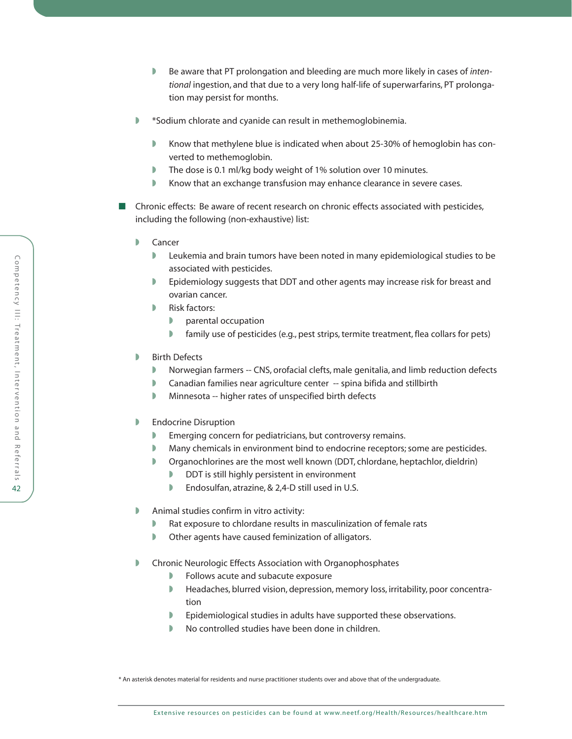- Be aware that PT prolongation and bleeding are much more likely in cases of *intentional* ingestion, and that due to a very long half-life of superwarfarins, PT prolongation may persist for months.

- *Sodium chlorate and cyanide can result in methemoglobinemia.
  - Know that methylene blue is indicated when about 25-30% of hemoglobin has converted to methemoglobin.
  - The dose is 0.1 ml/kg body weight of 1% solution over 10 minutes.
  - Know that an exchange transfusion may enhance clearance in severe cases.

- Chronic effects: Be aware of recent research on chronic effects associated with pesticides, including the following (non-exhaustive) list:

  - Cancer
    - Leukemia and brain tumors have been noted in many epidemiological studies to be associated with pesticides.
    - Epidemiology suggests that DDT and other agents may increase risk for breast and ovarian cancer.
    - Risk factors:
      - parental occupation
      - family use of pesticides (e.g., pest strips, termite treatment, flea collars for pets)

  - Birth Defects
    - Norwegian farmers -- CNS, orofacial clefts, male genitalia, and limb reduction defects
    - Canadian families near agriculture center -- spina bifida and stillbirth
    - Minnesota -- higher rates of unspecified birth defects

  - Endocrine Disruption
    - Emerging concern for pediatricians, but controversy remains.
    - Many chemicals in environment bind to endocrine receptors; some are pesticides.
    - Organochlorines are the most well known (DDT, chlordane, heptachlor, dieldrin)
      - DDT is still highly persistent in environment
      - Endosulfan, atrazine, & 2,4-D still used in U.S.

  - Animal studies confirm in vitro activity:
    - Rat exposure to chlordane results in masculinization of female rats
    - Other agents have caused feminization of alligators.

  - Chronic Neurologic Effects Association with Organophosphates
    - Follows acute and subacute exposure
    - Headaches, blurred vision, depression, memory loss, irritability, poor concentration
    - Epidemiological studies in adults have supported these observations.
    - No controlled studies have been done in children.

\* An asterisk denotes material for residents and nurse practitioner students over and above that of the undergraduate.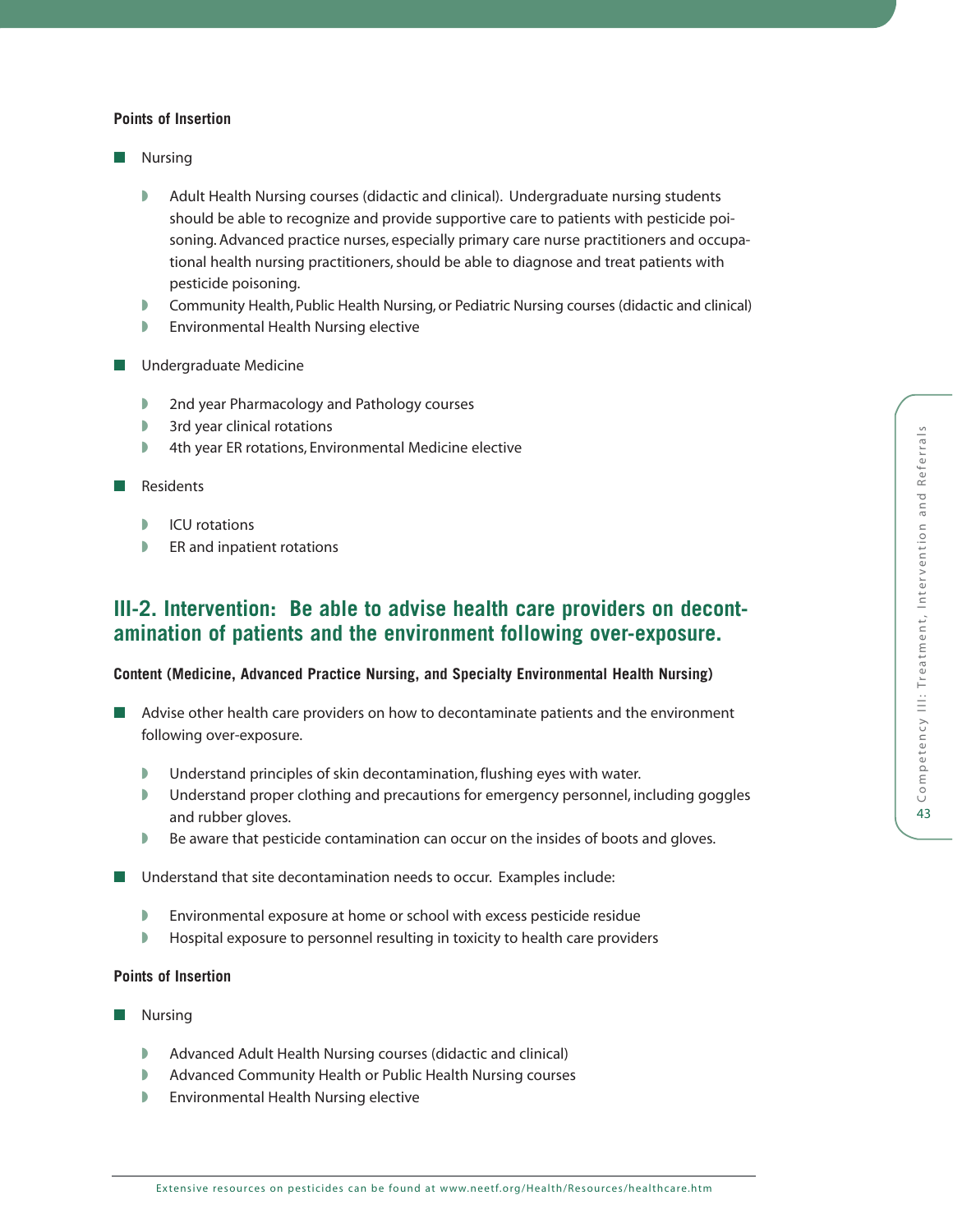**Points of Insertion**

- Nursing
    - Adult Health Nursing courses (didactic and clinical). Undergraduate nursing students should be able to recognize and provide supportive care to patients with pesticide poisoning. Advanced practice nurses, especially primary care nurse practitioners and occupational health nursing practitioners, should be able to diagnose and treat patients with pesticide poisoning.
    - Community Health, Public Health Nursing, or Pediatric Nursing courses (didactic and clinical)
    - Environmental Health Nursing elective
- Undergraduate Medicine
    - 2nd year Pharmacology and Pathology courses
    - 3rd year clinical rotations
    - 4th year ER rotations, Environmental Medicine elective
- Residents
    - ICU rotations
    - ER and inpatient rotations

## III-2. Intervention: Be able to advise health care providers on decontamination of patients and the environment following over-exposure.

**Content (Medicine, Advanced Practice Nursing, and Specialty Environmental Health Nursing)**

- Advise other health care providers on how to decontaminate patients and the environment following over-exposure.
    - Understand principles of skin decontamination, flushing eyes with water.
    - Understand proper clothing and precautions for emergency personnel, including goggles and rubber gloves.
    - Be aware that pesticide contamination can occur on the insides of boots and gloves.
- Understand that site decontamination needs to occur. Examples include:
    - Environmental exposure at home or school with excess pesticide residue
    - Hospital exposure to personnel resulting in toxicity to health care providers

**Points of Insertion**

- Nursing
    - Advanced Adult Health Nursing courses (didactic and clinical)
    - Advanced Community Health or Public Health Nursing courses
    - Environmental Health Nursing elective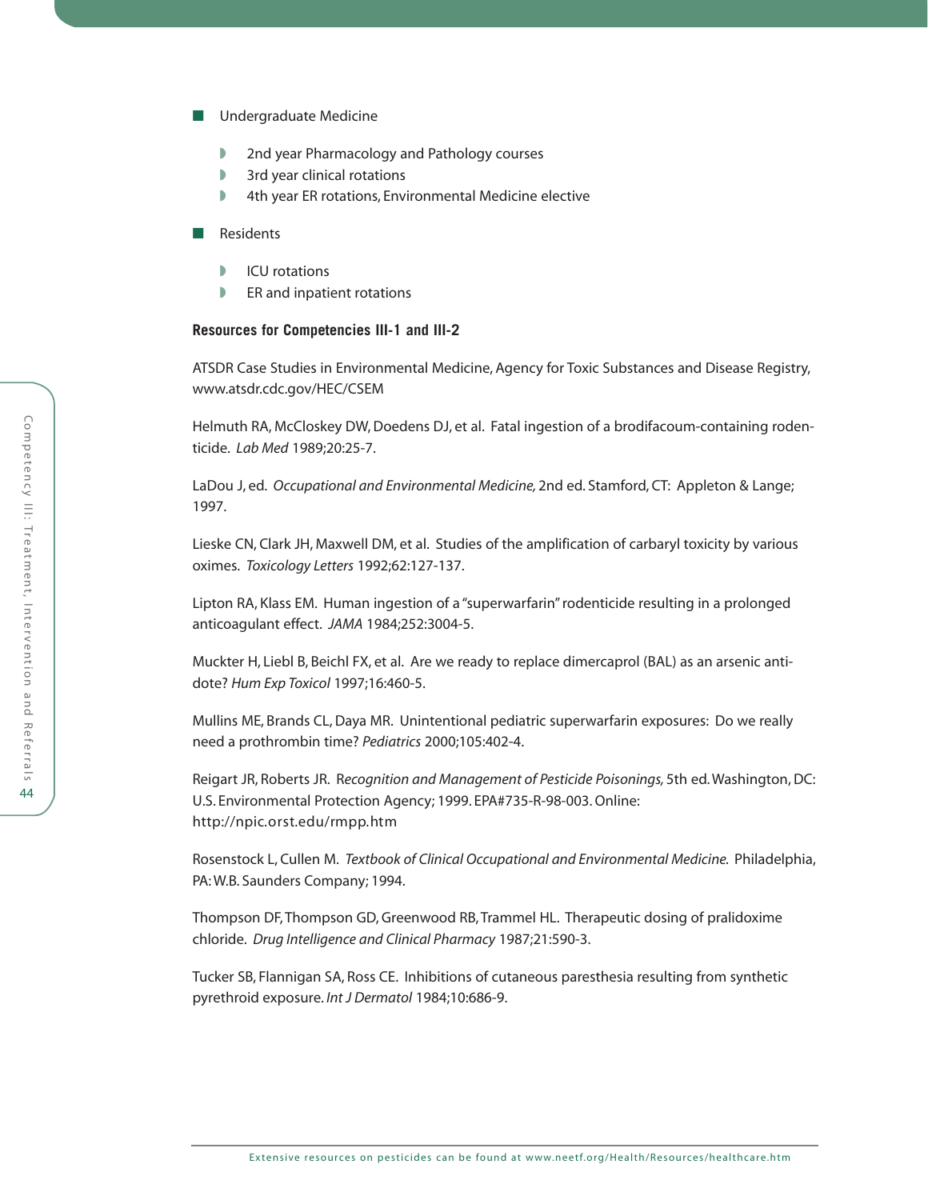- Undergraduate Medicine
  - 2nd year Pharmacology and Pathology courses
  - 3rd year clinical rotations
  - 4th year ER rotations, Environmental Medicine elective
- Residents
  - ICU rotations
  - ER and inpatient rotations

**Resources for Competencies III-1 and III-2**

ATSDR Case Studies in Environmental Medicine, Agency for Toxic Substances and Disease Registry, www.atsdr.cdc.gov/HEC/CSEM

Helmuth RA, McCloskey DW, Doedens DJ, et al. Fatal ingestion of a brodifacoum-containing rodenticide. *Lab Med* 1989;20:25-7.

LaDou J, ed. *Occupational and Environmental Medicine,* 2nd ed. Stamford, CT: Appleton & Lange; 1997.

Lieske CN, Clark JH, Maxwell DM, et al. Studies of the amplification of carbaryl toxicity by various oximes. *Toxicology Letters* 1992;62:127-137.

Lipton RA, Klass EM. Human ingestion of a "superwarfarin" rodenticide resulting in a prolonged anticoagulant effect. *JAMA* 1984;252:3004-5.

Muckter H, Liebl B, Beichl FX, et al. Are we ready to replace dimercaprol (BAL) as an arsenic antidote? *Hum Exp Toxicol* 1997;16:460-5.

Mullins ME, Brands CL, Daya MR. Unintentional pediatric superwarfarin exposures: Do we really need a prothrombin time? *Pediatrics* 2000;105:402-4.

Reigart JR, Roberts JR. *Recognition and Management of Pesticide Poisonings,* 5th ed. Washington, DC: U.S. Environmental Protection Agency; 1999. EPA#735-R-98-003. Online: http://npic.orst.edu/rmpp.htm

Rosenstock L, Cullen M. *Textbook of Clinical Occupational and Environmental Medicine.* Philadelphia, PA: W.B. Saunders Company; 1994.

Thompson DF, Thompson GD, Greenwood RB, Trammel HL. Therapeutic dosing of pralidoxime chloride. *Drug Intelligence and Clinical Pharmacy* 1987;21:590-3.

Tucker SB, Flannigan SA, Ross CE. Inhibitions of cutaneous paresthesia resulting from synthetic pyrethroid exposure. *Int J Dermatol* 1984;10:686-9.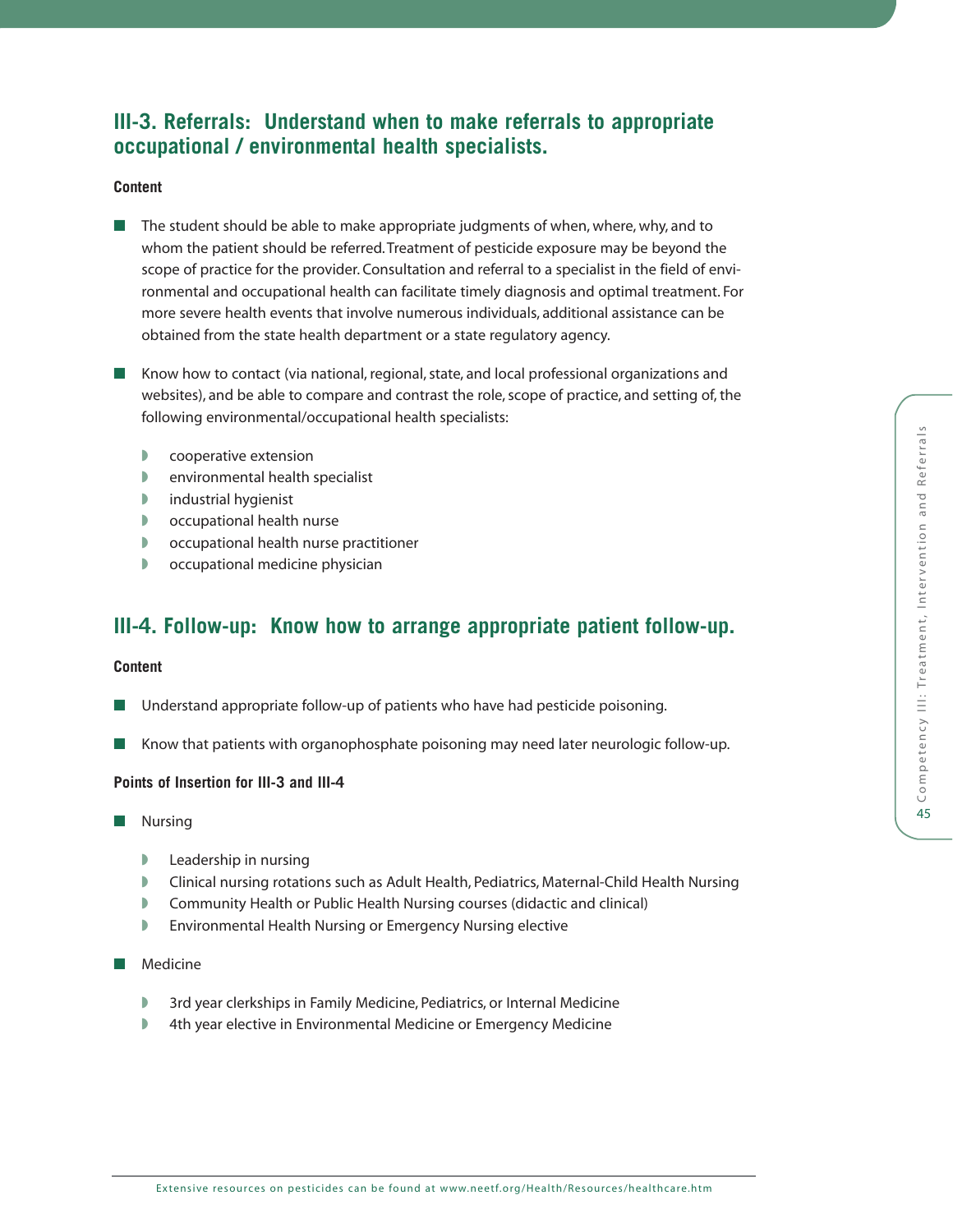## III-3. Referrals: Understand when to make referrals to appropriate occupational / environmental health specialists.

**Content**

- The student should be able to make appropriate judgments of when, where, why, and to whom the patient should be referred. Treatment of pesticide exposure may be beyond the scope of practice for the provider. Consultation and referral to a specialist in the field of environmental and occupational health can facilitate timely diagnosis and optimal treatment. For more severe health events that involve numerous individuals, additional assistance can be obtained from the state health department or a state regulatory agency.

- Know how to contact (via national, regional, state, and local professional organizations and websites), and be able to compare and contrast the role, scope of practice, and setting of, the following environmental/occupational health specialists:
  - cooperative extension
  - environmental health specialist
  - industrial hygienist
  - occupational health nurse
  - occupational health nurse practitioner
  - occupational medicine physician

## III-4. Follow-up: Know how to arrange appropriate patient follow-up.

**Content**

- Understand appropriate follow-up of patients who have had pesticide poisoning.

- Know that patients with organophosphate poisoning may need later neurologic follow-up.

**Points of Insertion for III-3 and III-4**

- Nursing
  - Leadership in nursing
  - Clinical nursing rotations such as Adult Health, Pediatrics, Maternal-Child Health Nursing
  - Community Health or Public Health Nursing courses (didactic and clinical)
  - Environmental Health Nursing or Emergency Nursing elective

- Medicine
  - 3rd year clerkships in Family Medicine, Pediatrics, or Internal Medicine
  - 4th year elective in Environmental Medicine or Emergency Medicine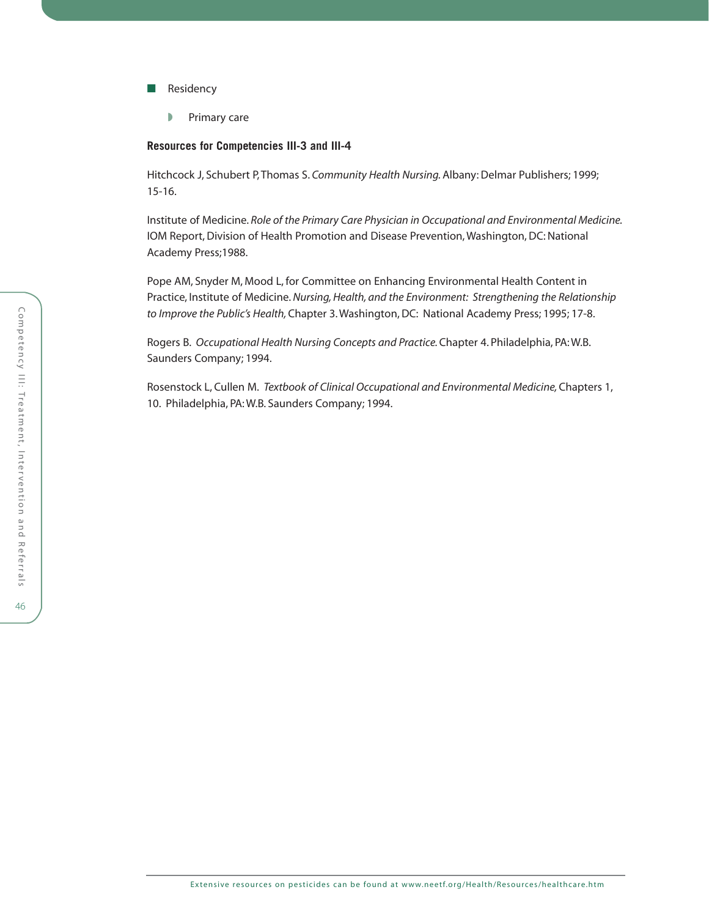- Residency
  - Primary care

**Resources for Competencies III-3 and III-4**

Hitchcock J, Schubert P, Thomas S. *Community Health Nursing.* Albany: Delmar Publishers; 1999; 15-16.

Institute of Medicine. *Role of the Primary Care Physician in Occupational and Environmental Medicine.* IOM Report, Division of Health Promotion and Disease Prevention, Washington, DC: National Academy Press;1988.

Pope AM, Snyder M, Mood L, for Committee on Enhancing Environmental Health Content in Practice, Institute of Medicine. *Nursing, Health, and the Environment: Strengthening the Relationship to Improve the Public's Health,* Chapter 3. Washington, DC: National Academy Press; 1995; 17-8.

Rogers B. *Occupational Health Nursing Concepts and Practice.* Chapter 4. Philadelphia, PA: W.B. Saunders Company; 1994.

Rosenstock L, Cullen M. *Textbook of Clinical Occupational and Environmental Medicine,* Chapters 1, 10. Philadelphia, PA: W.B. Saunders Company; 1994.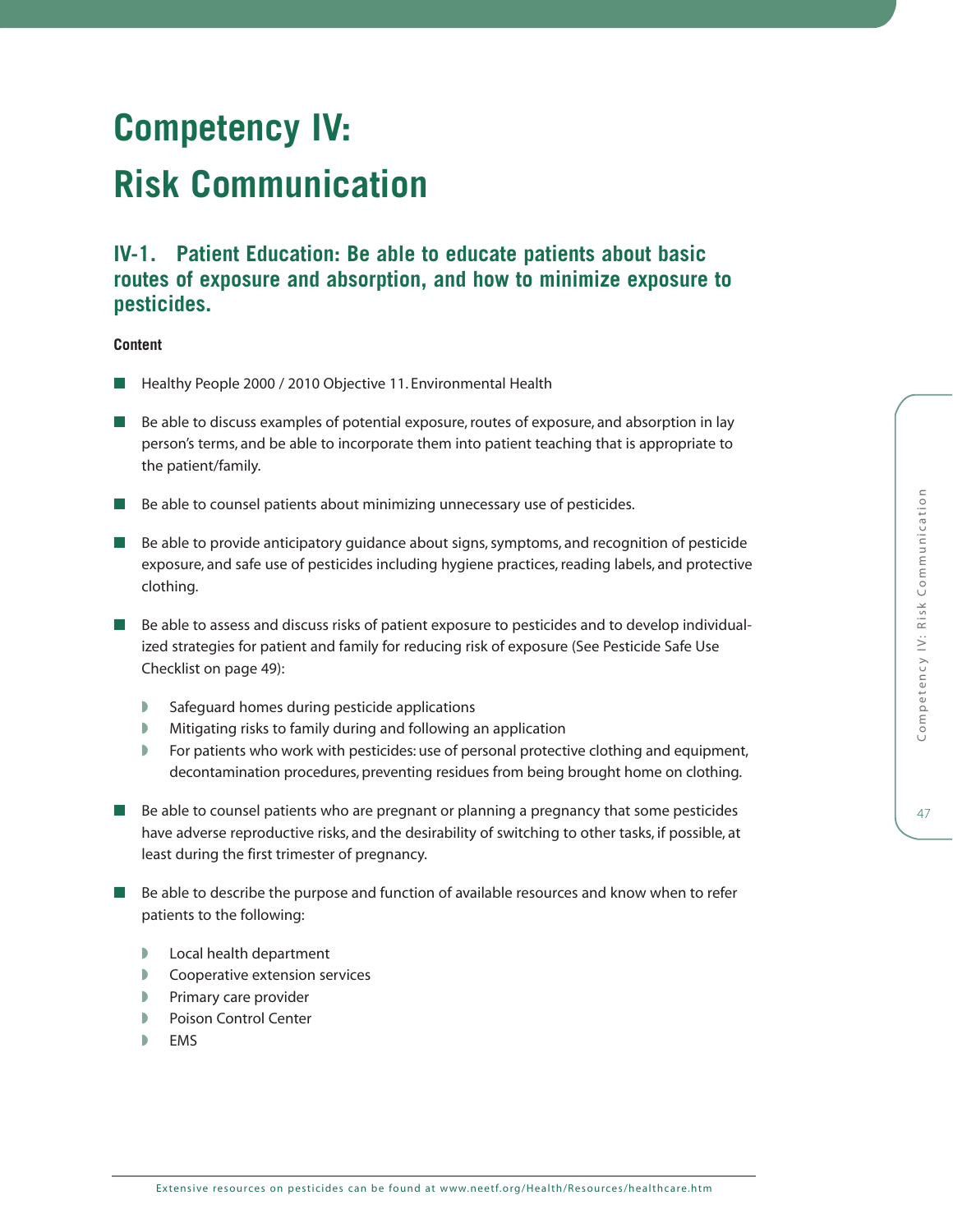# Competency IV: Risk Communication

## IV-1. Patient Education: Be able to educate patients about basic routes of exposure and absorption, and how to minimize exposure to pesticides.

**Content**

- Healthy People 2000 / 2010 Objective 11. Environmental Health
- Be able to discuss examples of potential exposure, routes of exposure, and absorption in lay person's terms, and be able to incorporate them into patient teaching that is appropriate to the patient/family.
- Be able to counsel patients about minimizing unnecessary use of pesticides.
- Be able to provide anticipatory guidance about signs, symptoms, and recognition of pesticide exposure, and safe use of pesticides including hygiene practices, reading labels, and protective clothing.
- Be able to assess and discuss risks of patient exposure to pesticides and to develop individualized strategies for patient and family for reducing risk of exposure (See Pesticide Safe Use Checklist on page 49):
  - Safeguard homes during pesticide applications
  - Mitigating risks to family during and following an application
  - For patients who work with pesticides: use of personal protective clothing and equipment, decontamination procedures, preventing residues from being brought home on clothing.
- Be able to counsel patients who are pregnant or planning a pregnancy that some pesticides have adverse reproductive risks, and the desirability of switching to other tasks, if possible, at least during the first trimester of pregnancy.
- Be able to describe the purpose and function of available resources and know when to refer patients to the following:
  - Local health department
  - Cooperative extension services
  - Primary care provider
  - Poison Control Center
  - EMS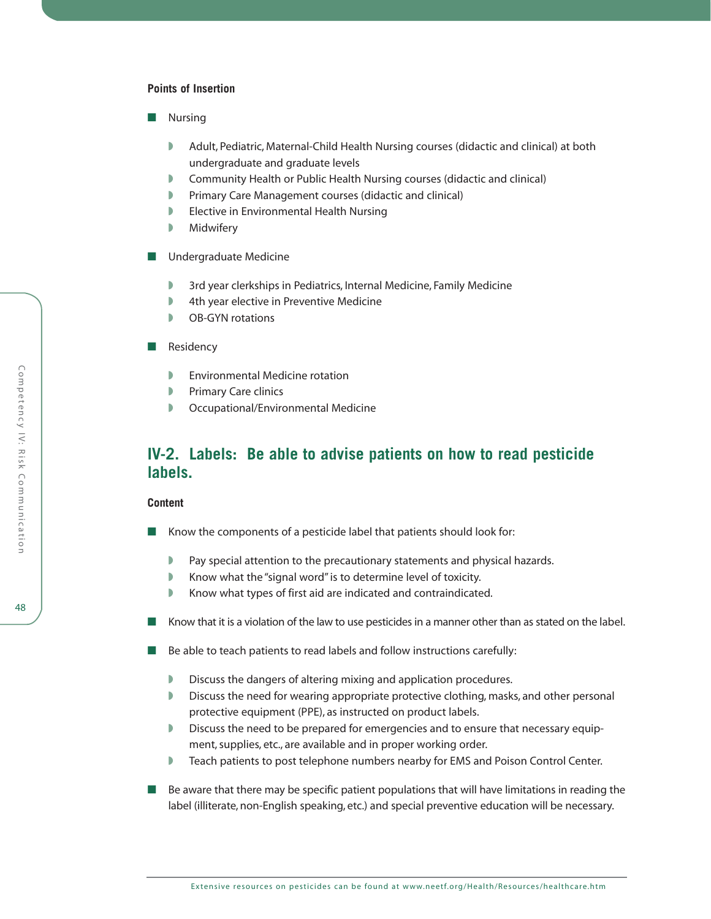**Points of Insertion**

- Nursing
  - Adult, Pediatric, Maternal-Child Health Nursing courses (didactic and clinical) at both undergraduate and graduate levels
  - Community Health or Public Health Nursing courses (didactic and clinical)
  - Primary Care Management courses (didactic and clinical)
  - Elective in Environmental Health Nursing
  - Midwifery
- Undergraduate Medicine
  - 3rd year clerkships in Pediatrics, Internal Medicine, Family Medicine
  - 4th year elective in Preventive Medicine
  - OB-GYN rotations
- Residency
  - Environmental Medicine rotation
  - Primary Care clinics
  - Occupational/Environmental Medicine

## IV-2. Labels: Be able to advise patients on how to read pesticide labels.

**Content**

- Know the components of a pesticide label that patients should look for:
  - Pay special attention to the precautionary statements and physical hazards.
  - Know what the "signal word" is to determine level of toxicity.
  - Know what types of first aid are indicated and contraindicated.
- Know that it is a violation of the law to use pesticides in a manner other than as stated on the label.
- Be able to teach patients to read labels and follow instructions carefully:
  - Discuss the dangers of altering mixing and application procedures.
  - Discuss the need for wearing appropriate protective clothing, masks, and other personal protective equipment (PPE), as instructed on product labels.
  - Discuss the need to be prepared for emergencies and to ensure that necessary equipment, supplies, etc., are available and in proper working order.
  - Teach patients to post telephone numbers nearby for EMS and Poison Control Center.
- Be aware that there may be specific patient populations that will have limitations in reading the label (illiterate, non-English speaking, etc.) and special preventive education will be necessary.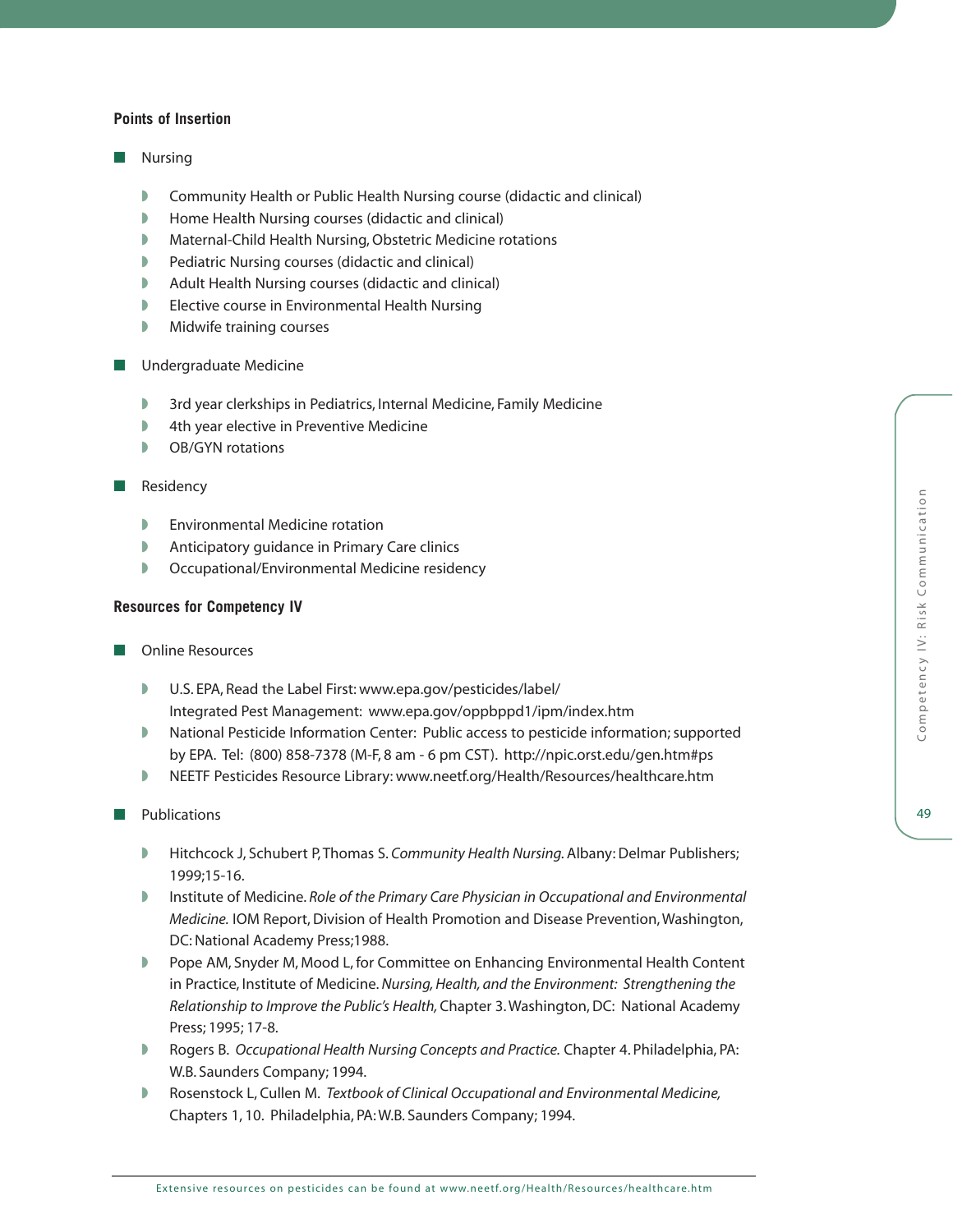### Points of Insertion

- Nursing
  - Community Health or Public Health Nursing course (didactic and clinical)
  - Home Health Nursing courses (didactic and clinical)
  - Maternal-Child Health Nursing, Obstetric Medicine rotations
  - Pediatric Nursing courses (didactic and clinical)
  - Adult Health Nursing courses (didactic and clinical)
  - Elective course in Environmental Health Nursing
  - Midwife training courses
- Undergraduate Medicine
  - 3rd year clerkships in Pediatrics, Internal Medicine, Family Medicine
  - 4th year elective in Preventive Medicine
  - OB/GYN rotations
- Residency
  - Environmental Medicine rotation
  - Anticipatory guidance in Primary Care clinics
  - Occupational/Environmental Medicine residency

### Resources for Competency IV

- Online Resources
  - U.S. EPA, Read the Label First: www.epa.gov/pesticides/label/
    Integrated Pest Management: www.epa.gov/oppbppd1/ipm/index.htm
  - National Pesticide Information Center: Public access to pesticide information; supported by EPA. Tel: (800) 858-7378 (M-F, 8 am - 6 pm CST). http://npic.orst.edu/gen.htm#ps
  - NEETF Pesticides Resource Library: www.neetf.org/Health/Resources/healthcare.htm
- Publications
  - Hitchcock J, Schubert P, Thomas S. *Community Health Nursing.* Albany: Delmar Publishers; 1999;15-16.
  - Institute of Medicine. *Role of the Primary Care Physician in Occupational and Environmental Medicine.* IOM Report, Division of Health Promotion and Disease Prevention, Washington, DC: National Academy Press;1988.
  - Pope AM, Snyder M, Mood L, for Committee on Enhancing Environmental Health Content in Practice, Institute of Medicine. *Nursing, Health, and the Environment: Strengthening the Relationship to Improve the Public's Health,* Chapter 3. Washington, DC: National Academy Press; 1995; 17-8.
  - Rogers B. *Occupational Health Nursing Concepts and Practice.* Chapter 4. Philadelphia, PA: W.B. Saunders Company; 1994.
  - Rosenstock L, Cullen M. *Textbook of Clinical Occupational and Environmental Medicine,* Chapters 1, 10. Philadelphia, PA: W.B. Saunders Company; 1994.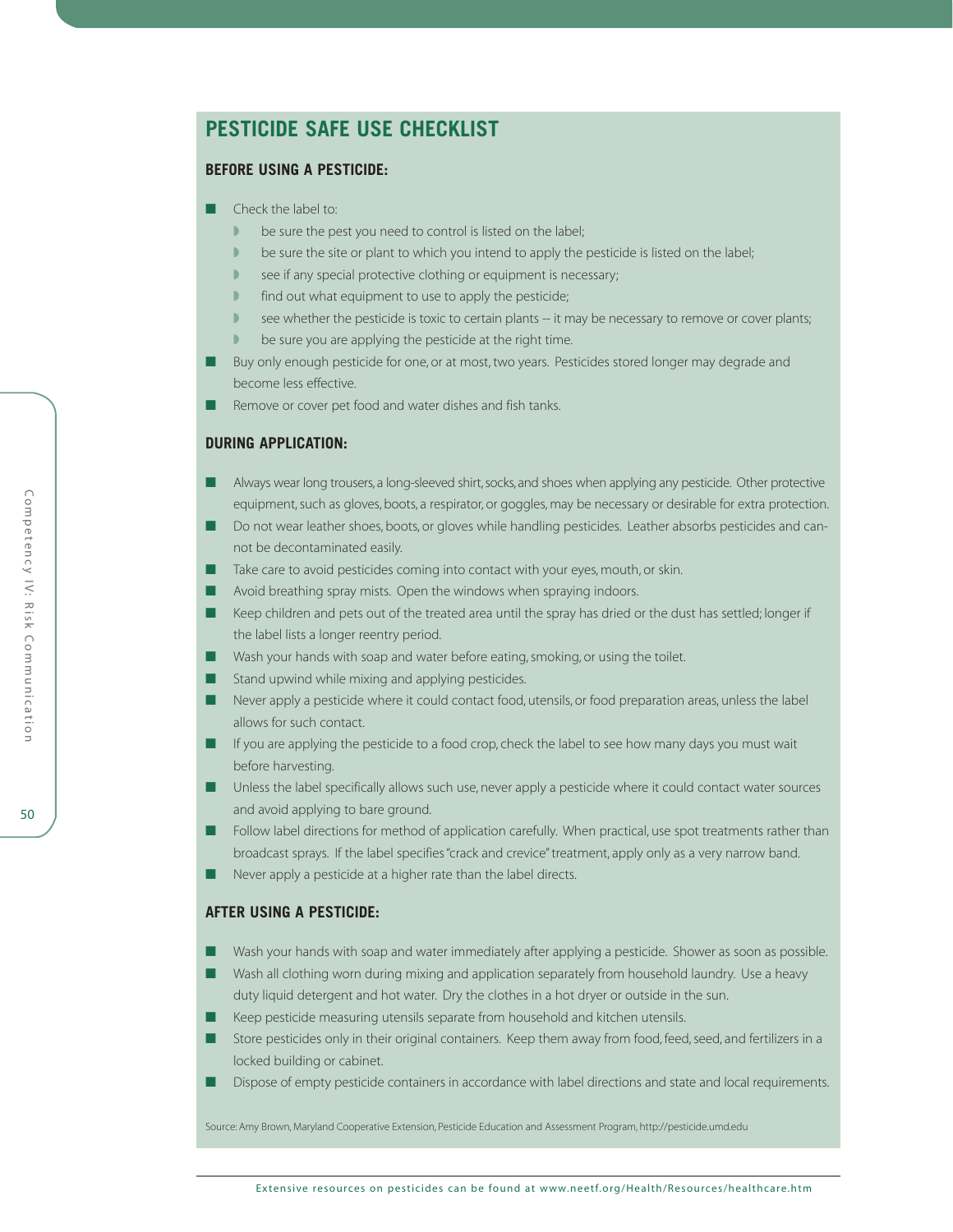## PESTICIDE SAFE USE CHECKLIST

### BEFORE USING A PESTICIDE:

- Check the label to:
  - be sure the pest you need to control is listed on the label;
  - be sure the site or plant to which you intend to apply the pesticide is listed on the label;
  - see if any special protective clothing or equipment is necessary;
  - find out what equipment to use to apply the pesticide;
  - see whether the pesticide is toxic to certain plants -- it may be necessary to remove or cover plants;
  - be sure you are applying the pesticide at the right time.
- Buy only enough pesticide for one, or at most, two years. Pesticides stored longer may degrade and become less effective.
- Remove or cover pet food and water dishes and fish tanks.

### DURING APPLICATION:

- Always wear long trousers, a long-sleeved shirt, socks, and shoes when applying any pesticide. Other protective equipment, such as gloves, boots, a respirator, or goggles, may be necessary or desirable for extra protection.
- Do not wear leather shoes, boots, or gloves while handling pesticides. Leather absorbs pesticides and cannot be decontaminated easily.
- Take care to avoid pesticides coming into contact with your eyes, mouth, or skin.
- Avoid breathing spray mists. Open the windows when spraying indoors.
- Keep children and pets out of the treated area until the spray has dried or the dust has settled; longer if the label lists a longer reentry period.
- Wash your hands with soap and water before eating, smoking, or using the toilet.
- Stand upwind while mixing and applying pesticides.
- Never apply a pesticide where it could contact food, utensils, or food preparation areas, unless the label allows for such contact.
- If you are applying the pesticide to a food crop, check the label to see how many days you must wait before harvesting.
- Unless the label specifically allows such use, never apply a pesticide where it could contact water sources and avoid applying to bare ground.
- Follow label directions for method of application carefully. When practical, use spot treatments rather than broadcast sprays. If the label specifies "crack and crevice" treatment, apply only as a very narrow band.
- Never apply a pesticide at a higher rate than the label directs.

### AFTER USING A PESTICIDE:

- Wash your hands with soap and water immediately after applying a pesticide. Shower as soon as possible.
- Wash all clothing worn during mixing and application separately from household laundry. Use a heavy duty liquid detergent and hot water. Dry the clothes in a hot dryer or outside in the sun.
- Keep pesticide measuring utensils separate from household and kitchen utensils.
- Store pesticides only in their original containers. Keep them away from food, feed, seed, and fertilizers in a locked building or cabinet.
- Dispose of empty pesticide containers in accordance with label directions and state and local requirements.

Source: Amy Brown, Maryland Cooperative Extension, Pesticide Education and Assessment Program, http://pesticide.umd.edu

Extensive resources on pesticides can be found at www.neetf.org/Health/Resources/healthcare.htm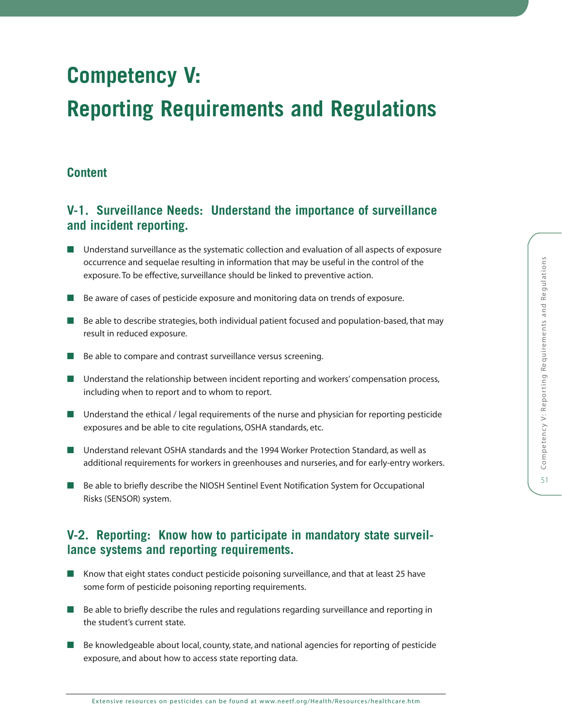# Competency V: Reporting Requirements and Regulations

## Content

### V-1. Surveillance Needs: Understand the importance of surveillance and incident reporting.

- Understand surveillance as the systematic collection and evaluation of all aspects of exposure occurrence and sequelae resulting in information that may be useful in the control of the exposure. To be effective, surveillance should be linked to preventive action.
- Be aware of cases of pesticide exposure and monitoring data on trends of exposure.
- Be able to describe strategies, both individual patient focused and population-based, that may result in reduced exposure.
- Be able to compare and contrast surveillance versus screening.
- Understand the relationship between incident reporting and workers' compensation process, including when to report and to whom to report.
- Understand the ethical / legal requirements of the nurse and physician for reporting pesticide exposures and be able to cite regulations, OSHA standards, etc.
- Understand relevant OSHA standards and the 1994 Worker Protection Standard, as well as additional requirements for workers in greenhouses and nurseries, and for early-entry workers.
- Be able to briefly describe the NIOSH Sentinel Event Notification System for Occupational Risks (SENSOR) system.

### V-2. Reporting: Know how to participate in mandatory state surveillance systems and reporting requirements.

- Know that eight states conduct pesticide poisoning surveillance, and that at least 25 have some form of pesticide poisoning reporting requirements.
- Be able to briefly describe the rules and regulations regarding surveillance and reporting in the student's current state.
- Be knowledgeable about local, county, state, and national agencies for reporting of pesticide exposure, and about how to access state reporting data.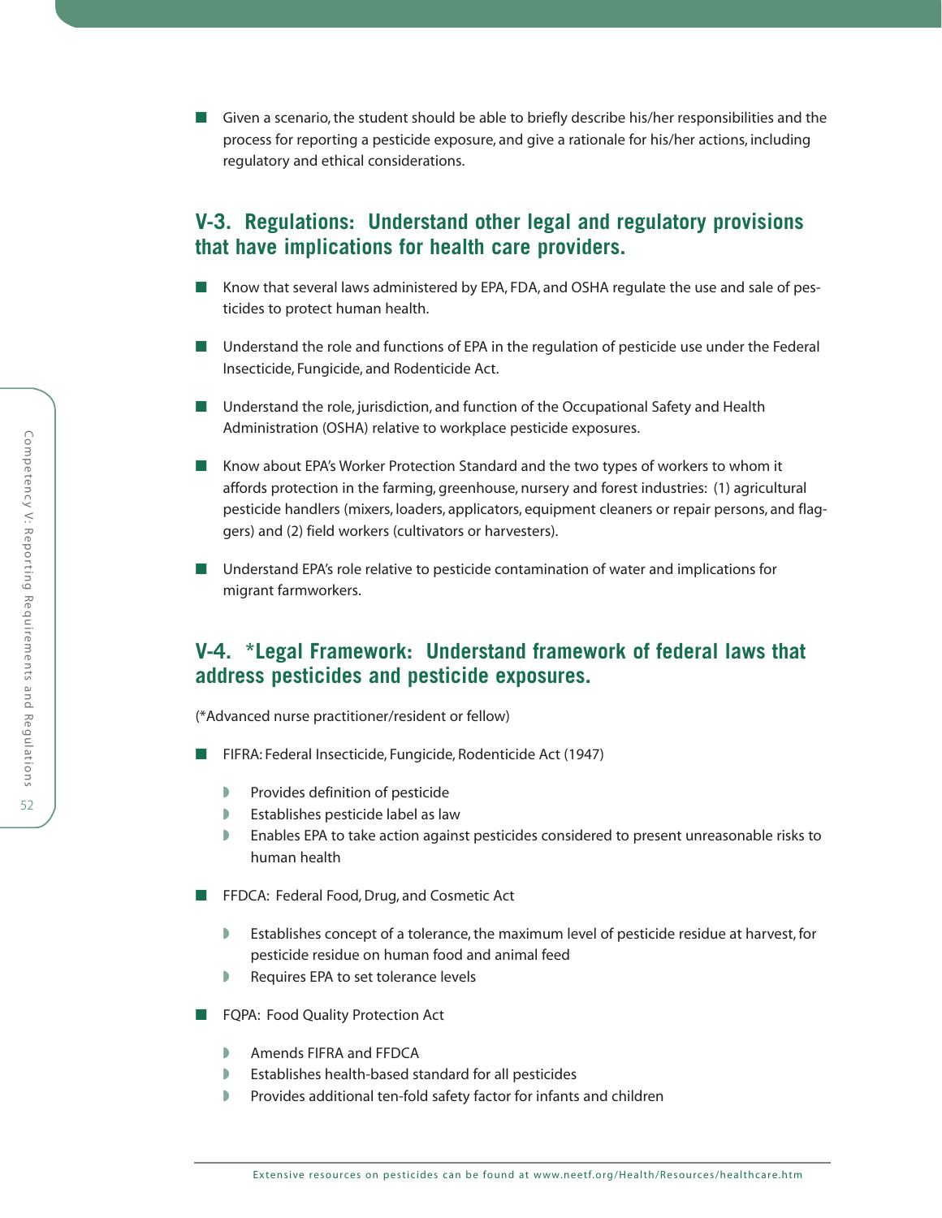- Given a scenario, the student should be able to briefly describe his/her responsibilities and the process for reporting a pesticide exposure, and give a rationale for his/her actions, including regulatory and ethical considerations.

## V-3. Regulations: Understand other legal and regulatory provisions that have implications for health care providers.

- Know that several laws administered by EPA, FDA, and OSHA regulate the use and sale of pesticides to protect human health.
- Understand the role and functions of EPA in the regulation of pesticide use under the Federal Insecticide, Fungicide, and Rodenticide Act.
- Understand the role, jurisdiction, and function of the Occupational Safety and Health Administration (OSHA) relative to workplace pesticide exposures.
- Know about EPA's Worker Protection Standard and the two types of workers to whom it affords protection in the farming, greenhouse, nursery and forest industries: (1) agricultural pesticide handlers (mixers, loaders, applicators, equipment cleaners or repair persons, and flaggers) and (2) field workers (cultivators or harvesters).
- Understand EPA's role relative to pesticide contamination of water and implications for migrant farmworkers.

## V-4. *Legal Framework: Understand framework of federal laws that address pesticides and pesticide exposures.

(*Advanced nurse practitioner/resident or fellow)

- FIFRA: Federal Insecticide, Fungicide, Rodenticide Act (1947)
  - Provides definition of pesticide
  - Establishes pesticide label as law
  - Enables EPA to take action against pesticides considered to present unreasonable risks to human health
- FFDCA: Federal Food, Drug, and Cosmetic Act
  - Establishes concept of a tolerance, the maximum level of pesticide residue at harvest, for pesticide residue on human food and animal feed
  - Requires EPA to set tolerance levels
- FQPA: Food Quality Protection Act
  - Amends FIFRA and FFDCA
  - Establishes health-based standard for all pesticides
  - Provides additional ten-fold safety factor for infants and children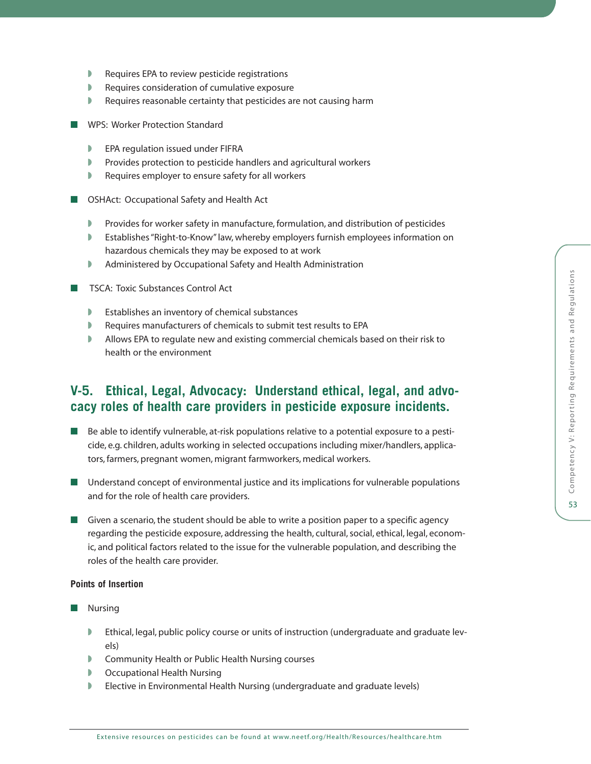- Requires EPA to review pesticide registrations
- Requires consideration of cumulative exposure
- Requires reasonable certainty that pesticides are not causing harm

- WPS: Worker Protection Standard
  - EPA regulation issued under FIFRA
  - Provides protection to pesticide handlers and agricultural workers
  - Requires employer to ensure safety for all workers

- OSHAct: Occupational Safety and Health Act
  - Provides for worker safety in manufacture, formulation, and distribution of pesticides
  - Establishes "Right-to-Know" law, whereby employers furnish employees information on hazardous chemicals they may be exposed to at work
  - Administered by Occupational Safety and Health Administration

- TSCA: Toxic Substances Control Act
  - Establishes an inventory of chemical substances
  - Requires manufacturers of chemicals to submit test results to EPA
  - Allows EPA to regulate new and existing commercial chemicals based on their risk to health or the environment

## V-5. Ethical, Legal, Advocacy: Understand ethical, legal, and advocacy roles of health care providers in pesticide exposure incidents.

- Be able to identify vulnerable, at-risk populations relative to a potential exposure to a pesticide, e.g. children, adults working in selected occupations including mixer/handlers, applicators, farmers, pregnant women, migrant farmworkers, medical workers.
- Understand concept of environmental justice and its implications for vulnerable populations and for the role of health care providers.
- Given a scenario, the student should be able to write a position paper to a specific agency regarding the pesticide exposure, addressing the health, cultural, social, ethical, legal, economic, and political factors related to the issue for the vulnerable population, and describing the roles of the health care provider.

**Points of Insertion**

- Nursing
  - Ethical, legal, public policy course or units of instruction (undergraduate and graduate levels)
  - Community Health or Public Health Nursing courses
  - Occupational Health Nursing
  - Elective in Environmental Health Nursing (undergraduate and graduate levels)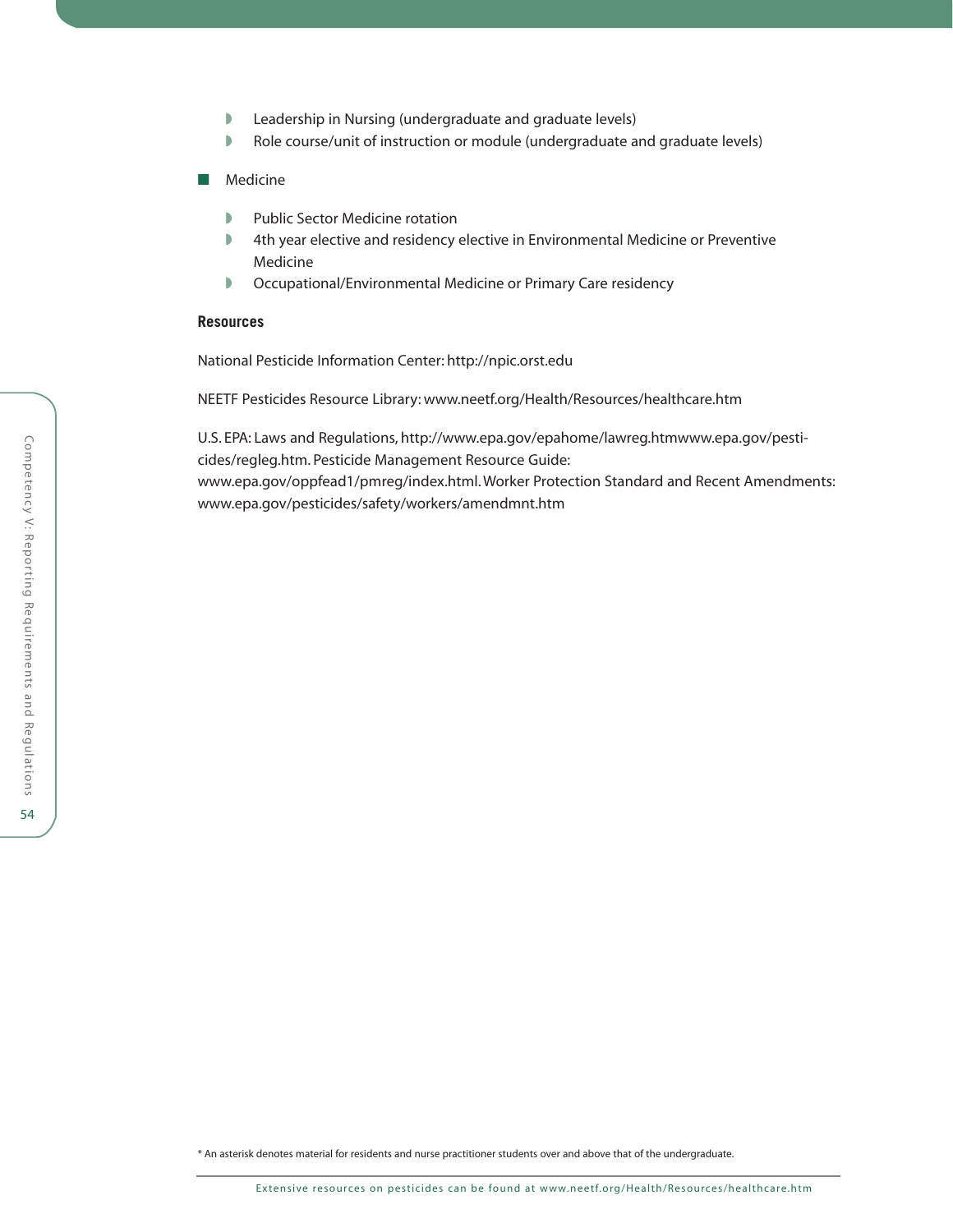- Leadership in Nursing (undergraduate and graduate levels)
- Role course/unit of instruction or module (undergraduate and graduate levels)

- Medicine
  - Public Sector Medicine rotation
  - 4th year elective and residency elective in Environmental Medicine or Preventive Medicine
  - Occupational/Environmental Medicine or Primary Care residency

**Resources**

National Pesticide Information Center: http://npic.orst.edu

NEETF Pesticides Resource Library: www.neetf.org/Health/Resources/healthcare.htm

U.S. EPA: Laws and Regulations, http://www.epa.gov/epahome/lawreg.htmwww.epa.gov/pesticides/regleg.htm. Pesticide Management Resource Guide: www.epa.gov/oppfead1/pmreg/index.html. Worker Protection Standard and Recent Amendments: www.epa.gov/pesticides/safety/workers/amendmnt.htm

\* An asterisk denotes material for residents and nurse practitioner students over and above that of the undergraduate.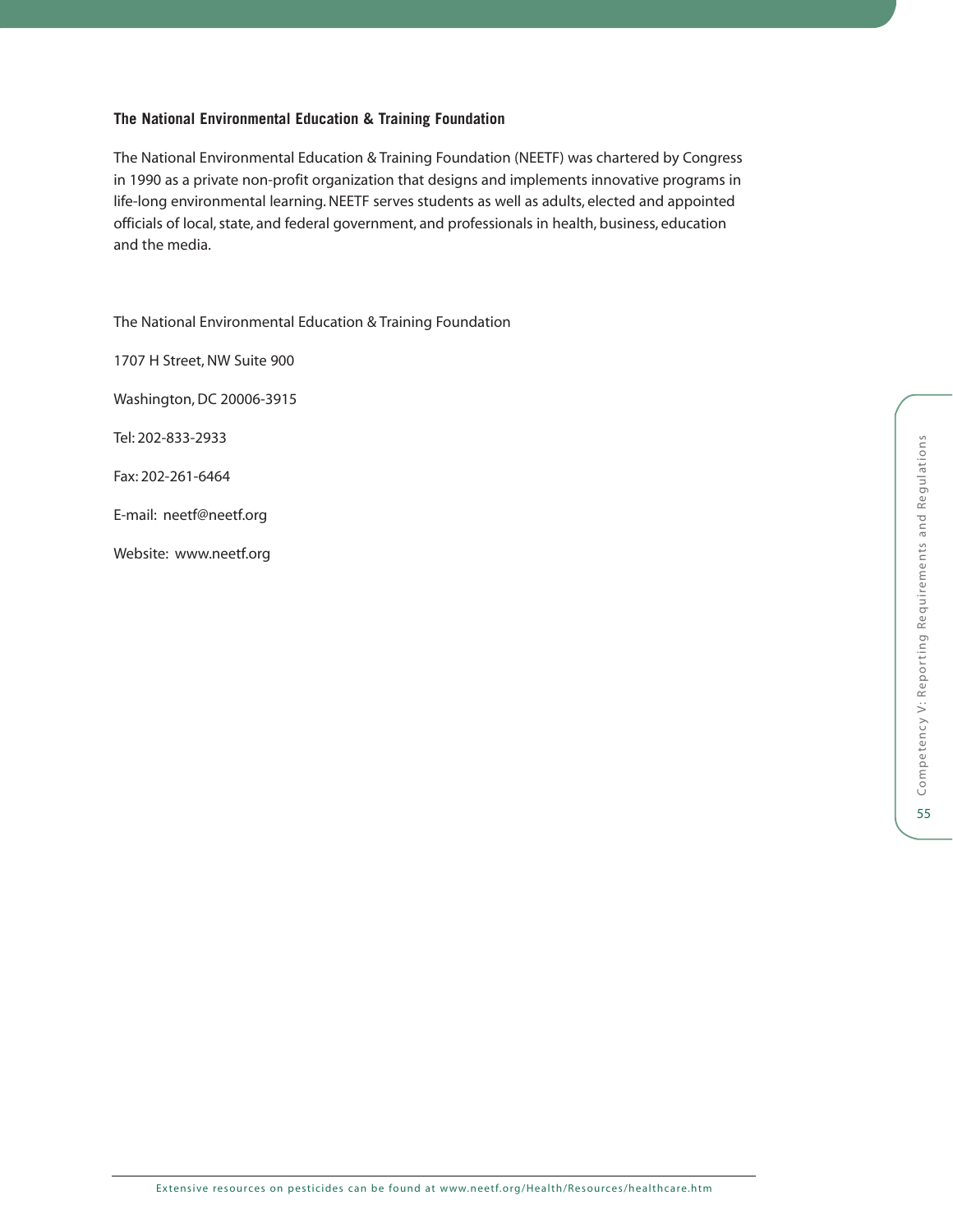### The National Environmental Education & Training Foundation

The National Environmental Education & Training Foundation (NEETF) was chartered by Congress in 1990 as a private non-profit organization that designs and implements innovative programs in life-long environmental learning. NEETF serves students as well as adults, elected and appointed officials of local, state, and federal government, and professionals in health, business, education and the media.

The National Environmental Education & Training Foundation

1707 H Street, NW Suite 900

Washington, DC 20006-3915

Tel: 202-833-2933

Fax: 202-261-6464

E-mail: neetf@neetf.org

Website: www.neetf.org